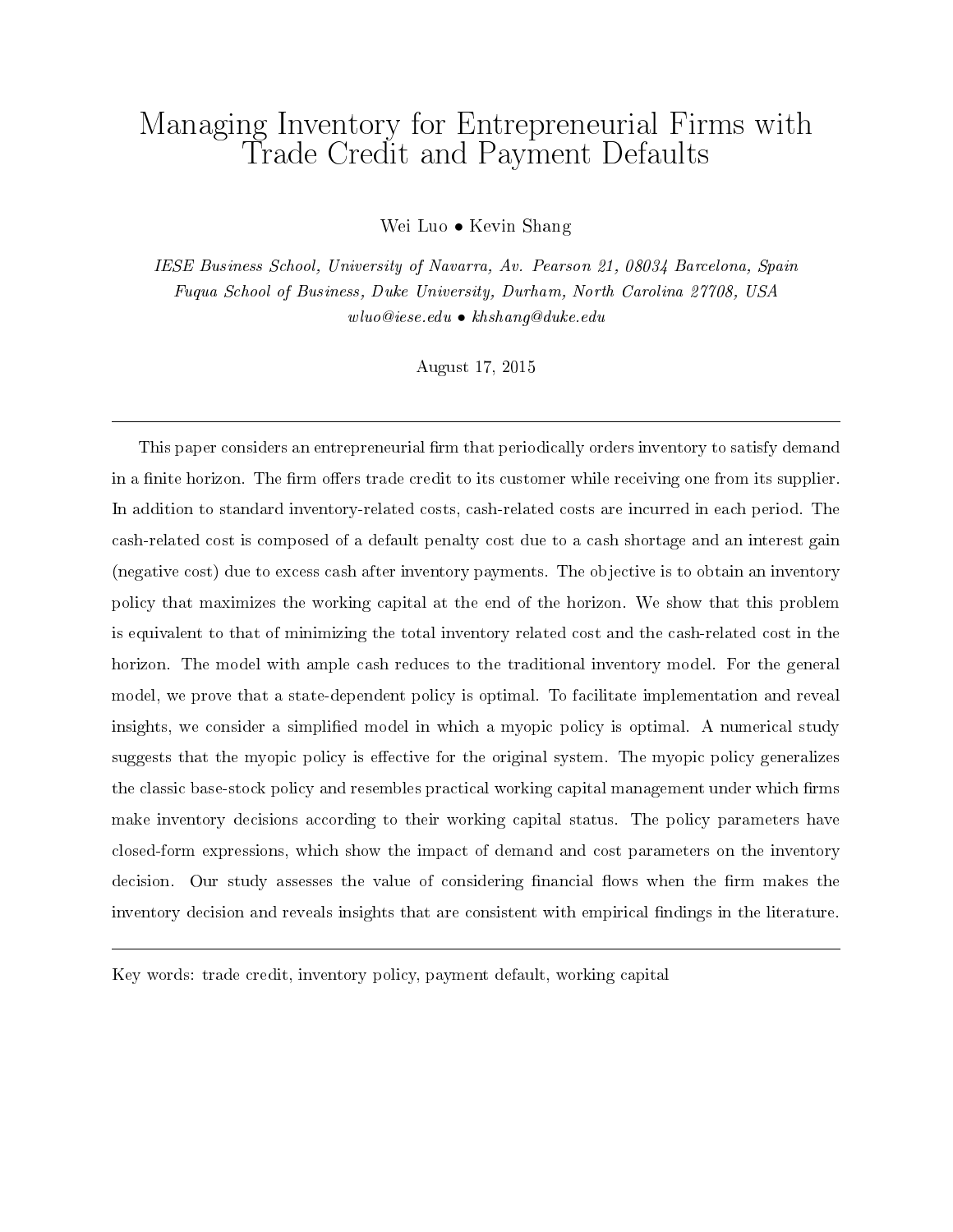# Managing Inventory for Entrepreneurial Firms with Trade Credit and Payment Defaults

Wei Luo • Kevin Shang

*IESE Business School, University of Navarra, Av. Pearson 21, 08034 Barcelona, Spain*
*Fuqua School of Business, Duke University, Durham, North Carolina 27708, USA*
*wluo@iese.edu • khshang@duke.edu*

August 17, 2015

---

This paper considers an entrepreneurial firm that periodically orders inventory to satisfy demand in a finite horizon. The firm offers trade credit to its customer while receiving one from its supplier. In addition to standard inventory-related costs, cash-related costs are incurred in each period. The cash-related cost is composed of a default penalty cost due to a cash shortage and an interest gain (negative cost) due to excess cash after inventory payments. The objective is to obtain an inventory policy that maximizes the working capital at the end of the horizon. We show that this problem is equivalent to that of minimizing the total inventory related cost and the cash-related cost in the horizon. The model with ample cash reduces to the traditional inventory model. For the general model, we prove that a state-dependent policy is optimal. To facilitate implementation and reveal insights, we consider a simplified model in which a myopic policy is optimal. A numerical study suggests that the myopic policy is effective for the original system. The myopic policy generalizes the classic base-stock policy and resembles practical working capital management under which firms make inventory decisions according to their working capital status. The policy parameters have closed-form expressions, which show the impact of demand and cost parameters on the inventory decision. Our study assesses the value of considering financial flows when the firm makes the inventory decision and reveals insights that are consistent with empirical findings in the literature.

---

Key words: trade credit, inventory policy, payment default, working capital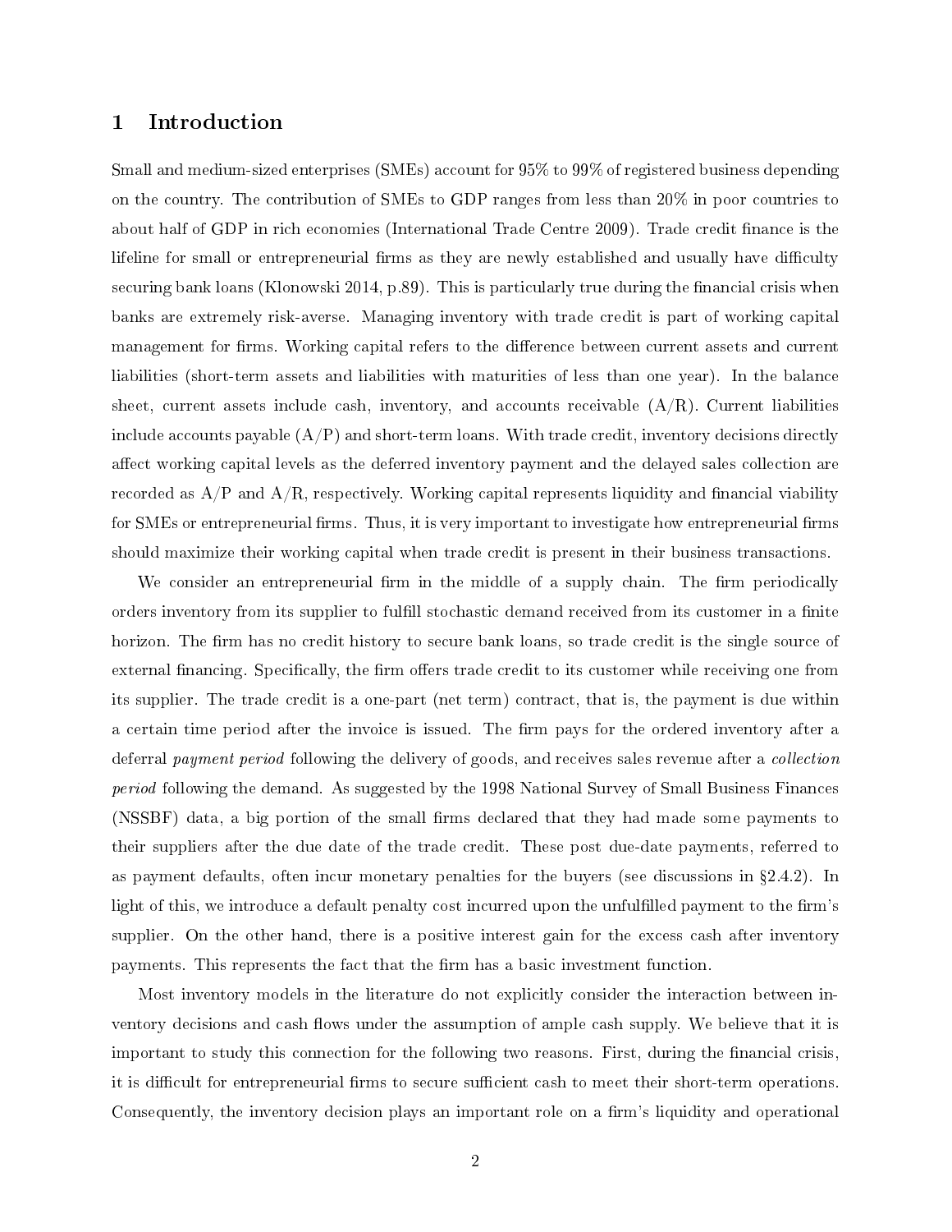# 1 Introduction

Small and medium-sized enterprises (SMEs) account for 95% to 99% of registered business depending on the country. The contribution of SMEs to GDP ranges from less than 20% in poor countries to about half of GDP in rich economies (International Trade Centre 2009). Trade credit finance is the lifeline for small or entrepreneurial firms as they are newly established and usually have difficulty securing bank loans (Klonowski 2014, p.89). This is particularly true during the financial crisis when banks are extremely risk-averse. Managing inventory with trade credit is part of working capital management for firms. Working capital refers to the difference between current assets and current liabilities (short-term assets and liabilities with maturities of less than one year). In the balance sheet, current assets include cash, inventory, and accounts receivable (A/R). Current liabilities include accounts payable (A/P) and short-term loans. With trade credit, inventory decisions directly affect working capital levels as the deferred inventory payment and the delayed sales collection are recorded as A/P and A/R, respectively. Working capital represents liquidity and financial viability for SMEs or entrepreneurial firms. Thus, it is very important to investigate how entrepreneurial firms should maximize their working capital when trade credit is present in their business transactions.

We consider an entrepreneurial firm in the middle of a supply chain. The firm periodically orders inventory from its supplier to fulfill stochastic demand received from its customer in a finite horizon. The firm has no credit history to secure bank loans, so trade credit is the single source of external financing. Specifically, the firm offers trade credit to its customer while receiving one from its supplier. The trade credit is a one-part (net term) contract, that is, the payment is due within a certain time period after the invoice is issued. The firm pays for the ordered inventory after a deferral *payment period* following the delivery of goods, and receives sales revenue after a *collection period* following the demand. As suggested by the 1998 National Survey of Small Business Finances (NSSBF) data, a big portion of the small firms declared that they had made some payments to their suppliers after the due date of the trade credit. These post due-date payments, referred to as payment defaults, often incur monetary penalties for the buyers (see discussions in §2.4.2). In light of this, we introduce a default penalty cost incurred upon the unfulfilled payment to the firm's supplier. On the other hand, there is a positive interest gain for the excess cash after inventory payments. This represents the fact that the firm has a basic investment function.

Most inventory models in the literature do not explicitly consider the interaction between inventory decisions and cash flows under the assumption of ample cash supply. We believe that it is important to study this connection for the following two reasons. First, during the financial crisis, it is difficult for entrepreneurial firms to secure sufficient cash to meet their short-term operations. Consequently, the inventory decision plays an important role on a firm's liquidity and operational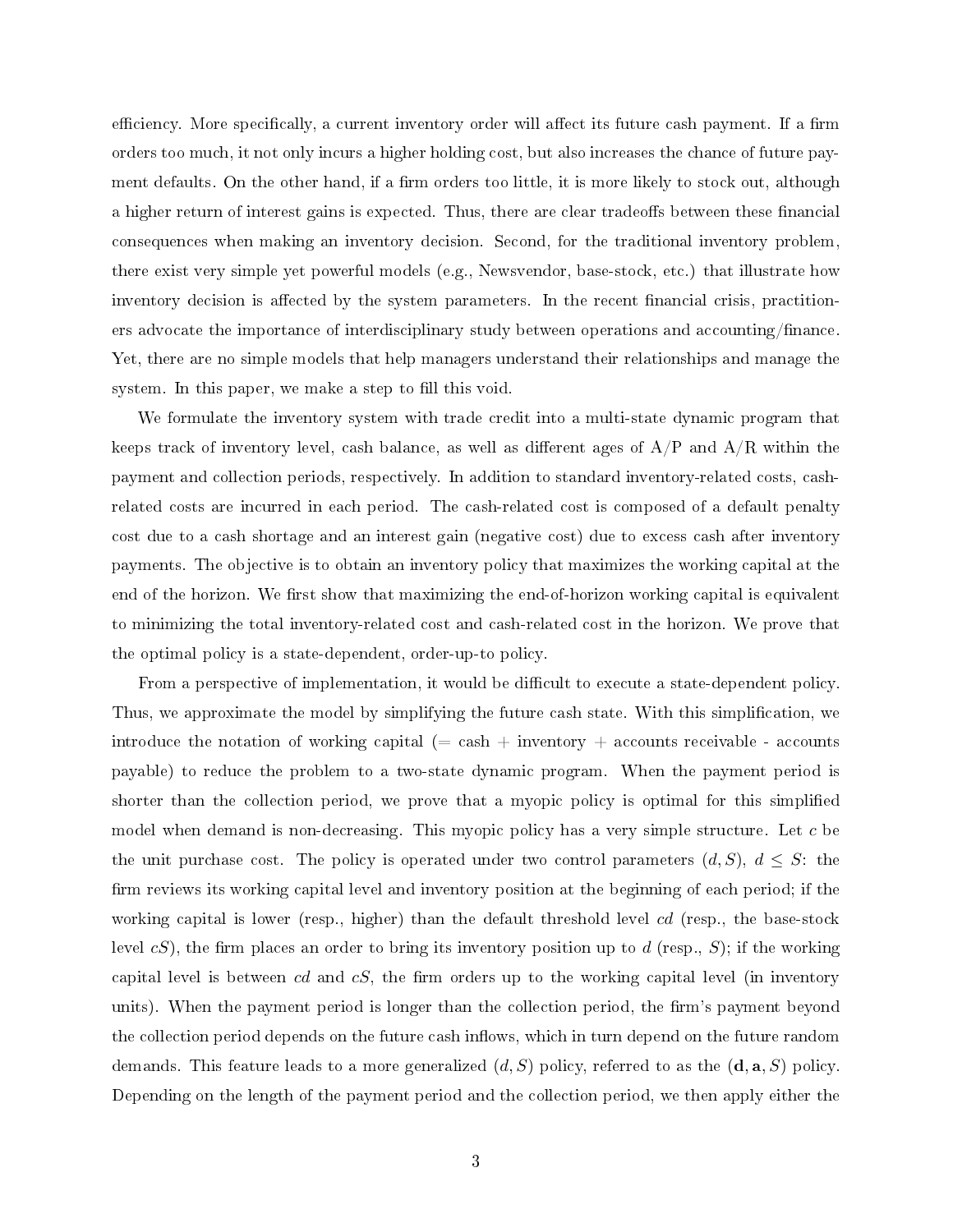efficiency. More specifically, a current inventory order will affect its future cash payment. If a firm orders too much, it not only incurs a higher holding cost, but also increases the chance of future payment defaults. On the other hand, if a firm orders too little, it is more likely to stock out, although a higher return of interest gains is expected. Thus, there are clear tradeoffs between these financial consequences when making an inventory decision. Second, for the traditional inventory problem, there exist very simple yet powerful models (e.g., Newsvendor, base-stock, etc.) that illustrate how inventory decision is affected by the system parameters. In the recent financial crisis, practitioners advocate the importance of interdisciplinary study between operations and accounting/finance. Yet, there are no simple models that help managers understand their relationships and manage the system. In this paper, we make a step to fill this void.

We formulate the inventory system with trade credit into a multi-state dynamic program that keeps track of inventory level, cash balance, as well as different ages of A/P and A/R within the payment and collection periods, respectively. In addition to standard inventory-related costs, cash-related costs are incurred in each period. The cash-related cost is composed of a default penalty cost due to a cash shortage and an interest gain (negative cost) due to excess cash after inventory payments. The objective is to obtain an inventory policy that maximizes the working capital at the end of the horizon. We first show that maximizing the end-of-horizon working capital is equivalent to minimizing the total inventory-related cost and cash-related cost in the horizon. We prove that the optimal policy is a state-dependent, order-up-to policy.

From a perspective of implementation, it would be difficult to execute a state-dependent policy. Thus, we approximate the model by simplifying the future cash state. With this simplification, we introduce the notation of working capital (= cash + inventory + accounts receivable - accounts payable) to reduce the problem to a two-state dynamic program. When the payment period is shorter than the collection period, we prove that a myopic policy is optimal for this simplified model when demand is non-decreasing. This myopic policy has a very simple structure. Let $c$ be the unit purchase cost. The policy is operated under two control parameters $(d, S)$, $d \leq S$: the firm reviews its working capital level and inventory position at the beginning of each period; if the working capital is lower (resp., higher) than the default threshold level $cd$ (resp., the base-stock level $cS$), the firm places an order to bring its inventory position up to $d$ (resp., $S$); if the working capital level is between $cd$ and $cS$, the firm orders up to the working capital level (in inventory units). When the payment period is longer than the collection period, the firm's payment beyond the collection period depends on the future cash inflows, which in turn depend on the future random demands. This feature leads to a more generalized $(d, S)$ policy, referred to as the $(\mathbf{d}, \mathbf{a}, S)$ policy. Depending on the length of the payment period and the collection period, we then apply either the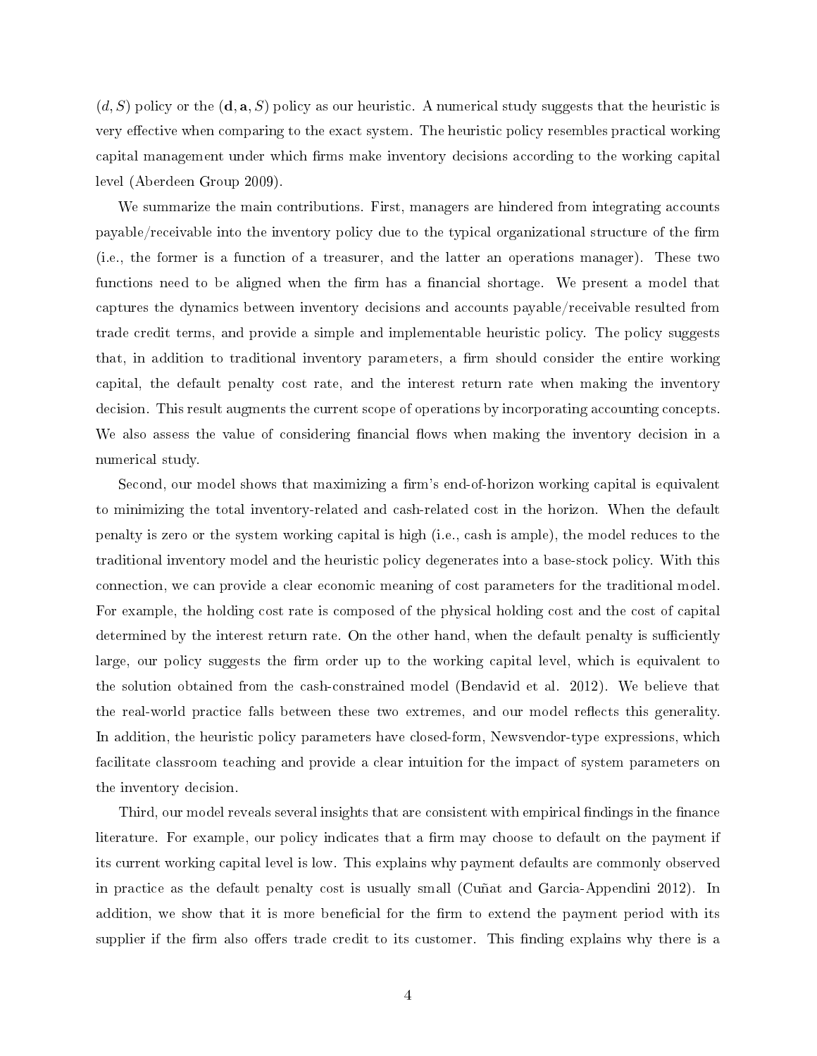$(d, S)$ policy or the $(\mathbf{d}, \mathbf{a}, S)$ policy as our heuristic. A numerical study suggests that the heuristic is very effective when comparing to the exact system. The heuristic policy resembles practical working capital management under which firms make inventory decisions according to the working capital level (Aberdeen Group 2009).

We summarize the main contributions. First, managers are hindered from integrating accounts payable/receivable into the inventory policy due to the typical organizational structure of the firm (i.e., the former is a function of a treasurer, and the latter an operations manager). These two functions need to be aligned when the firm has a financial shortage. We present a model that captures the dynamics between inventory decisions and accounts payable/receivable resulted from trade credit terms, and provide a simple and implementable heuristic policy. The policy suggests that, in addition to traditional inventory parameters, a firm should consider the entire working capital, the default penalty cost rate, and the interest return rate when making the inventory decision. This result augments the current scope of operations by incorporating accounting concepts. We also assess the value of considering financial flows when making the inventory decision in a numerical study.

Second, our model shows that maximizing a firm's end-of-horizon working capital is equivalent to minimizing the total inventory-related and cash-related cost in the horizon. When the default penalty is zero or the system working capital is high (i.e., cash is ample), the model reduces to the traditional inventory model and the heuristic policy degenerates into a base-stock policy. With this connection, we can provide a clear economic meaning of cost parameters for the traditional model. For example, the holding cost rate is composed of the physical holding cost and the cost of capital determined by the interest return rate. On the other hand, when the default penalty is sufficiently large, our policy suggests the firm order up to the working capital level, which is equivalent to the solution obtained from the cash-constrained model (Bendavid et al. 2012). We believe that the real-world practice falls between these two extremes, and our model reflects this generality. In addition, the heuristic policy parameters have closed-form, Newsvendor-type expressions, which facilitate classroom teaching and provide a clear intuition for the impact of system parameters on the inventory decision.

Third, our model reveals several insights that are consistent with empirical findings in the finance literature. For example, our policy indicates that a firm may choose to default on the payment if its current working capital level is low. This explains why payment defaults are commonly observed in practice as the default penalty cost is usually small (Cuñat and Garcia-Appendini 2012). In addition, we show that it is more beneficial for the firm to extend the payment period with its supplier if the firm also offers trade credit to its customer. This finding explains why there is a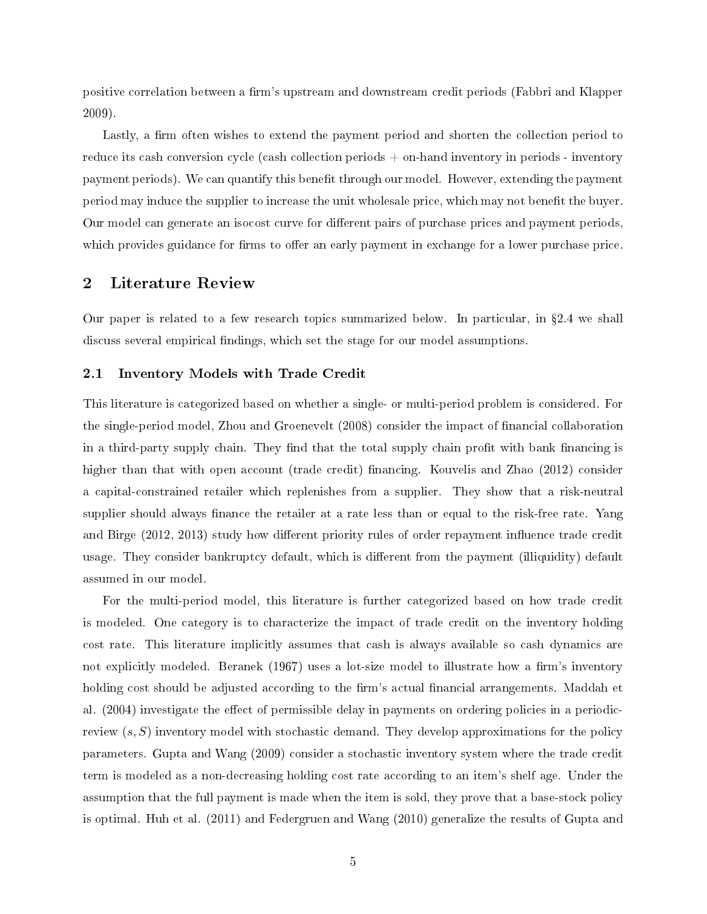positive correlation between a firm's upstream and downstream credit periods (Fabbri and Klapper 2009).

Lastly, a firm often wishes to extend the payment period and shorten the collection period to reduce its cash conversion cycle (cash collection periods + on-hand inventory in periods - inventory payment periods). We can quantify this benefit through our model. However, extending the payment period may induce the supplier to increase the unit wholesale price, which may not benefit the buyer. Our model can generate an isocost curve for different pairs of purchase prices and payment periods, which provides guidance for firms to offer an early payment in exchange for a lower purchase price.

## 2 Literature Review

Our paper is related to a few research topics summarized below. In particular, in §2.4 we shall discuss several empirical findings, which set the stage for our model assumptions.

### 2.1 Inventory Models with Trade Credit

This literature is categorized based on whether a single- or multi-period problem is considered. For the single-period model, Zhou and Groenevelt (2008) consider the impact of financial collaboration in a third-party supply chain. They find that the total supply chain profit with bank financing is higher than that with open account (trade credit) financing. Kouvelis and Zhao (2012) consider a capital-constrained retailer which replenishes from a supplier. They show that a risk-neutral supplier should always finance the retailer at a rate less than or equal to the risk-free rate. Yang and Birge (2012, 2013) study how different priority rules of order repayment influence trade credit usage. They consider bankruptcy default, which is different from the payment (illiquidity) default assumed in our model.

For the multi-period model, this literature is further categorized based on how trade credit is modeled. One category is to characterize the impact of trade credit on the inventory holding cost rate. This literature implicitly assumes that cash is always available so cash dynamics are not explicitly modeled. Beranek (1967) uses a lot-size model to illustrate how a firm's inventory holding cost should be adjusted according to the firm's actual financial arrangements. Maddah et al. (2004) investigate the effect of permissible delay in payments on ordering policies in a periodic-review $(s, S)$ inventory model with stochastic demand. They develop approximations for the policy parameters. Gupta and Wang (2009) consider a stochastic inventory system where the trade credit term is modeled as a non-decreasing holding cost rate according to an item's shelf age. Under the assumption that the full payment is made when the item is sold, they prove that a base-stock policy is optimal. Huh et al. (2011) and Federgruen and Wang (2010) generalize the results of Gupta and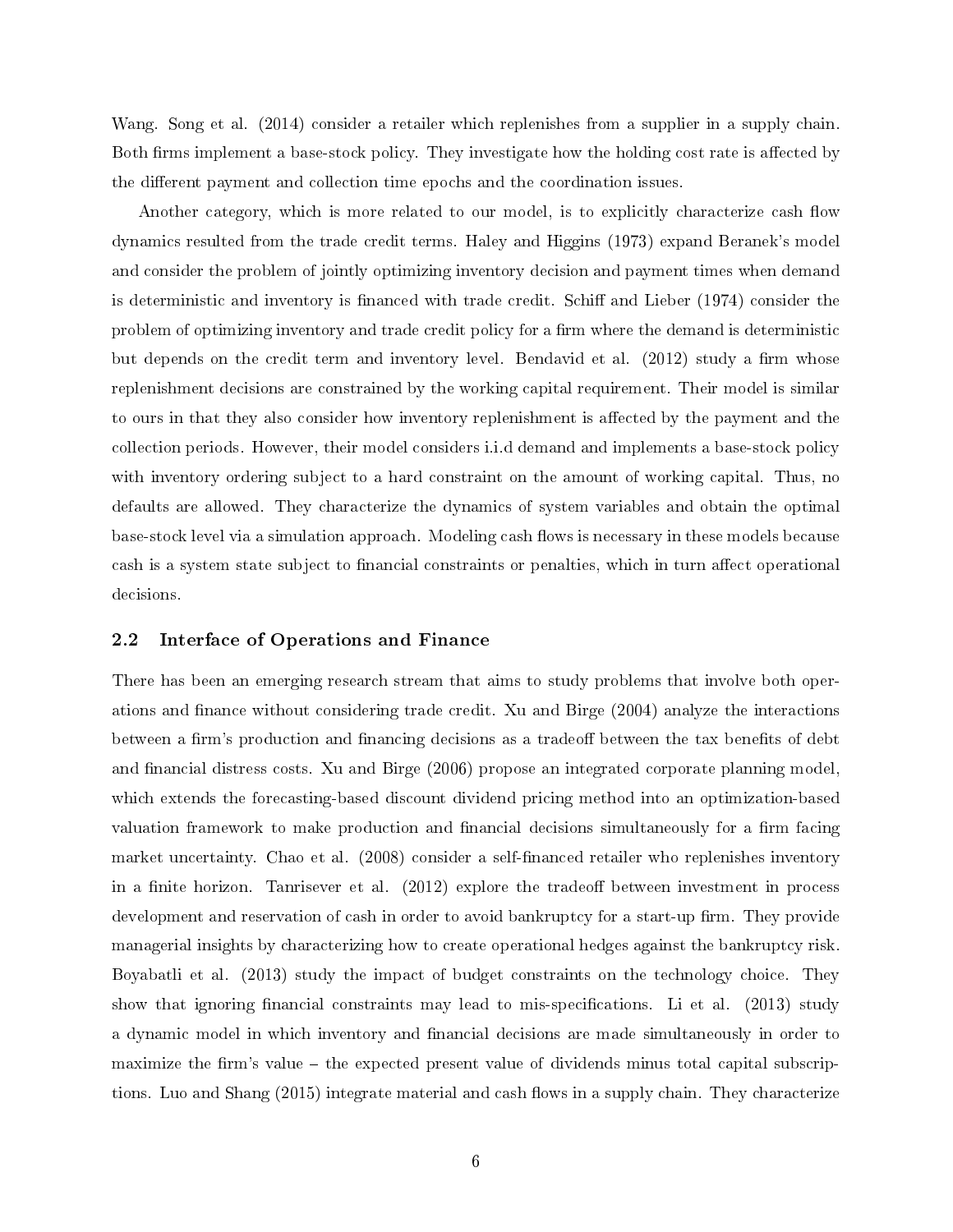Wang. Song et al. (2014) consider a retailer which replenishes from a supplier in a supply chain. Both firms implement a base-stock policy. They investigate how the holding cost rate is affected by the different payment and collection time epochs and the coordination issues.

Another category, which is more related to our model, is to explicitly characterize cash flow dynamics resulted from the trade credit terms. Haley and Higgins (1973) expand Beranek's model and consider the problem of jointly optimizing inventory decision and payment times when demand is deterministic and inventory is financed with trade credit. Schiff and Lieber (1974) consider the problem of optimizing inventory and trade credit policy for a firm where the demand is deterministic but depends on the credit term and inventory level. Bendavid et al. (2012) study a firm whose replenishment decisions are constrained by the working capital requirement. Their model is similar to ours in that they also consider how inventory replenishment is affected by the payment and the collection periods. However, their model considers i.i.d demand and implements a base-stock policy with inventory ordering subject to a hard constraint on the amount of working capital. Thus, no defaults are allowed. They characterize the dynamics of system variables and obtain the optimal base-stock level via a simulation approach. Modeling cash flows is necessary in these models because cash is a system state subject to financial constraints or penalties, which in turn affect operational decisions.

## 2.2 Interface of Operations and Finance

There has been an emerging research stream that aims to study problems that involve both operations and finance without considering trade credit. Xu and Birge (2004) analyze the interactions between a firm's production and financing decisions as a tradeoff between the tax benefits of debt and financial distress costs. Xu and Birge (2006) propose an integrated corporate planning model, which extends the forecasting-based discount dividend pricing method into an optimization-based valuation framework to make production and financial decisions simultaneously for a firm facing market uncertainty. Chao et al. (2008) consider a self-financed retailer who replenishes inventory in a finite horizon. Tanrisever et al. (2012) explore the tradeoff between investment in process development and reservation of cash in order to avoid bankruptcy for a start-up firm. They provide managerial insights by characterizing how to create operational hedges against the bankruptcy risk. Boyabatli et al. (2013) study the impact of budget constraints on the technology choice. They show that ignoring financial constraints may lead to mis-specifications. Li et al. (2013) study a dynamic model in which inventory and financial decisions are made simultaneously in order to maximize the firm's value – the expected present value of dividends minus total capital subscriptions. Luo and Shang (2015) integrate material and cash flows in a supply chain. They characterize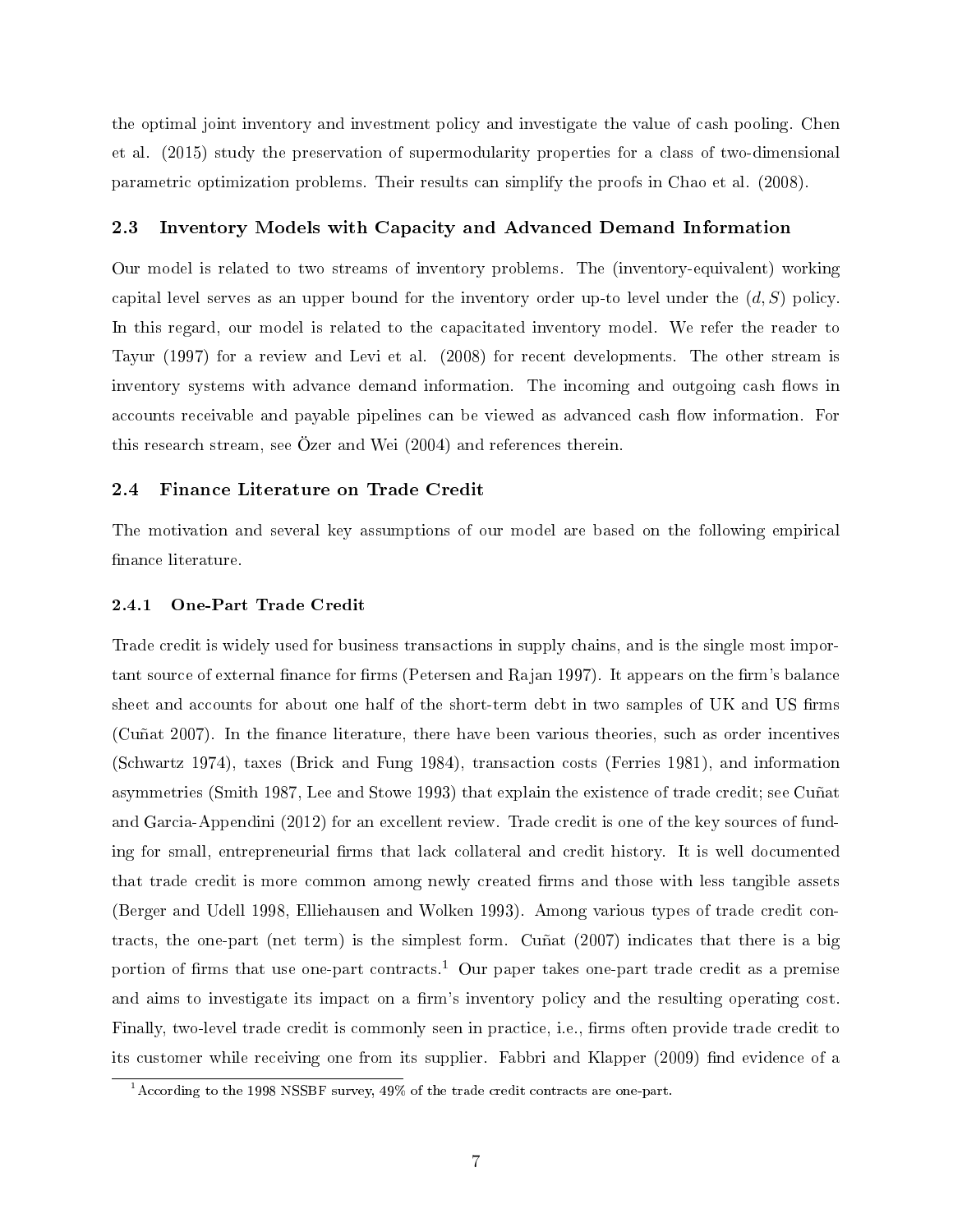the optimal joint inventory and investment policy and investigate the value of cash pooling. Chen et al. (2015) study the preservation of supermodularity properties for a class of two-dimensional parametric optimization problems. Their results can simplify the proofs in Chao et al. (2008).

### 2.3 Inventory Models with Capacity and Advanced Demand Information

Our model is related to two streams of inventory problems. The (inventory-equivalent) working capital level serves as an upper bound for the inventory order up-to level under the $(d, S)$ policy. In this regard, our model is related to the capacitated inventory model. We refer the reader to Tayur (1997) for a review and Levi et al. (2008) for recent developments. The other stream is inventory systems with advance demand information. The incoming and outgoing cash flows in accounts receivable and payable pipelines can be viewed as advanced cash flow information. For this research stream, see Özer and Wei (2004) and references therein.

### 2.4 Finance Literature on Trade Credit

The motivation and several key assumptions of our model are based on the following empirical finance literature.

#### 2.4.1 One-Part Trade Credit

Trade credit is widely used for business transactions in supply chains, and is the single most important source of external finance for firms (Petersen and Rajan 1997). It appears on the firm's balance sheet and accounts for about one half of the short-term debt in two samples of UK and US firms (Cuñat 2007). In the finance literature, there have been various theories, such as order incentives (Schwartz 1974), taxes (Brick and Fung 1984), transaction costs (Ferries 1981), and information asymmetries (Smith 1987, Lee and Stowe 1993) that explain the existence of trade credit; see Cuñat and Garcia-Appendini (2012) for an excellent review. Trade credit is one of the key sources of funding for small, entrepreneurial firms that lack collateral and credit history. It is well documented that trade credit is more common among newly created firms and those with less tangible assets (Berger and Udell 1998, Elliehausen and Wolken 1993). Among various types of trade credit contracts, the one-part (net term) is the simplest form. Cuñat (2007) indicates that there is a big portion of firms that use one-part contracts.[1] Our paper takes one-part trade credit as a premise and aims to investigate its impact on a firm's inventory policy and the resulting operating cost. Finally, two-level trade credit is commonly seen in practice, i.e., firms often provide trade credit to its customer while receiving one from its supplier. Fabbri and Klapper (2009) find evidence of a

[1] According to the 1998 NSSBF survey, 49% of the trade credit contracts are one-part.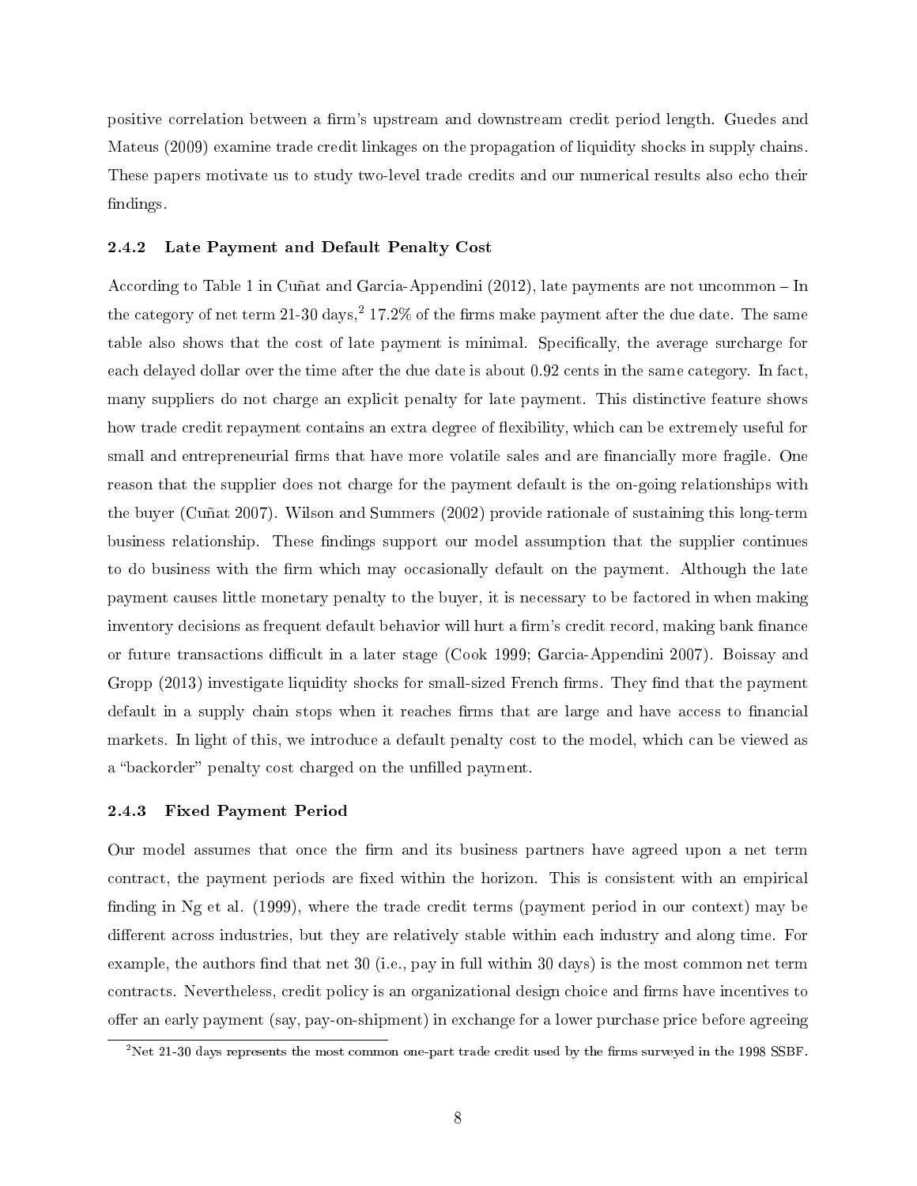positive correlation between a firm's upstream and downstream credit period length. Guedes and Mateus (2009) examine trade credit linkages on the propagation of liquidity shocks in supply chains. These papers motivate us to study two-level trade credits and our numerical results also echo their findings.

### 2.4.2 Late Payment and Default Penalty Cost

According to Table 1 in Cuñat and Garcia-Appendini (2012), late payments are not uncommon – In the category of net term 21-30 days,[2] 17.2% of the firms make payment after the due date. The same table also shows that the cost of late payment is minimal. Specifically, the average surcharge for each delayed dollar over the time after the due date is about 0.92 cents in the same category. In fact, many suppliers do not charge an explicit penalty for late payment. This distinctive feature shows how trade credit repayment contains an extra degree of flexibility, which can be extremely useful for small and entrepreneurial firms that have more volatile sales and are financially more fragile. One reason that the supplier does not charge for the payment default is the on-going relationships with the buyer (Cuñat 2007). Wilson and Summers (2002) provide rationale of sustaining this long-term business relationship. These findings support our model assumption that the supplier continues to do business with the firm which may occasionally default on the payment. Although the late payment causes little monetary penalty to the buyer, it is necessary to be factored in when making inventory decisions as frequent default behavior will hurt a firm's credit record, making bank finance or future transactions difficult in a later stage (Cook 1999; Garcia-Appendini 2007). Boissay and Gropp (2013) investigate liquidity shocks for small-sized French firms. They find that the payment default in a supply chain stops when it reaches firms that are large and have access to financial markets. In light of this, we introduce a default penalty cost to the model, which can be viewed as a "backorder" penalty cost charged on the unfilled payment.

### 2.4.3 Fixed Payment Period

Our model assumes that once the firm and its business partners have agreed upon a net term contract, the payment periods are fixed within the horizon. This is consistent with an empirical finding in Ng et al. (1999), where the trade credit terms (payment period in our context) may be different across industries, but they are relatively stable within each industry and along time. For example, the authors find that net 30 (i.e., pay in full within 30 days) is the most common net term contracts. Nevertheless, credit policy is an organizational design choice and firms have incentives to offer an early payment (say, pay-on-shipment) in exchange for a lower purchase price before agreeing

[2] Net 21-30 days represents the most common one-part trade credit used by the firms surveyed in the 1998 SSBF.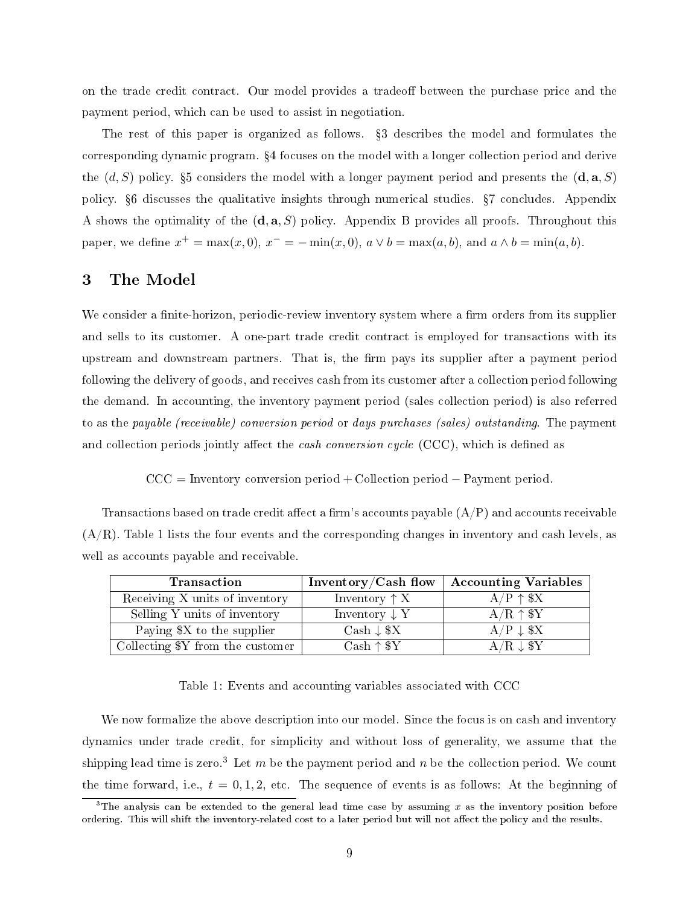on the trade credit contract. Our model provides a tradeoff between the purchase price and the payment period, which can be used to assist in negotiation.

The rest of this paper is organized as follows. §3 describes the model and formulates the corresponding dynamic program. §4 focuses on the model with a longer collection period and derive the $(d, S)$ policy. §5 considers the model with a longer payment period and presents the $(\mathbf{d}, \mathbf{a}, S)$ policy. §6 discusses the qualitative insights through numerical studies. §7 concludes. Appendix A shows the optimality of the $(\mathbf{d}, \mathbf{a}, S)$ policy. Appendix B provides all proofs. Throughout this paper, we define $x^+ = \max(x, 0)$, $x^- = -\min(x, 0)$, $a \vee b = \max(a, b)$, and $a \wedge b = \min(a, b)$.

# 3 The Model

We consider a finite-horizon, periodic-review inventory system where a firm orders from its supplier and sells to its customer. A one-part trade credit contract is employed for transactions with its upstream and downstream partners. That is, the firm pays its supplier after a payment period following the delivery of goods, and receives cash from its customer after a collection period following the demand. In accounting, the inventory payment period (sales collection period) is also referred to as the *payable (receivable) conversion period* or *days purchases (sales) outstanding*. The payment and collection periods jointly affect the *cash conversion cycle* (CCC), which is defined as

$$\text{CCC} = \text{Inventory conversion period} + \text{Collection period} - \text{Payment period}.$$

Transactions based on trade credit affect a firm's accounts payable (A/P) and accounts receivable (A/R). Table 1 lists the four events and the corresponding changes in inventory and cash levels, as well as accounts payable and receivable.

| Transaction | Inventory/Cash flow | Accounting Variables |
|---|---|---|
| Receiving X units of inventory | Inventory ↑ X | A/P ↑ \$X |
| Selling Y units of inventory | Inventory ↓ Y | A/R ↑ \$Y |
| Paying \$X to the supplier | Cash ↓ \$X | A/P ↓ \$X |
| Collecting \$Y from the customer | Cash ↑ \$Y | A/R ↓ \$Y |

Table 1: Events and accounting variables associated with CCC

We now formalize the above description into our model. Since the focus is on cash and inventory dynamics under trade credit, for simplicity and without loss of generality, we assume that the shipping lead time is zero.[3] Let $m$ be the payment period and $n$ be the collection period. We count the time forward, i.e., $t = 0, 1, 2$, etc. The sequence of events is as follows: At the beginning of

[3] The analysis can be extended to the general lead time case by assuming $x$ as the inventory position before ordering. This will shift the inventory-related cost to a later period but will not affect the policy and the results.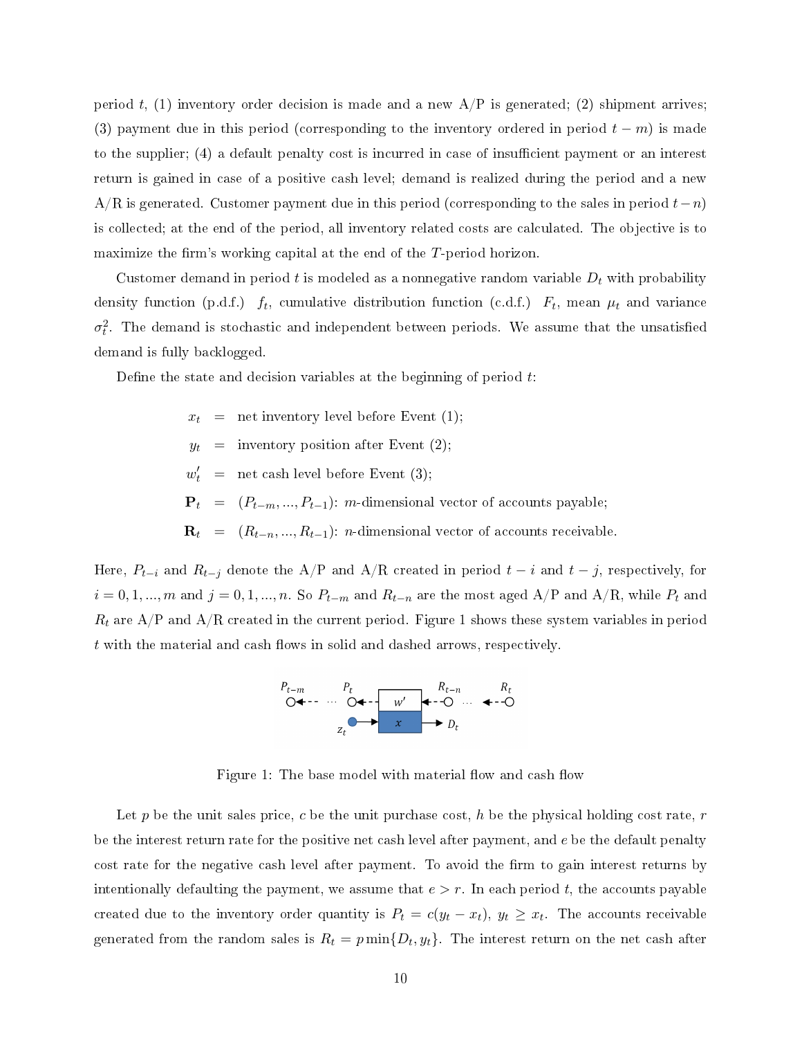period $t$, (1) inventory order decision is made and a new A/P is generated; (2) shipment arrives; (3) payment due in this period (corresponding to the inventory ordered in period $t-m$) is made to the supplier; (4) a default penalty cost is incurred in case of insufficient payment or an interest return is gained in case of a positive cash level; demand is realized during the period and a new A/R is generated. Customer payment due in this period (corresponding to the sales in period $t-n$) is collected; at the end of the period, all inventory related costs are calculated. The objective is to maximize the firm's working capital at the end of the $T$-period horizon.

Customer demand in period $t$ is modeled as a nonnegative random variable $D_t$ with probability density function (p.d.f.) $f_t$, cumulative distribution function (c.d.f.) $F_t$, mean $\mu_t$ and variance $\sigma_t^2$. The demand is stochastic and independent between periods. We assume that the unsatisfied demand is fully backlogged.

Define the state and decision variables at the beginning of period $t$:

$x_t$ = net inventory level before Event (1);

$y_t$ = inventory position after Event (2);

$w'_t$ = net cash level before Event (3);

$\mathbf{P}_t$ = $(P_{t-m}, ..., P_{t-1})$: $m$-dimensional vector of accounts payable;

$\mathbf{R}_t$ = $(R_{t-n}, ..., R_{t-1})$: $n$-dimensional vector of accounts receivable.

Here, $P_{t-i}$ and $R_{t-j}$ denote the A/P and A/R created in period $t-i$ and $t-j$, respectively, for $i = 0, 1, ..., m$ and $j = 0, 1, ..., n$. So $P_{t-m}$ and $R_{t-n}$ are the most aged A/P and A/R, while $P_t$ and $R_t$ are A/P and A/R created in the current period. Figure 1 shows these system variables in period $t$ with the material and cash flows in solid and dashed arrows, respectively.

Figure 1: The base model with material flow and cash flow

Let $p$ be the unit sales price, $c$ be the unit purchase cost, $h$ be the physical holding cost rate, $r$ be the interest return rate for the positive net cash level after payment, and $e$ be the default penalty cost rate for the negative cash level after payment. To avoid the firm to gain interest returns by intentionally defaulting the payment, we assume that $e > r$. In each period $t$, the accounts payable created due to the inventory order quantity is $P_t = c(y_t - x_t)$, $y_t \geq x_t$. The accounts receivable generated from the random sales is $R_t = p\min\{D_t, y_t\}$. The interest return on the net cash after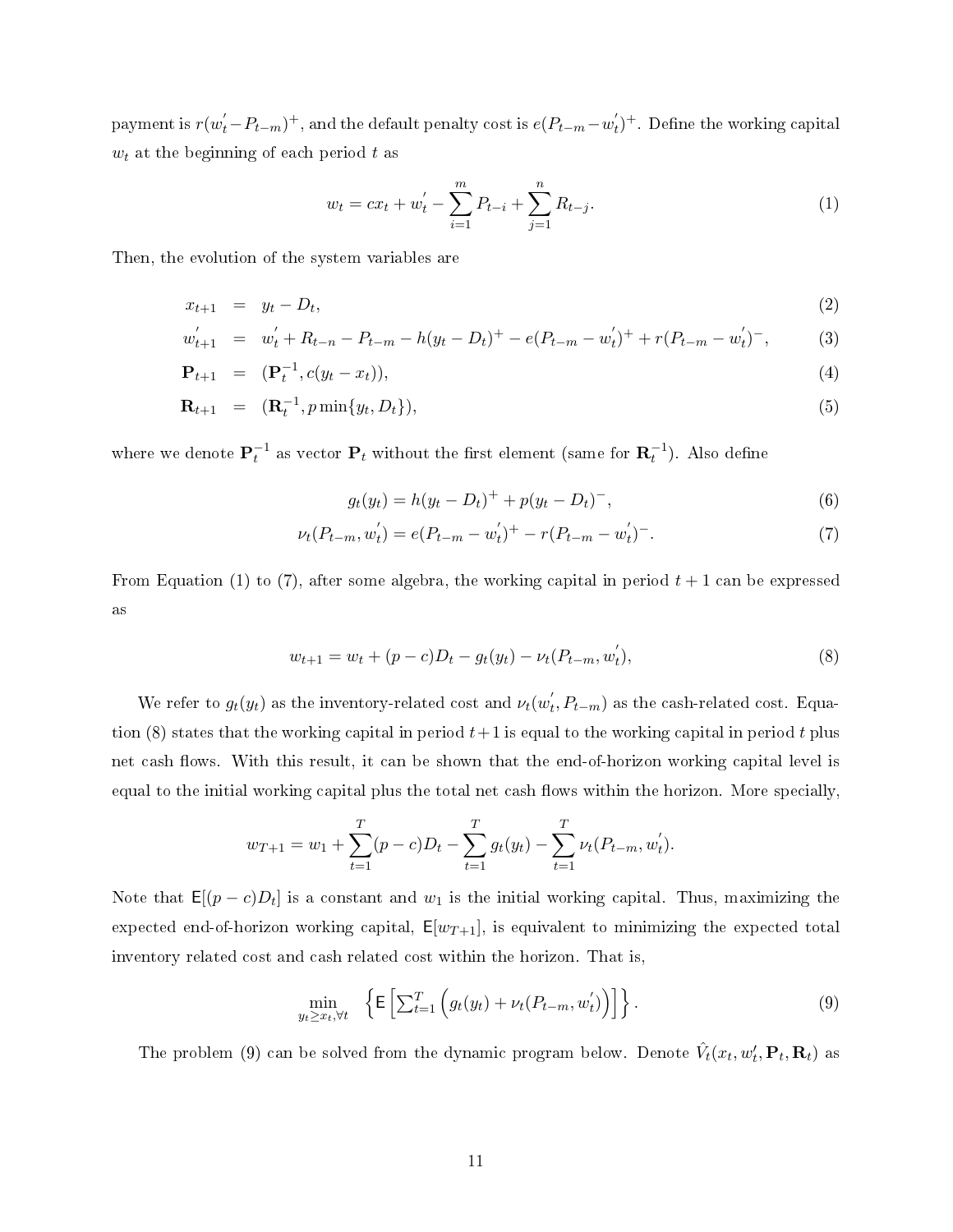payment is $r(w_t^{'} - P_{t-m})^+$, and the default penalty cost is $e(P_{t-m} - w_t^{'})^+$. Define the working capital $w_t$ at the beginning of each period $t$ as

$$w_t = cx_t + w_t^{'} - \sum_{i=1}^{m} P_{t-i} + \sum_{j=1}^{n} R_{t-j}. \tag{1}$$

Then, the evolution of the system variables are

$$x_{t+1} = y_t - D_t, \tag{2}$$

$$w_{t+1}^{'} = w_t^{'} + R_{t-n} - P_{t-m} - h(y_t - D_t)^+ - e(P_{t-m} - w_t^{'})^+ + r(P_{t-m} - w_t^{'})^-, \tag{3}$$

$$\mathbf{P}_{t+1} = (\mathbf{P}_t^{-1}, c(y_t - x_t)), \tag{4}$$

$$\mathbf{R}_{t+1} = (\mathbf{R}_t^{-1}, p\min\{y_t, D_t\}), \tag{5}$$

where we denote $\mathbf{P}_t^{-1}$ as vector $\mathbf{P}_t$ without the first element (same for $\mathbf{R}_t^{-1}$). Also define

$$g_t(y_t) = h(y_t - D_t)^+ + p(y_t - D_t)^-, \tag{6}$$

$$\nu_t(P_{t-m}, w_t^{'}) = e(P_{t-m} - w_t^{'})^+ - r(P_{t-m} - w_t^{'})^-. \tag{7}$$

From Equation (1) to (7), after some algebra, the working capital in period $t+1$ can be expressed as

$$w_{t+1} = w_t + (p-c)D_t - g_t(y_t) - \nu_t(P_{t-m}, w_t^{'}), \tag{8}$$

We refer to $g_t(y_t)$ as the inventory-related cost and $\nu_t(w_t^{'}, P_{t-m})$ as the cash-related cost. Equation (8) states that the working capital in period $t+1$ is equal to the working capital in period $t$ plus net cash flows. With this result, it can be shown that the end-of-horizon working capital level is equal to the initial working capital plus the total net cash flows within the horizon. More specially,

$$w_{T+1} = w_1 + \sum_{t=1}^{T}(p-c)D_t - \sum_{t=1}^{T} g_t(y_t) - \sum_{t=1}^{T} \nu_t(P_{t-m}, w_t^{'}).$$

Note that $\mathsf{E}[(p-c)D_t]$ is a constant and $w_1$ is the initial working capital. Thus, maximizing the expected end-of-horizon working capital, $\mathsf{E}[w_{T+1}]$, is equivalent to minimizing the expected total inventory related cost and cash related cost within the horizon. That is,

$$\min_{y_t \geq x_t, \forall t} \left\{ \mathsf{E}\left[\sum_{t=1}^{T}\left(g_t(y_t) + \nu_t(P_{t-m}, w_t^{'})\right)\right]\right\}. \tag{9}$$

The problem (9) can be solved from the dynamic program below. Denote $\hat{V}_t(x_t, w_t', \mathbf{P}_t, \mathbf{R}_t)$ as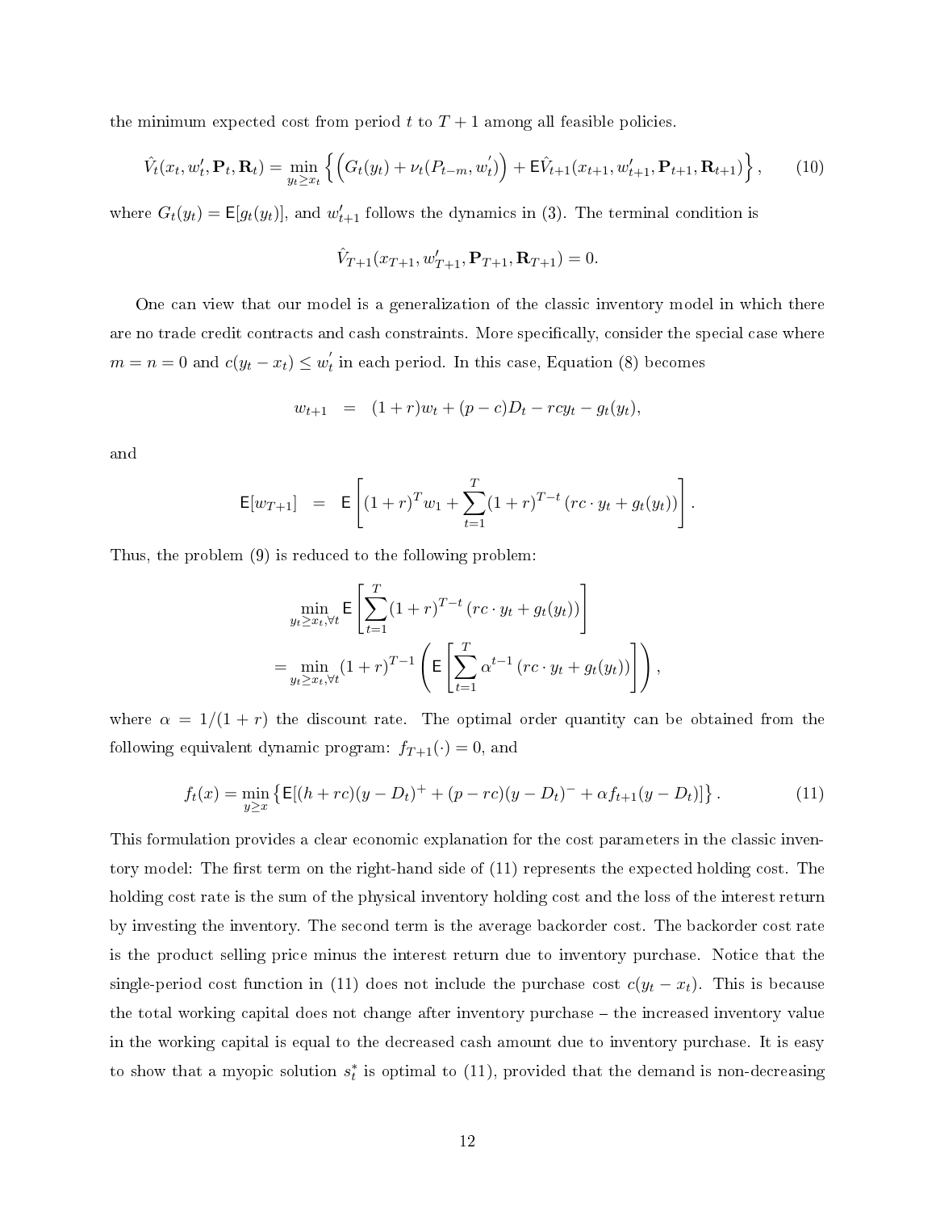the minimum expected cost from period $t$ to $T+1$ among all feasible policies.

$$\hat{V}_t(x_t, w_t', \mathbf{P}_t, \mathbf{R}_t) = \min_{y_t \geq x_t} \left\{ \left( G_t(y_t) + \nu_t(P_{t-m}, w_t') \right) + \mathsf{E}\hat{V}_{t+1}(x_{t+1}, w_{t+1}', \mathbf{P}_{t+1}, \mathbf{R}_{t+1}) \right\}, \tag{10}$$

where $G_t(y_t) = \mathsf{E}[g_t(y_t)]$, and $w_{t+1}'$ follows the dynamics in (3). The terminal condition is

$$\hat{V}_{T+1}(x_{T+1}, w_{T+1}', \mathbf{P}_{T+1}, \mathbf{R}_{T+1}) = 0.$$

One can view that our model is a generalization of the classic inventory model in which there are no trade credit contracts and cash constraints. More specifically, consider the special case where $m = n = 0$ and $c(y_t - x_t) \leq w_t'$ in each period. In this case, Equation (8) becomes

$$w_{t+1} \quad = \quad (1+r)w_t + (p-c)D_t - rcy_t - g_t(y_t),$$

and

$$\mathsf{E}[w_{T+1}] \quad = \quad \mathsf{E}\left[(1+r)^T w_1 + \sum_{t=1}^{T} (1+r)^{T-t} \left(rc \cdot y_t + g_t(y_t)\right)\right].$$

Thus, the problem (9) is reduced to the following problem:

$$\begin{aligned}
&\min_{y_t \geq x_t, \forall t} \mathsf{E}\left[\sum_{t=1}^{T} (1+r)^{T-t} \left(rc \cdot y_t + g_t(y_t)\right)\right] \\
&= \min_{y_t \geq x_t, \forall t} (1+r)^{T-1} \left( \mathsf{E}\left[\sum_{t=1}^{T} \alpha^{t-1} \left(rc \cdot y_t + g_t(y_t)\right)\right]\right),
\end{aligned}$$

where $\alpha = 1/(1+r)$ the discount rate. The optimal order quantity can be obtained from the following equivalent dynamic program: $f_{T+1}(\cdot) = 0$, and

$$f_t(x) = \min_{y \geq x} \left\{ \mathsf{E}[(h+rc)(y - D_t)^+ + (p - rc)(y - D_t)^- + \alpha f_{t+1}(y - D_t)] \right\}. \tag{11}$$

This formulation provides a clear economic explanation for the cost parameters in the classic inventory model: The first term on the right-hand side of (11) represents the expected holding cost. The holding cost rate is the sum of the physical inventory holding cost and the loss of the interest return by investing the inventory. The second term is the average backorder cost. The backorder cost rate is the product selling price minus the interest return due to inventory purchase. Notice that the single-period cost function in (11) does not include the purchase cost $c(y_t - x_t)$. This is because the total working capital does not change after inventory purchase – the increased inventory value in the working capital is equal to the decreased cash amount due to inventory purchase. It is easy to show that a myopic solution $s_t^*$ is optimal to (11), provided that the demand is non-decreasing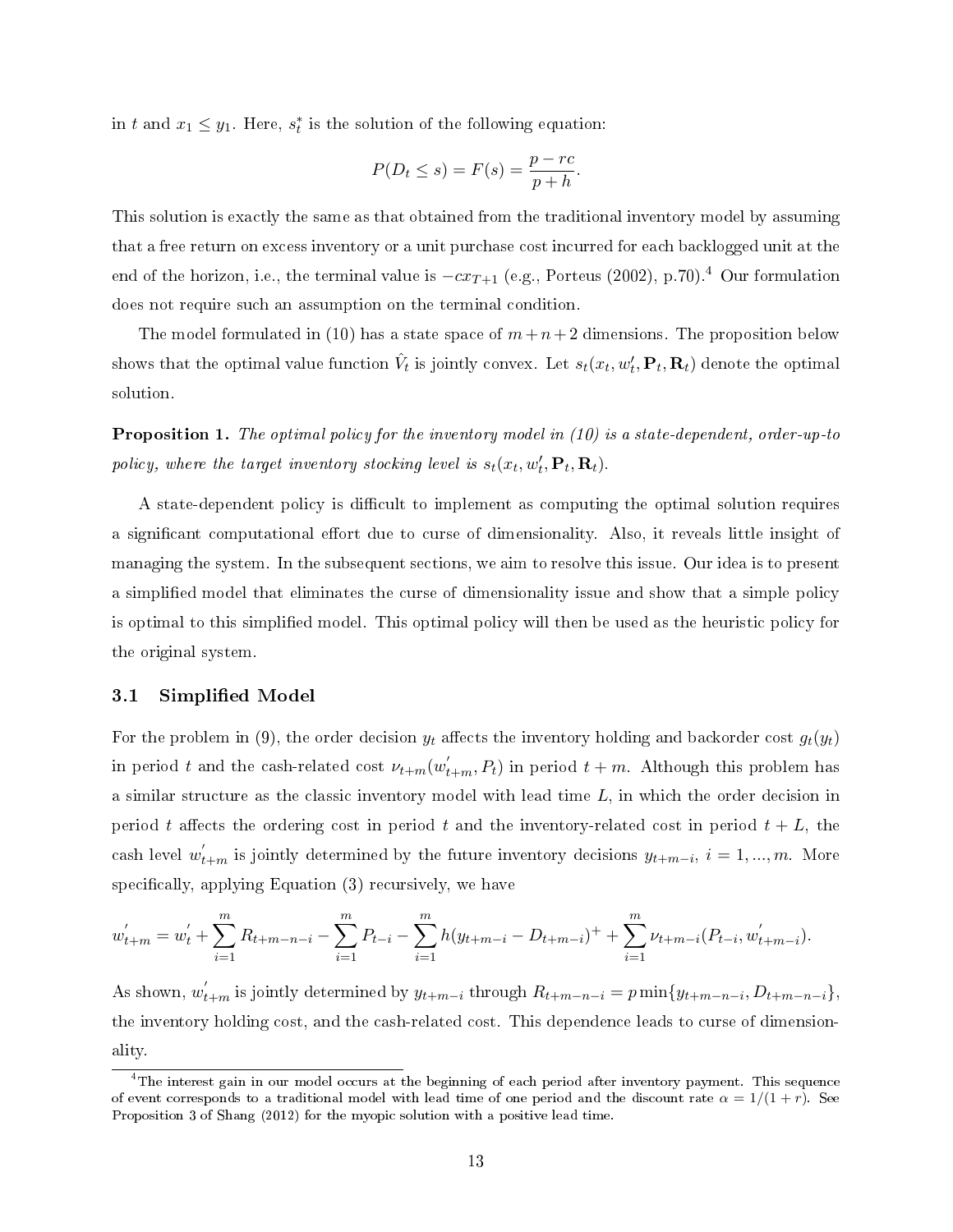in $t$ and $x_1 \leq y_1$. Here, $s_t^*$ is the solution of the following equation:

$$P(D_t \leq s) = F(s) = \frac{p - rc}{p + h}.$$

This solution is exactly the same as that obtained from the traditional inventory model by assuming that a free return on excess inventory or a unit purchase cost incurred for each backlogged unit at the end of the horizon, i.e., the terminal value is $-cx_{T+1}$ (e.g., Porteus (2002), p.70).[4] Our formulation does not require such an assumption on the terminal condition.

The model formulated in (10) has a state space of $m+n+2$ dimensions. The proposition below shows that the optimal value function $\hat{V}_t$ is jointly convex. Let $s_t(x_t, w_t', \mathbf{P}_t, \mathbf{R}_t)$ denote the optimal solution.

**Proposition 1.** *The optimal policy for the inventory model in (10) is a state-dependent, order-up-to policy, where the target inventory stocking level is* $s_t(x_t, w_t', \mathbf{P}_t, \mathbf{R}_t)$.

A state-dependent policy is difficult to implement as computing the optimal solution requires a significant computational effort due to curse of dimensionality. Also, it reveals little insight of managing the system. In the subsequent sections, we aim to resolve this issue. Our idea is to present a simplified model that eliminates the curse of dimensionality issue and show that a simple policy is optimal to this simplified model. This optimal policy will then be used as the heuristic policy for the original system.

### 3.1 Simplified Model

For the problem in (9), the order decision $y_t$ affects the inventory holding and backorder cost $g_t(y_t)$ in period $t$ and the cash-related cost $\nu_{t+m}(w_{t+m}', P_t)$ in period $t+m$. Although this problem has a similar structure as the classic inventory model with lead time $L$, in which the order decision in period $t$ affects the ordering cost in period $t$ and the inventory-related cost in period $t+L$, the cash level $w_{t+m}'$ is jointly determined by the future inventory decisions $y_{t+m-i}$, $i = 1, ..., m$. More specifically, applying Equation (3) recursively, we have

$$w_{t+m}' = w_t' + \sum_{i=1}^{m} R_{t+m-n-i} - \sum_{i=1}^{m} P_{t-i} - \sum_{i=1}^{m} h(y_{t+m-i} - D_{t+m-i})^+ + \sum_{i=1}^{m} \nu_{t+m-i}(P_{t-i}, w_{t+m-i}').$$

As shown, $w_{t+m}'$ is jointly determined by $y_{t+m-i}$ through $R_{t+m-n-i} = p\min\{y_{t+m-n-i}, D_{t+m-n-i}\}$, the inventory holding cost, and the cash-related cost. This dependence leads to curse of dimensionality.

---

[4] The interest gain in our model occurs at the beginning of each period after inventory payment. This sequence of event corresponds to a traditional model with lead time of one period and the discount rate $\alpha = 1/(1+r)$. See Proposition 3 of Shang (2012) for the myopic solution with a positive lead time.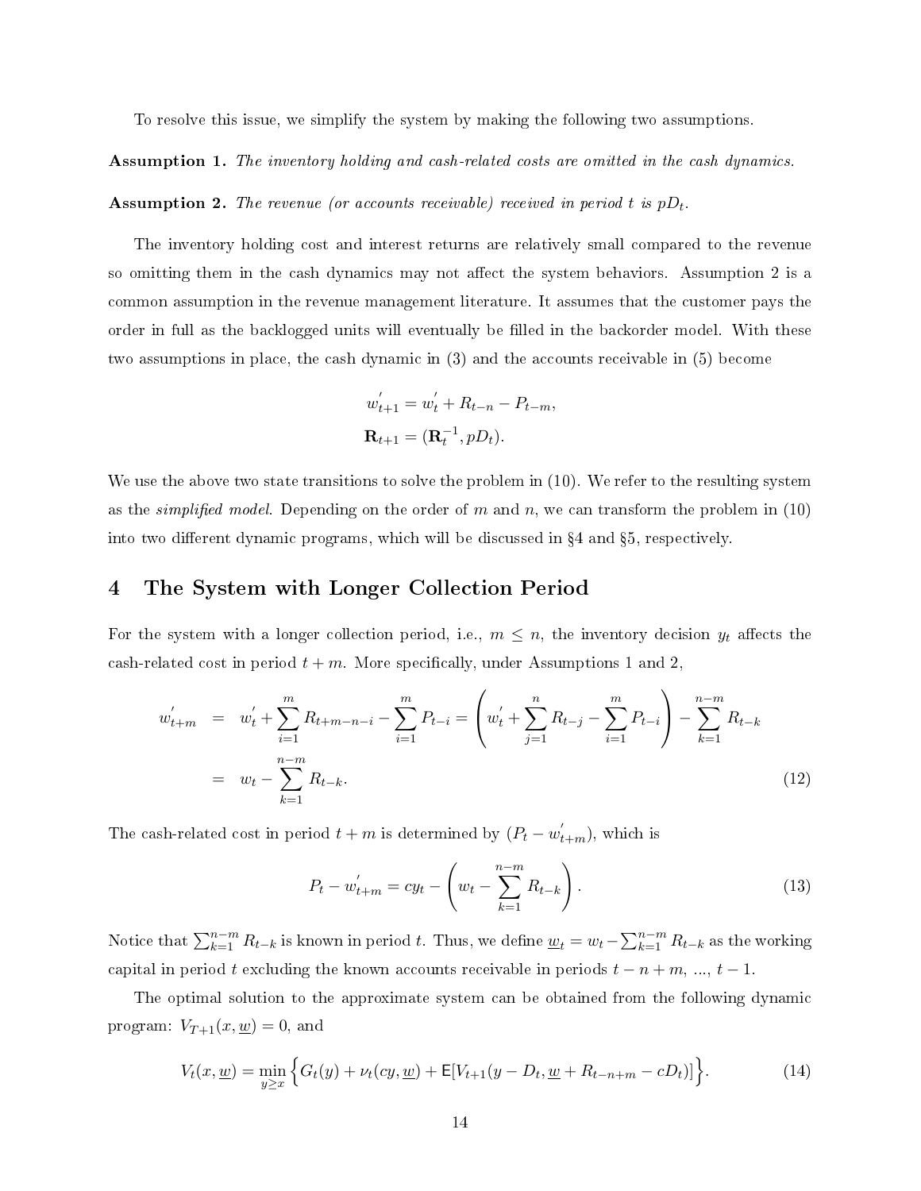To resolve this issue, we simplify the system by making the following two assumptions.

**Assumption 1.** *The inventory holding and cash-related costs are omitted in the cash dynamics.*

**Assumption 2.** *The revenue (or accounts receivable) received in period $t$ is $pD_t$.*

The inventory holding cost and interest returns are relatively small compared to the revenue so omitting them in the cash dynamics may not affect the system behaviors. Assumption 2 is a common assumption in the revenue management literature. It assumes that the customer pays the order in full as the backlogged units will eventually be filled in the backorder model. With these two assumptions in place, the cash dynamic in (3) and the accounts receivable in (5) become

$$
\begin{aligned}
w'_{t+1} &= w'_t + R_{t-n} - P_{t-m}, \\
\mathbf{R}_{t+1} &= (\mathbf{R}_t^{-1}, pD_t).
\end{aligned}
$$

We use the above two state transitions to solve the problem in (10). We refer to the resulting system as the *simplified model*. Depending on the order of $m$ and $n$, we can transform the problem in (10) into two different dynamic programs, which will be discussed in §4 and §5, respectively.

# 4 The System with Longer Collection Period

For the system with a longer collection period, i.e., $m \leq n$, the inventory decision $y_t$ affects the cash-related cost in period $t+m$. More specifically, under Assumptions 1 and 2,

$$
\begin{aligned}
w'_{t+m} &= w'_t + \sum_{i=1}^{m} R_{t+m-n-i} - \sum_{i=1}^{m} P_{t-i} = \left( w'_t + \sum_{j=1}^{n} R_{t-j} - \sum_{i=1}^{m} P_{t-i} \right) - \sum_{k=1}^{n-m} R_{t-k} \\
&= w_t - \sum_{k=1}^{n-m} R_{t-k}. \qquad (12)
\end{aligned}
$$

The cash-related cost in period $t+m$ is determined by $(P_t - w'_{t+m})$, which is

$$
P_t - w'_{t+m} = cy_t - \left( w_t - \sum_{k=1}^{n-m} R_{t-k} \right). \qquad (13)
$$

Notice that $\sum_{k=1}^{n-m} R_{t-k}$ is known in period $t$. Thus, we define $\underline{w}_t = w_t - \sum_{k=1}^{n-m} R_{t-k}$ as the working capital in period $t$ excluding the known accounts receivable in periods $t-n+m, ..., t-1$.

The optimal solution to the approximate system can be obtained from the following dynamic program: $V_{T+1}(x, \underline{w}) = 0$, and

$$
V_t(x, \underline{w}) = \min_{y \geq x} \Big\{ G_t(y) + \nu_t(cy, \underline{w}) + \mathsf{E}[V_{t+1}(y - D_t, \underline{w} + R_{t-n+m} - cD_t)] \Big\}. \qquad (14)
$$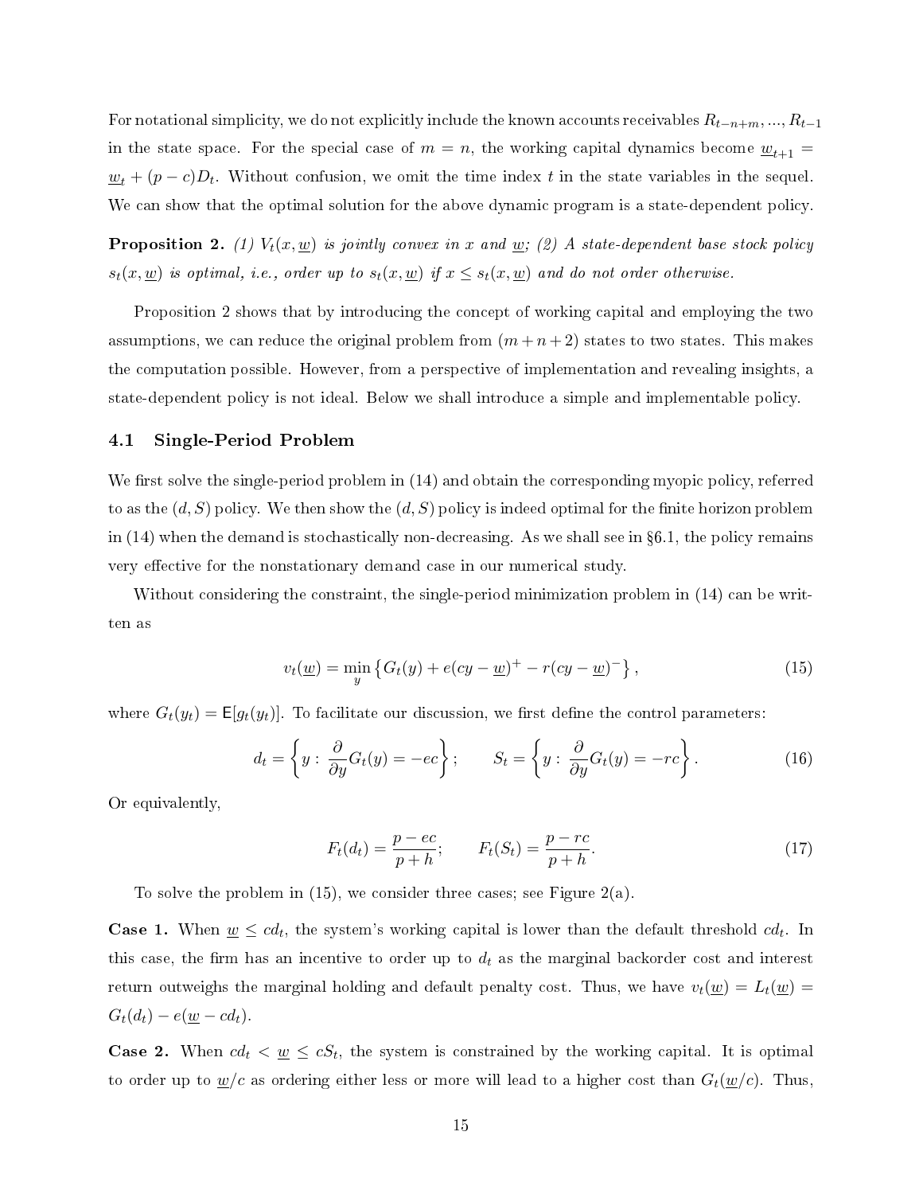For notational simplicity, we do not explicitly include the known accounts receivables $R_{t-n+m}, ..., R_{t-1}$ in the state space. For the special case of $m = n$, the working capital dynamics become $\underline{w}_{t+1} = \underline{w}_t + (p - c)D_t$. Without confusion, we omit the time index $t$ in the state variables in the sequel. We can show that the optimal solution for the above dynamic program is a state-dependent policy.

**Proposition 2.** *(1) $V_t(x, \underline{w})$ is jointly convex in $x$ and $\underline{w}$; (2) A state-dependent base stock policy $s_t(x, \underline{w})$ is optimal, i.e., order up to $s_t(x, \underline{w})$ if $x \leq s_t(x, \underline{w})$ and do not order otherwise.*

Proposition 2 shows that by introducing the concept of working capital and employing the two assumptions, we can reduce the original problem from $(m + n + 2)$ states to two states. This makes the computation possible. However, from a perspective of implementation and revealing insights, a state-dependent policy is not ideal. Below we shall introduce a simple and implementable policy.

### 4.1 Single-Period Problem

We first solve the single-period problem in (14) and obtain the corresponding myopic policy, referred to as the $(d, S)$ policy. We then show the $(d, S)$ policy is indeed optimal for the finite horizon problem in (14) when the demand is stochastically non-decreasing. As we shall see in §6.1, the policy remains very effective for the nonstationary demand case in our numerical study.

Without considering the constraint, the single-period minimization problem in (14) can be written as

$$v_t(\underline{w}) = \min_y \left\{ G_t(y) + e(cy - \underline{w})^+ - r(cy - \underline{w})^- \right\}, \tag{15}$$

where $G_t(y_t) = \mathsf{E}[g_t(y_t)]$. To facilitate our discussion, we first define the control parameters:

$$d_t = \left\{ y : \frac{\partial}{\partial y} G_t(y) = -ec \right\}; \qquad S_t = \left\{ y : \frac{\partial}{\partial y} G_t(y) = -rc \right\}. \tag{16}$$

Or equivalently,

$$F_t(d_t) = \frac{p - ec}{p + h}; \qquad F_t(S_t) = \frac{p - rc}{p + h}. \tag{17}$$

To solve the problem in (15), we consider three cases; see Figure 2(a).

**Case 1.** When $\underline{w} \leq cd_t$, the system's working capital is lower than the default threshold $cd_t$. In this case, the firm has an incentive to order up to $d_t$ as the marginal backorder cost and interest return outweighs the marginal holding and default penalty cost. Thus, we have $v_t(\underline{w}) = L_t(\underline{w}) = G_t(d_t) - e(\underline{w} - cd_t)$.

**Case 2.** When $cd_t < \underline{w} \leq cS_t$, the system is constrained by the working capital. It is optimal to order up to $\underline{w}/c$ as ordering either less or more will lead to a higher cost than $G_t(\underline{w}/c)$. Thus,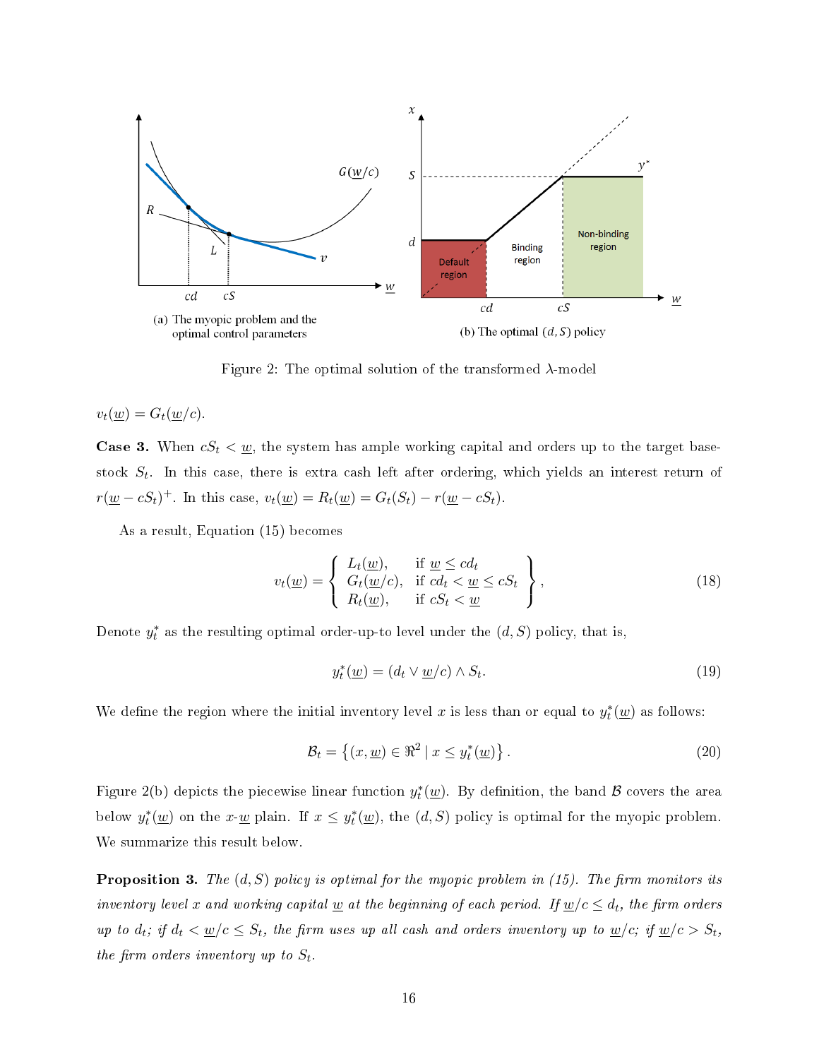(a) The myopic problem and the optimal control parameters

(b) The optimal $(d, S)$ policy

Figure 2: The optimal solution of the transformed $\lambda$-model

$v_t(\underline{w}) = G_t(\underline{w}/c)$.

**Case 3.** When $cS_t < \underline{w}$, the system has ample working capital and orders up to the target base-stock $S_t$. In this case, there is extra cash left after ordering, which yields an interest return of $r(\underline{w} - cS_t)^+$. In this case, $v_t(\underline{w}) = R_t(\underline{w}) = G_t(S_t) - r(\underline{w} - cS_t)$.

As a result, Equation (15) becomes

$$v_t(\underline{w}) = \left\{ \begin{array}{ll} L_t(\underline{w}), & \text{if } \underline{w} \leq cd_t \\ G_t(\underline{w}/c), & \text{if } cd_t < \underline{w} \leq cS_t \\ R_t(\underline{w}), & \text{if } cS_t < \underline{w} \end{array} \right\}, \tag{18}$$

Denote $y_t^*$ as the resulting optimal order-up-to level under the $(d, S)$ policy, that is,

$$y_t^*(\underline{w}) = (d_t \vee \underline{w}/c) \wedge S_t. \tag{19}$$

We define the region where the initial inventory level $x$ is less than or equal to $y_t^*(\underline{w})$ as follows:

$$\mathcal{B}_t = \left\{ (x, \underline{w}) \in \Re^2 \mid x \leq y_t^*(\underline{w}) \right\}. \tag{20}$$

Figure 2(b) depicts the piecewise linear function $y_t^*(\underline{w})$. By definition, the band $\mathcal{B}$ covers the area below $y_t^*(\underline{w})$ on the $x$-$\underline{w}$ plain. If $x \leq y_t^*(\underline{w})$, the $(d, S)$ policy is optimal for the myopic problem. We summarize this result below.

**Proposition 3.** *The $(d, S)$ policy is optimal for the myopic problem in (15). The firm monitors its inventory level $x$ and working capital $\underline{w}$ at the beginning of each period. If $\underline{w}/c \leq d_t$, the firm orders up to $d_t$; if $d_t < \underline{w}/c \leq S_t$, the firm uses up all cash and orders inventory up to $\underline{w}/c$; if $\underline{w}/c > S_t$, the firm orders inventory up to $S_t$.*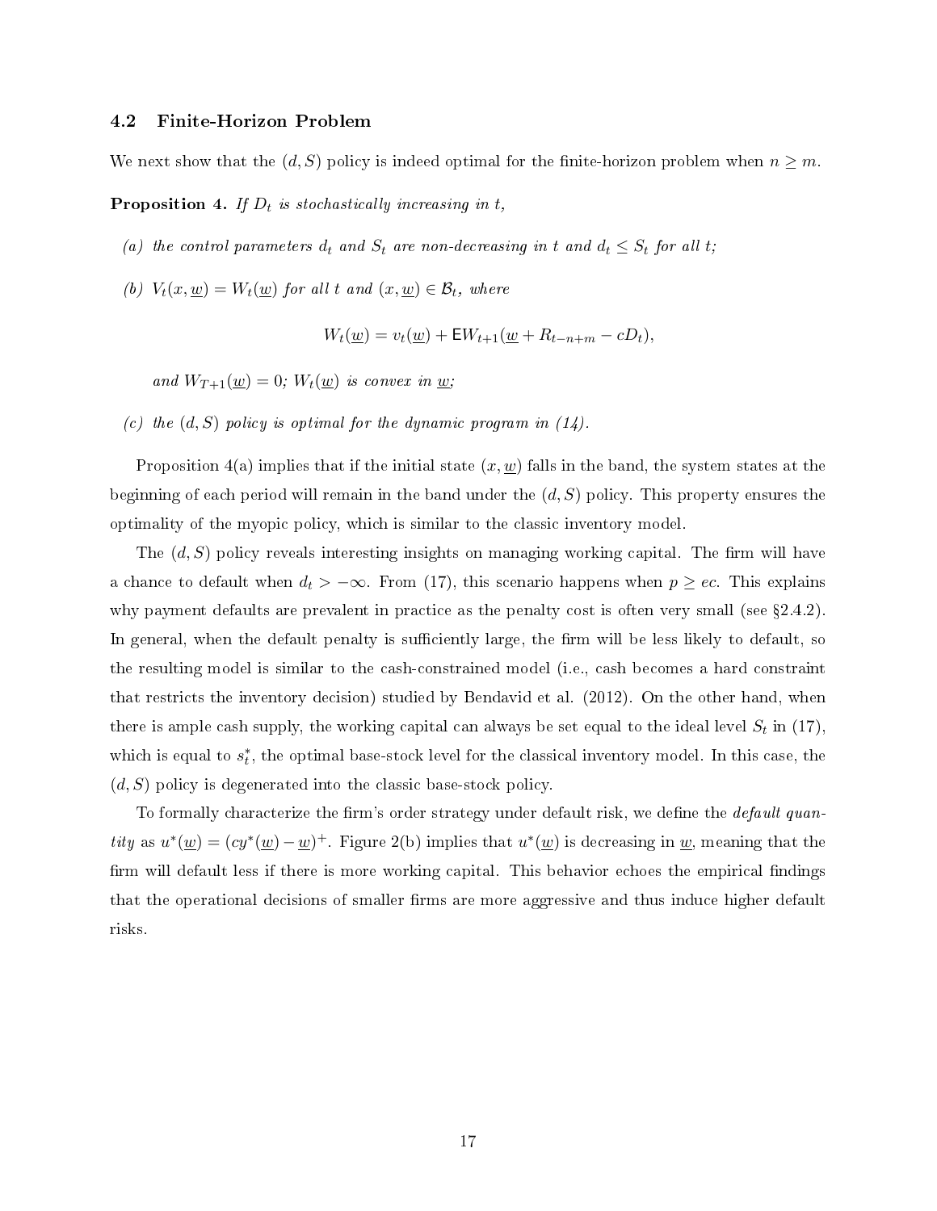### 4.2 Finite-Horizon Problem

We next show that the $(d, S)$ policy is indeed optimal for the finite-horizon problem when $n \geq m$.

**Proposition 4.** *If $D_t$ is stochastically increasing in $t$,*

*(a) the control parameters $d_t$ and $S_t$ are non-decreasing in $t$ and $d_t \leq S_t$ for all $t$;*

*(b) $V_t(x, \underline{w}) = W_t(\underline{w})$ for all $t$ and $(x, \underline{w}) \in \mathcal{B}_t$, where*

$$W_t(\underline{w}) = v_t(\underline{w}) + \mathsf{E}W_{t+1}(\underline{w} + R_{t-n+m} - cD_t),$$

*and $W_{T+1}(\underline{w}) = 0$; $W_t(\underline{w})$ is convex in $\underline{w}$;*

*(c) the $(d, S)$ policy is optimal for the dynamic program in (14).*

Proposition 4(a) implies that if the initial state $(x, \underline{w})$ falls in the band, the system states at the beginning of each period will remain in the band under the $(d, S)$ policy. This property ensures the optimality of the myopic policy, which is similar to the classic inventory model.

The $(d, S)$ policy reveals interesting insights on managing working capital. The firm will have a chance to default when $d_t > -\infty$. From (17), this scenario happens when $p \geq ec$. This explains why payment defaults are prevalent in practice as the penalty cost is often very small (see §2.4.2). In general, when the default penalty is sufficiently large, the firm will be less likely to default, so the resulting model is similar to the cash-constrained model (i.e., cash becomes a hard constraint that restricts the inventory decision) studied by Bendavid et al. (2012). On the other hand, when there is ample cash supply, the working capital can always be set equal to the ideal level $S_t$ in (17), which is equal to $s_t^*$, the optimal base-stock level for the classical inventory model. In this case, the $(d, S)$ policy is degenerated into the classic base-stock policy.

To formally characterize the firm's order strategy under default risk, we define the *default quantity* as $u^*(\underline{w}) = (cy^*(\underline{w}) - \underline{w})^+$. Figure 2(b) implies that $u^*(\underline{w})$ is decreasing in $\underline{w}$, meaning that the firm will default less if there is more working capital. This behavior echoes the empirical findings that the operational decisions of smaller firms are more aggressive and thus induce higher default risks.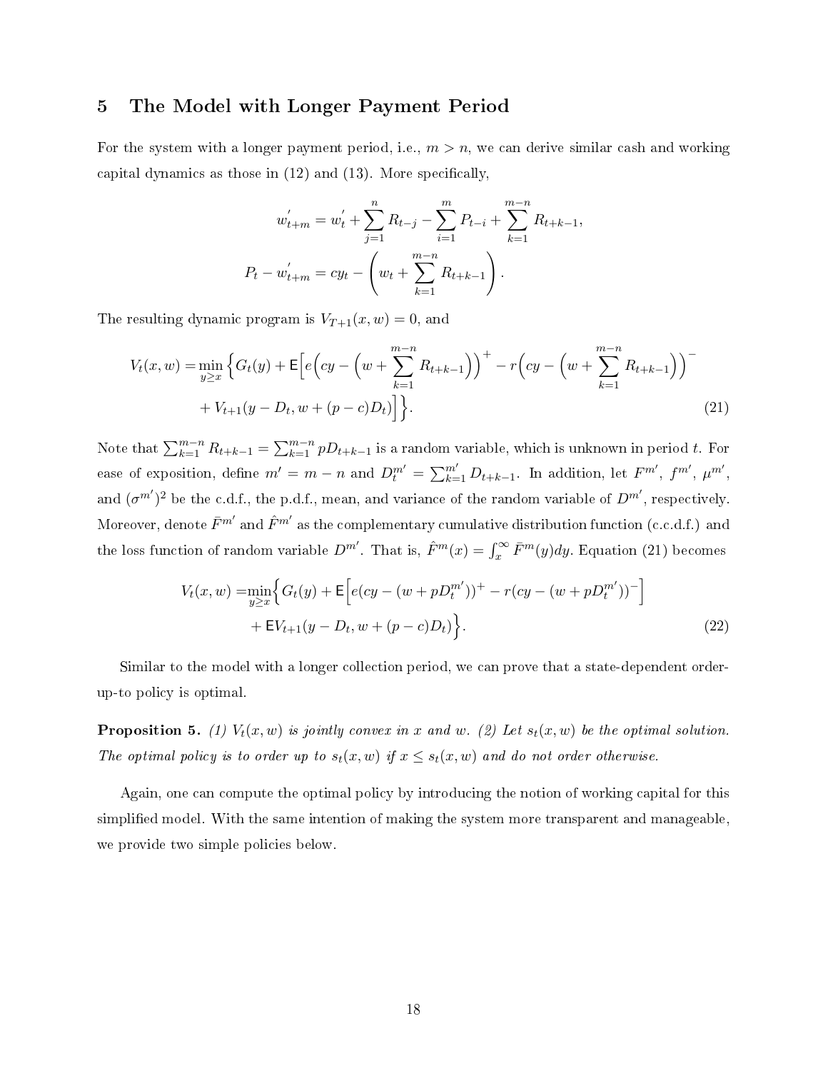# 5 The Model with Longer Payment Period

For the system with a longer payment period, i.e., $m > n$, we can derive similar cash and working capital dynamics as those in (12) and (13). More specifically,

$$w'_{t+m} = w'_t + \sum_{j=1}^{n} R_{t-j} - \sum_{i=1}^{m} P_{t-i} + \sum_{k=1}^{m-n} R_{t+k-1},$$

$$P_t - w'_{t+m} = cy_t - \left( w_t + \sum_{k=1}^{m-n} R_{t+k-1} \right).$$

The resulting dynamic program is $V_{T+1}(x, w) = 0$, and

$$\begin{aligned} V_t(x, w) = \min_{y \geq x} \Big\{ G_t(y) + \mathsf{E}\Big[ e\Big(cy - \Big(w + \sum_{k=1}^{m-n} R_{t+k-1}\Big)\Big)^+ - r\Big(cy - \Big(w + \sum_{k=1}^{m-n} R_{t+k-1}\Big)\Big)^- \\ + V_{t+1}(y - D_t, w + (p-c)D_t)\Big]\Big\}. \end{aligned} \tag{21}$$

Note that $\sum_{k=1}^{m-n} R_{t+k-1} = \sum_{k=1}^{m-n} pD_{t+k-1}$ is a random variable, which is unknown in period $t$. For ease of exposition, define $m' = m - n$ and $D_t^{m'} = \sum_{k=1}^{m'} D_{t+k-1}$. In addition, let $F^{m'}$, $f^{m'}$, $\mu^{m'}$, and $(\sigma^{m'})^2$ be the c.d.f., the p.d.f., mean, and variance of the random variable of $D^{m'}$, respectively. Moreover, denote $\bar{F}^{m'}$ and $\hat{F}^{m'}$ as the complementary cumulative distribution function (c.c.d.f.) and the loss function of random variable $D^{m'}$. That is, $\hat{F}^{m}(x) = \int_x^\infty \bar{F}^{m}(y)dy$. Equation (21) becomes

$$\begin{aligned} V_t(x, w) =& \min_{y \geq x} \Big\{ G_t(y) + \mathsf{E}\Big[ e(cy - (w + pD_t^{m'}))^+ - r(cy - (w + pD_t^{m'}))^- \Big] \\ &+ \mathsf{E}V_{t+1}(y - D_t, w + (p-c)D_t)\Big\}. \end{aligned} \tag{22}$$

Similar to the model with a longer collection period, we can prove that a state-dependent order-up-to policy is optimal.

**Proposition 5.** *(1) $V_t(x, w)$ is jointly convex in $x$ and $w$. (2) Let $s_t(x, w)$ be the optimal solution. The optimal policy is to order up to $s_t(x, w)$ if $x \leq s_t(x, w)$ and do not order otherwise.*

Again, one can compute the optimal policy by introducing the notion of working capital for this simplified model. With the same intention of making the system more transparent and manageable, we provide two simple policies below.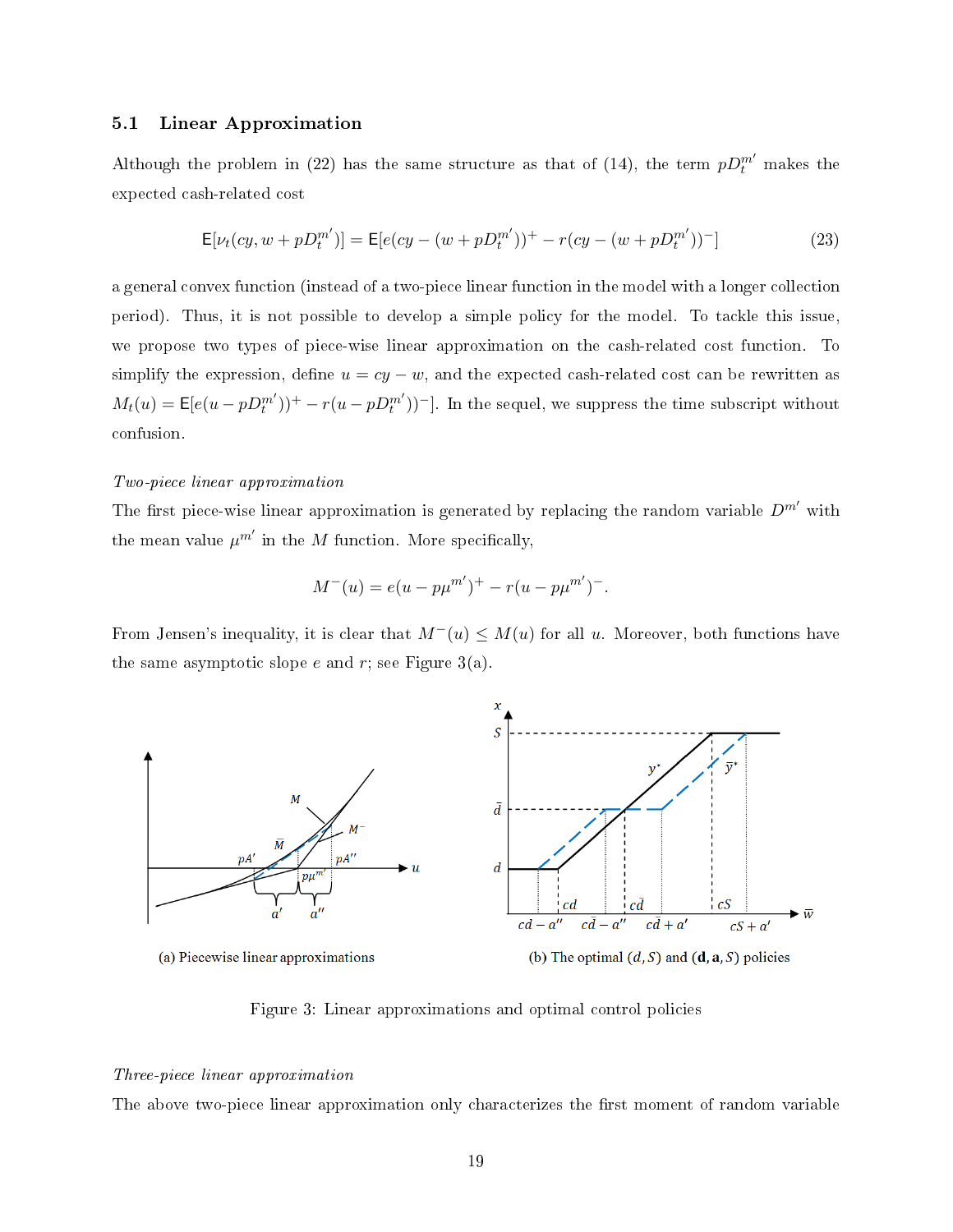### 5.1 Linear Approximation

Although the problem in (22) has the same structure as that of (14), the term $pD_t^{m'}$ makes the expected cash-related cost

$$\mathsf{E}[\nu_t(cy, w + pD_t^{m'})] = \mathsf{E}[e(cy - (w + pD_t^{m'}))^+ - r(cy - (w + pD_t^{m'}))^-] \tag{23}$$

a general convex function (instead of a two-piece linear function in the model with a longer collection period). Thus, it is not possible to develop a simple policy for the model. To tackle this issue, we propose two types of piece-wise linear approximation on the cash-related cost function. To simplify the expression, define $u = cy - w$, and the expected cash-related cost can be rewritten as $M_t(u) = \mathsf{E}[e(u - pD_t^{m'}))^+ - r(u - pD_t^{m'}))^-]$. In the sequel, we suppress the time subscript without confusion.

*Two-piece linear approximation*

The first piece-wise linear approximation is generated by replacing the random variable $D^{m'}$ with the mean value $\mu^{m'}$ in the $M$ function. More specifically,

$$M^-(u) = e(u - p\mu^{m'})^+ - r(u - p\mu^{m'})^-.$$

From Jensen's inequality, it is clear that $M^-(u) \leq M(u)$ for all $u$. Moreover, both functions have the same asymptotic slope $e$ and $r$; see Figure 3(a).

(a) Piecewise linear approximations

(b) The optimal $(d, S)$ and $(\mathbf{d}, \mathbf{a}, S)$ policies

Figure 3: Linear approximations and optimal control policies

*Three-piece linear approximation*

The above two-piece linear approximation only characterizes the first moment of random variable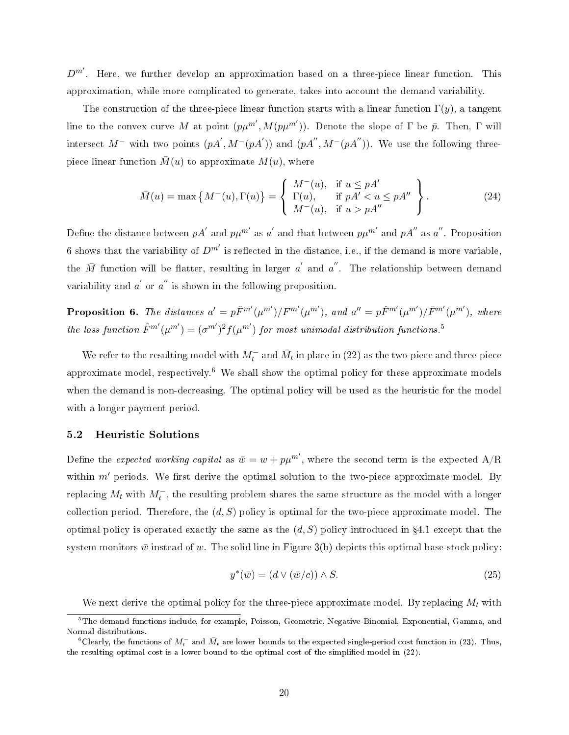$D^{m'}$. Here, we further develop an approximation based on a three-piece linear function. This approximation, while more complicated to generate, takes into account the demand variability.

The construction of the three-piece linear function starts with a linear function $\Gamma(y)$, a tangent line to the convex curve $M$ at point $(p\mu^{m'}, M(p\mu^{m'}))$. Denote the slope of $\Gamma$ be $\bar{p}$. Then, $\Gamma$ will intersect $M^-$ with two points $(pA', M^-(pA'))$ and $(pA'', M^-(pA''))$. We use the following three-piece linear function $\bar{M}(u)$ to approximate $M(u)$, where

$$\bar{M}(u) = \max\left\{M^-(u), \Gamma(u)\right\} = \left\{\begin{array}{ll} M^-(u), & \text{if } u \leq pA' \\ \Gamma(u), & \text{if } pA' < u \leq pA'' \\ M^-(u), & \text{if } u > pA'' \end{array}\right\}. \tag{24}$$

Define the distance between $pA'$ and $p\mu^{m'}$ as $a'$ and that between $p\mu^{m'}$ and $pA''$ as $a''$. Proposition 6 shows that the variability of $D^{m'}$ is reflected in the distance, i.e., if the demand is more variable, the $\bar{M}$ function will be flatter, resulting in larger $a'$ and $a''$. The relationship between demand variability and $a'$ or $a''$ is shown in the following proposition.

**Proposition 6.** *The distances $a' = p\hat{F}^{m'}(\mu^{m'})/F^{m'}(\mu^{m'})$, and $a'' = p\hat{F}^{m'}(\mu^{m'})/\bar{F}^{m'}(\mu^{m'})$, where the loss function $\hat{F}^{m'}(\mu^{m'}) = (\sigma^{m'})^2 f(\mu^{m'})$ for most unimodal distribution functions.*[5]

We refer to the resulting model with $M_t^-$ and $\bar{M}_t$ in place in (22) as the two-piece and three-piece approximate model, respectively.[6] We shall show the optimal policy for these approximate models when the demand is non-decreasing. The optimal policy will be used as the heuristic for the model with a longer payment period.

### 5.2 Heuristic Solutions

Define the *expected working capital* as $\bar{w} = w + p\mu^{m'}$, where the second term is the expected A/R within $m'$ periods. We first derive the optimal solution to the two-piece approximate model. By replacing $M_t$ with $M_t^-$, the resulting problem shares the same structure as the model with a longer collection period. Therefore, the $(d, S)$ policy is optimal for the two-piece approximate model. The optimal policy is operated exactly the same as the $(d, S)$ policy introduced in §4.1 except that the system monitors $\bar{w}$ instead of $\underline{w}$. The solid line in Figure 3(b) depicts this optimal base-stock policy:

$$y^*(\bar{w}) = (d \vee (\bar{w}/c)) \wedge S. \tag{25}$$

We next derive the optimal policy for the three-piece approximate model. By replacing $M_t$ with

[5] The demand functions include, for example, Poisson, Geometric, Negative-Binomial, Exponential, Gamma, and Normal distributions.

[6] Clearly, the functions of $M_t^-$ and $\bar{M}_t$ are lower bounds to the expected single-period cost function in (23). Thus, the resulting optimal cost is a lower bound to the optimal cost of the simplified model in (22).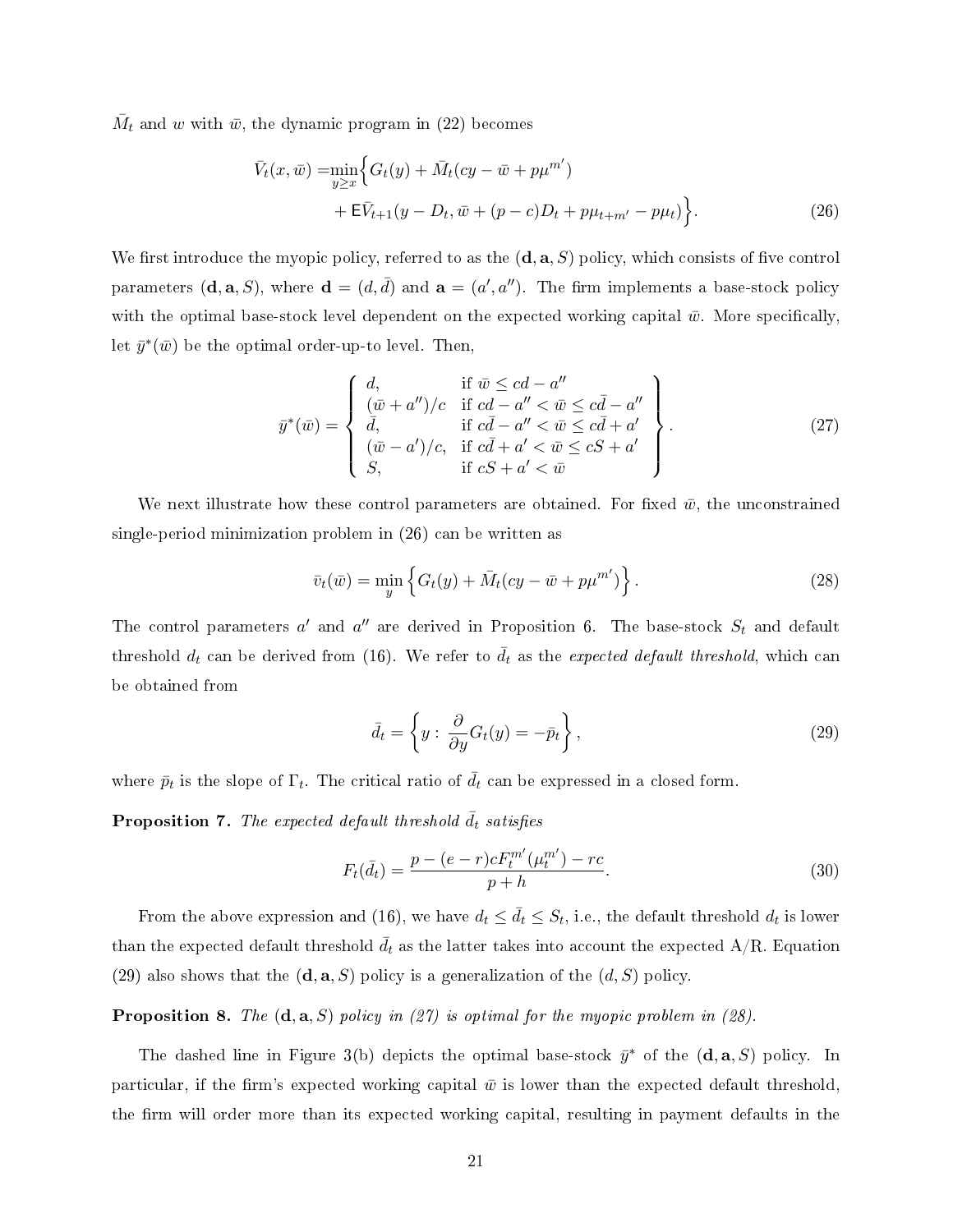$\bar{M}_t$ and $w$ with $\bar{w}$, the dynamic program in (22) becomes

$$
\begin{aligned}
\bar{V}_t(x, \bar{w}) = &\min_{y \geq x} \Big\{ G_t(y) + \bar{M}_t(cy - \bar{w} + p\mu^{m'}) \\
&+ \mathsf{E}\bar{V}_{t+1}(y - D_t, \bar{w} + (p - c)D_t + p\mu_{t+m'} - p\mu_t) \Big\}.
\end{aligned} \tag{26}
$$

We first introduce the myopic policy, referred to as the $(\mathbf{d}, \mathbf{a}, S)$ policy, which consists of five control parameters $(\mathbf{d}, \mathbf{a}, S)$, where $\mathbf{d} = (d, \bar{d})$ and $\mathbf{a} = (a', a'')$. The firm implements a base-stock policy with the optimal base-stock level dependent on the expected working capital $\bar{w}$. More specifically, let $\bar{y}^*(\bar{w})$ be the optimal order-up-to level. Then,

$$
\bar{y}^*(\bar{w}) = \left\{ \begin{array}{ll}
d, & \text{if } \bar{w} \leq cd - a'' \\
(\bar{w} + a'')/c & \text{if } cd - a'' < \bar{w} \leq c\bar{d} - a'' \\
\bar{d}, & \text{if } c\bar{d} - a'' < \bar{w} \leq c\bar{d} + a' \\
(\bar{w} - a')/c, & \text{if } c\bar{d} + a' < \bar{w} \leq cS + a' \\
S, & \text{if } cS + a' < \bar{w}
\end{array} \right\}. \tag{27}
$$

We next illustrate how these control parameters are obtained. For fixed $\bar{w}$, the unconstrained single-period minimization problem in (26) can be written as

$$
\bar{v}_t(\bar{w}) = \min_y \left\{ G_t(y) + \bar{M}_t(cy - \bar{w} + p\mu^{m'}) \right\}. \tag{28}
$$

The control parameters $a'$ and $a''$ are derived in Proposition 6. The base-stock $S_t$ and default threshold $d_t$ can be derived from (16). We refer to $\bar{d}_t$ as the *expected default threshold*, which can be obtained from

$$
\bar{d}_t = \left\{ y : \frac{\partial}{\partial y} G_t(y) = -\bar{p}_t \right\}, \tag{29}
$$

where $\bar{p}_t$ is the slope of $\Gamma_t$. The critical ratio of $\bar{d}_t$ can be expressed in a closed form.

**Proposition 7.** *The expected default threshold $\bar{d}_t$ satisfies*

$$
F_t(\bar{d}_t) = \frac{p - (e - r)cF_t^{m'}(\mu_t^{m'}) - rc}{p + h}. \tag{30}
$$

From the above expression and (16), we have $d_t \leq \bar{d}_t \leq S_t$, i.e., the default threshold $d_t$ is lower than the expected default threshold $\bar{d}_t$ as the latter takes into account the expected A/R. Equation (29) also shows that the $(\mathbf{d}, \mathbf{a}, S)$ policy is a generalization of the $(d, S)$ policy.

**Proposition 8.** *The $(\mathbf{d}, \mathbf{a}, S)$ policy in (27) is optimal for the myopic problem in (28).*

The dashed line in Figure 3(b) depicts the optimal base-stock $\bar{y}^*$ of the $(\mathbf{d}, \mathbf{a}, S)$ policy. In particular, if the firm's expected working capital $\bar{w}$ is lower than the expected default threshold, the firm will order more than its expected working capital, resulting in payment defaults in the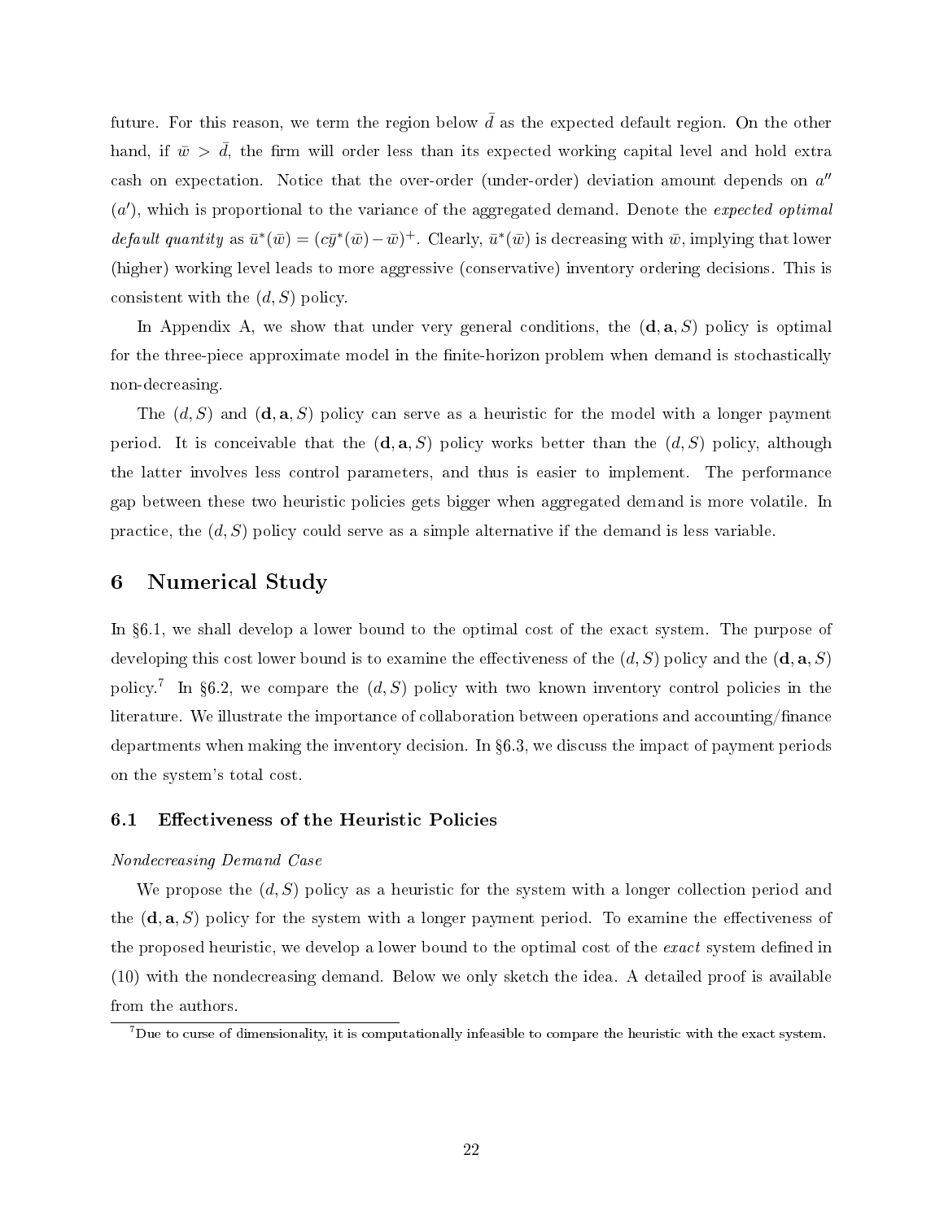future. For this reason, we term the region below $\bar{d}$ as the expected default region. On the other hand, if $\bar{w} > \bar{d}$, the firm will order less than its expected working capital level and hold extra cash on expectation. Notice that the over-order (under-order) deviation amount depends on $a''$ ($a'$), which is proportional to the variance of the aggregated demand. Denote the *expected optimal default quantity* as $\bar{u}^*(\bar{w}) = (c\bar{y}^*(\bar{w}) - \bar{w})^+$. Clearly, $\bar{u}^*(\bar{w})$ is decreasing with $\bar{w}$, implying that lower (higher) working level leads to more aggressive (conservative) inventory ordering decisions. This is consistent with the $(d, S)$ policy.

In Appendix A, we show that under very general conditions, the $(\mathbf{d}, \mathbf{a}, S)$ policy is optimal for the three-piece approximate model in the finite-horizon problem when demand is stochastically non-decreasing.

The $(d, S)$ and $(\mathbf{d}, \mathbf{a}, S)$ policy can serve as a heuristic for the model with a longer payment period. It is conceivable that the $(\mathbf{d}, \mathbf{a}, S)$ policy works better than the $(d, S)$ policy, although the latter involves less control parameters, and thus is easier to implement. The performance gap between these two heuristic policies gets bigger when aggregated demand is more volatile. In practice, the $(d, S)$ policy could serve as a simple alternative if the demand is less variable.

## 6 Numerical Study

In §6.1, we shall develop a lower bound to the optimal cost of the exact system. The purpose of developing this cost lower bound is to examine the effectiveness of the $(d, S)$ policy and the $(\mathbf{d}, \mathbf{a}, S)$ policy.[7] In §6.2, we compare the $(d, S)$ policy with two known inventory control policies in the literature. We illustrate the importance of collaboration between operations and accounting/finance departments when making the inventory decision. In §6.3, we discuss the impact of payment periods on the system's total cost.

### 6.1 Effectiveness of the Heuristic Policies

*Nondecreasing Demand Case*

We propose the $(d, S)$ policy as a heuristic for the system with a longer collection period and the $(\mathbf{d}, \mathbf{a}, S)$ policy for the system with a longer payment period. To examine the effectiveness of the proposed heuristic, we develop a lower bound to the optimal cost of the *exact* system defined in (10) with the nondecreasing demand. Below we only sketch the idea. A detailed proof is available from the authors.

[7] Due to curse of dimensionality, it is computationally infeasible to compare the heuristic with the exact system.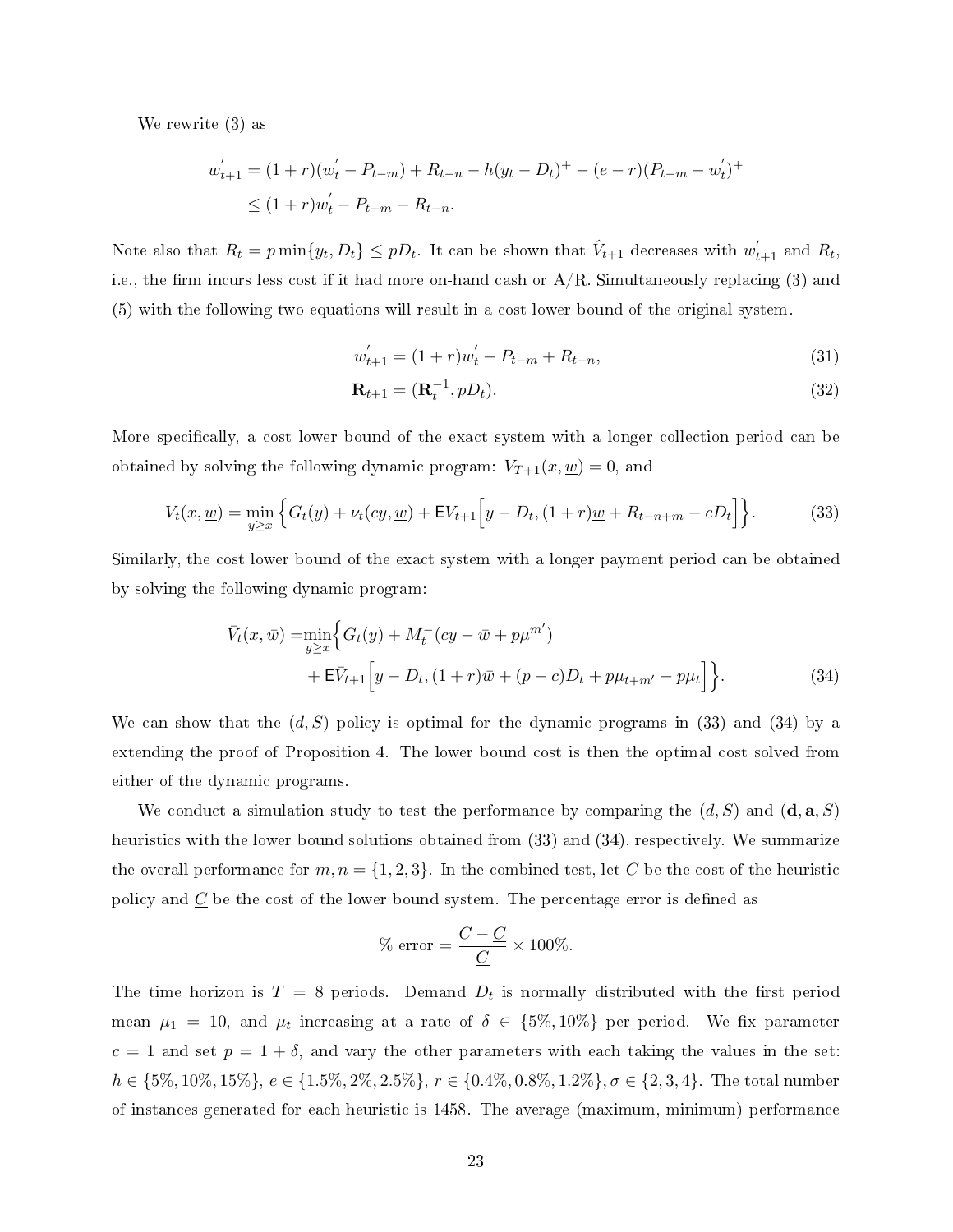We rewrite (3) as

$$
\begin{aligned}
w_{t+1}^{'} &= (1+r)(w_t^{'} - P_{t-m}) + R_{t-n} - h(y_t - D_t)^+ - (e-r)(P_{t-m} - w_t^{'})^+ \\
&\leq (1+r)w_t^{'} - P_{t-m} + R_{t-n}.
\end{aligned}
$$

Note also that $R_t = p\min\{y_t, D_t\} \leq pD_t$. It can be shown that $\hat{V}_{t+1}$ decreases with $w_{t+1}^{'}$ and $R_t$, i.e., the firm incurs less cost if it had more on-hand cash or A/R. Simultaneously replacing (3) and (5) with the following two equations will result in a cost lower bound of the original system.

$$
w_{t+1}^{'} = (1+r)w_t^{'} - P_{t-m} + R_{t-n}, \tag{31}
$$

$$
\mathbf{R}_{t+1} = (\mathbf{R}_t^{-1}, pD_t). \tag{32}
$$

More specifically, a cost lower bound of the exact system with a longer collection period can be obtained by solving the following dynamic program: $V_{T+1}(x, \underline{w}) = 0$, and

$$
V_t(x, \underline{w}) = \min_{y \geq x} \Big\{ G_t(y) + \nu_t(cy, \underline{w}) + \mathsf{E}V_{t+1}\Big[y - D_t, (1+r)\underline{w} + R_{t-n+m} - cD_t\Big] \Big\}. \tag{33}
$$

Similarly, the cost lower bound of the exact system with a longer payment period can be obtained by solving the following dynamic program:

$$
\begin{aligned}
\bar{V}_t(x, \bar{w}) = &\min_{y \geq x} \Big\{ G_t(y) + M_t^-(cy - \bar{w} + p\mu^{m'}) \\
&+ \mathsf{E}\bar{V}_{t+1}\Big[y - D_t, (1+r)\bar{w} + (p-c)D_t + p\mu_{t+m'} - p\mu_t\Big] \Big\}.
\end{aligned} \tag{34}
$$

We can show that the $(d, S)$ policy is optimal for the dynamic programs in (33) and (34) by a extending the proof of Proposition 4. The lower bound cost is then the optimal cost solved from either of the dynamic programs.

We conduct a simulation study to test the performance by comparing the $(d, S)$ and $(\mathbf{d}, \mathbf{a}, S)$ heuristics with the lower bound solutions obtained from (33) and (34), respectively. We summarize the overall performance for $m, n = \{1, 2, 3\}$. In the combined test, let $C$ be the cost of the heuristic policy and $\underline{C}$ be the cost of the lower bound system. The percentage error is defined as

$$
\%\text{ error} = \frac{C - \underline{C}}{\underline{C}} \times 100\%.
$$

The time horizon is $T = 8$ periods. Demand $D_t$ is normally distributed with the first period mean $\mu_1 = 10$, and $\mu_t$ increasing at a rate of $\delta \in \{5\%, 10\%\}$ per period. We fix parameter $c = 1$ and set $p = 1 + \delta$, and vary the other parameters with each taking the values in the set: $h \in \{5\%, 10\%, 15\%\}$, $e \in \{1.5\%, 2\%, 2.5\%\}$, $r \in \{0.4\%, 0.8\%, 1.2\%\}$, $\sigma \in \{2, 3, 4\}$. The total number of instances generated for each heuristic is 1458. The average (maximum, minimum) performance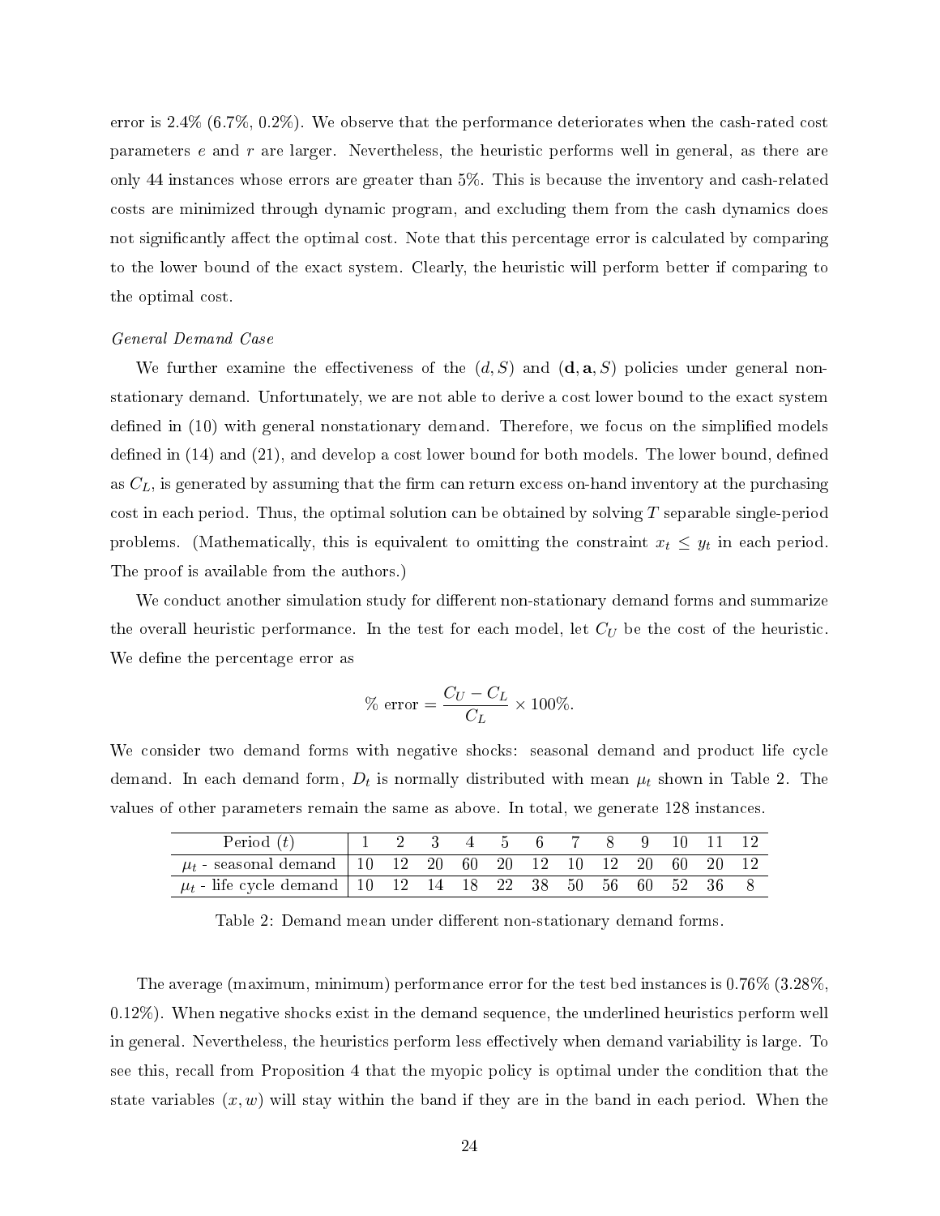error is 2.4% (6.7%, 0.2%). We observe that the performance deteriorates when the cash-rated cost parameters $e$ and $r$ are larger. Nevertheless, the heuristic performs well in general, as there are only 44 instances whose errors are greater than 5%. This is because the inventory and cash-related costs are minimized through dynamic program, and excluding them from the cash dynamics does not significantly affect the optimal cost. Note that this percentage error is calculated by comparing to the lower bound of the exact system. Clearly, the heuristic will perform better if comparing to the optimal cost.

*General Demand Case*

We further examine the effectiveness of the $(d, S)$ and $(\mathbf{d}, \mathbf{a}, S)$ policies under general nonstationary demand. Unfortunately, we are not able to derive a cost lower bound to the exact system defined in (10) with general nonstationary demand. Therefore, we focus on the simplified models defined in (14) and (21), and develop a cost lower bound for both models. The lower bound, defined as $C_L$, is generated by assuming that the firm can return excess on-hand inventory at the purchasing cost in each period. Thus, the optimal solution can be obtained by solving $T$ separable single-period problems. (Mathematically, this is equivalent to omitting the constraint $x_t \leq y_t$ in each period. The proof is available from the authors.)

We conduct another simulation study for different non-stationary demand forms and summarize the overall heuristic performance. In the test for each model, let $C_U$ be the cost of the heuristic. We define the percentage error as

$$\% \text{ error} = \frac{C_U - C_L}{C_L} \times 100\%.$$

We consider two demand forms with negative shocks: seasonal demand and product life cycle demand. In each demand form, $D_t$ is normally distributed with mean $\mu_t$ shown in Table 2. The values of other parameters remain the same as above. In total, we generate 128 instances.

| Period ($t$) | 1 | 2 | 3 | 4 | 5 | 6 | 7 | 8 | 9 | 10 | 11 | 12 |
|---|---|---|---|---|---|---|---|---|---|---|---|---|
| $\mu_t$ - seasonal demand | 10 | 12 | 20 | 60 | 20 | 12 | 10 | 12 | 20 | 60 | 20 | 12 |
| $\mu_t$ - life cycle demand | 10 | 12 | 14 | 18 | 22 | 38 | 50 | 56 | 60 | 52 | 36 | 8 |

Table 2: Demand mean under different non-stationary demand forms.

The average (maximum, minimum) performance error for the test bed instances is 0.76% (3.28%, 0.12%). When negative shocks exist in the demand sequence, the underlined heuristics perform well in general. Nevertheless, the heuristics perform less effectively when demand variability is large. To see this, recall from Proposition 4 that the myopic policy is optimal under the condition that the state variables $(x, w)$ will stay within the band if they are in the band in each period. When the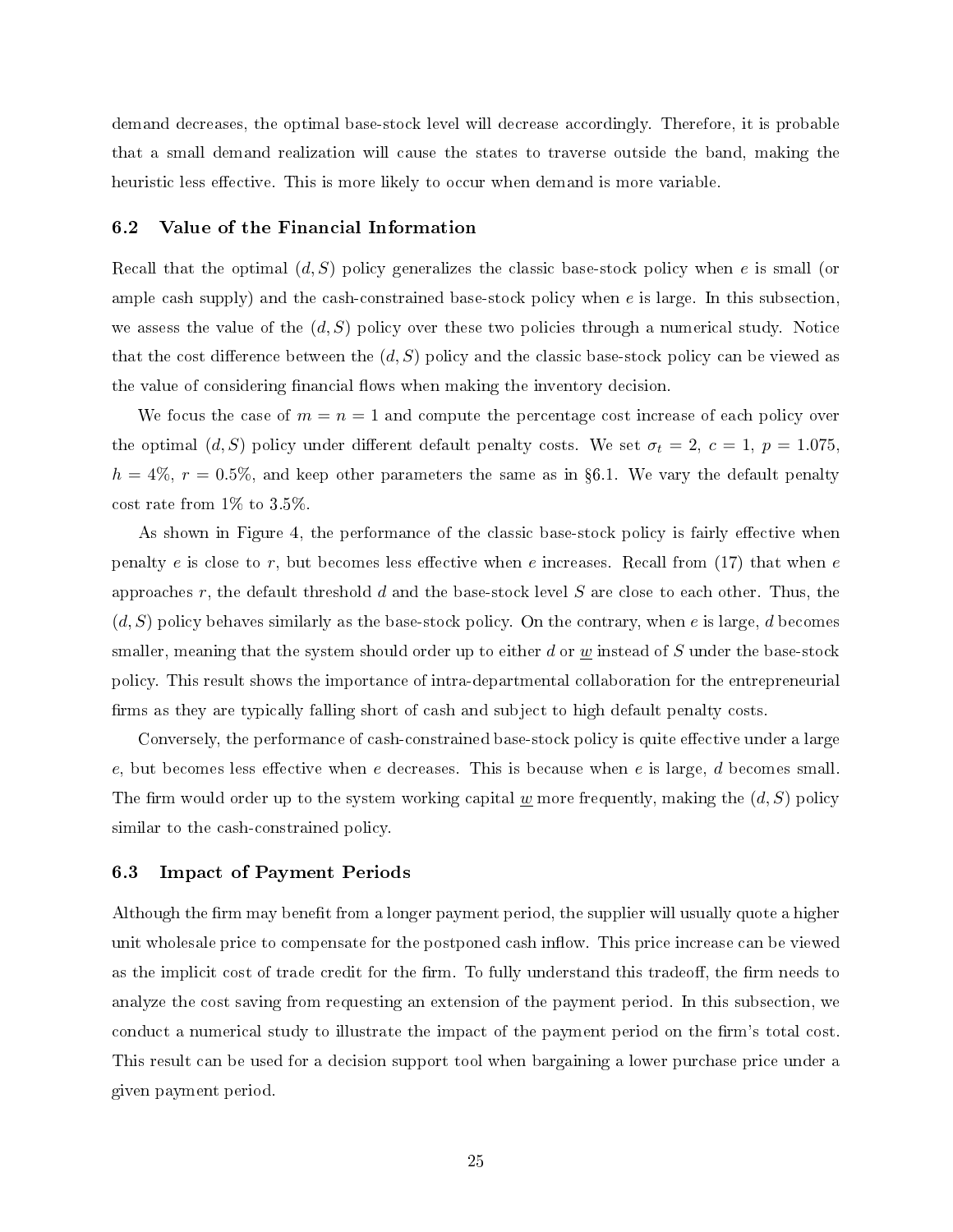demand decreases, the optimal base-stock level will decrease accordingly. Therefore, it is probable that a small demand realization will cause the states to traverse outside the band, making the heuristic less effective. This is more likely to occur when demand is more variable.

### 6.2 Value of the Financial Information

Recall that the optimal $(d, S)$ policy generalizes the classic base-stock policy when $e$ is small (or ample cash supply) and the cash-constrained base-stock policy when $e$ is large. In this subsection, we assess the value of the $(d, S)$ policy over these two policies through a numerical study. Notice that the cost difference between the $(d, S)$ policy and the classic base-stock policy can be viewed as the value of considering financial flows when making the inventory decision.

We focus the case of $m = n = 1$ and compute the percentage cost increase of each policy over the optimal $(d, S)$ policy under different default penalty costs. We set $\sigma_t = 2$, $c = 1$, $p = 1.075$, $h = 4\%$, $r = 0.5\%$, and keep other parameters the same as in §6.1. We vary the default penalty cost rate from 1% to 3.5%.

As shown in Figure 4, the performance of the classic base-stock policy is fairly effective when penalty $e$ is close to $r$, but becomes less effective when $e$ increases. Recall from (17) that when $e$ approaches $r$, the default threshold $d$ and the base-stock level $S$ are close to each other. Thus, the $(d, S)$ policy behaves similarly as the base-stock policy. On the contrary, when $e$ is large, $d$ becomes smaller, meaning that the system should order up to either $d$ or $\underline{w}$ instead of $S$ under the base-stock policy. This result shows the importance of intra-departmental collaboration for the entrepreneurial firms as they are typically falling short of cash and subject to high default penalty costs.

Conversely, the performance of cash-constrained base-stock policy is quite effective under a large $e$, but becomes less effective when $e$ decreases. This is because when $e$ is large, $d$ becomes small. The firm would order up to the system working capital $\underline{w}$ more frequently, making the $(d, S)$ policy similar to the cash-constrained policy.

### 6.3 Impact of Payment Periods

Although the firm may benefit from a longer payment period, the supplier will usually quote a higher unit wholesale price to compensate for the postponed cash inflow. This price increase can be viewed as the implicit cost of trade credit for the firm. To fully understand this tradeoff, the firm needs to analyze the cost saving from requesting an extension of the payment period. In this subsection, we conduct a numerical study to illustrate the impact of the payment period on the firm's total cost. This result can be used for a decision support tool when bargaining a lower purchase price under a given payment period.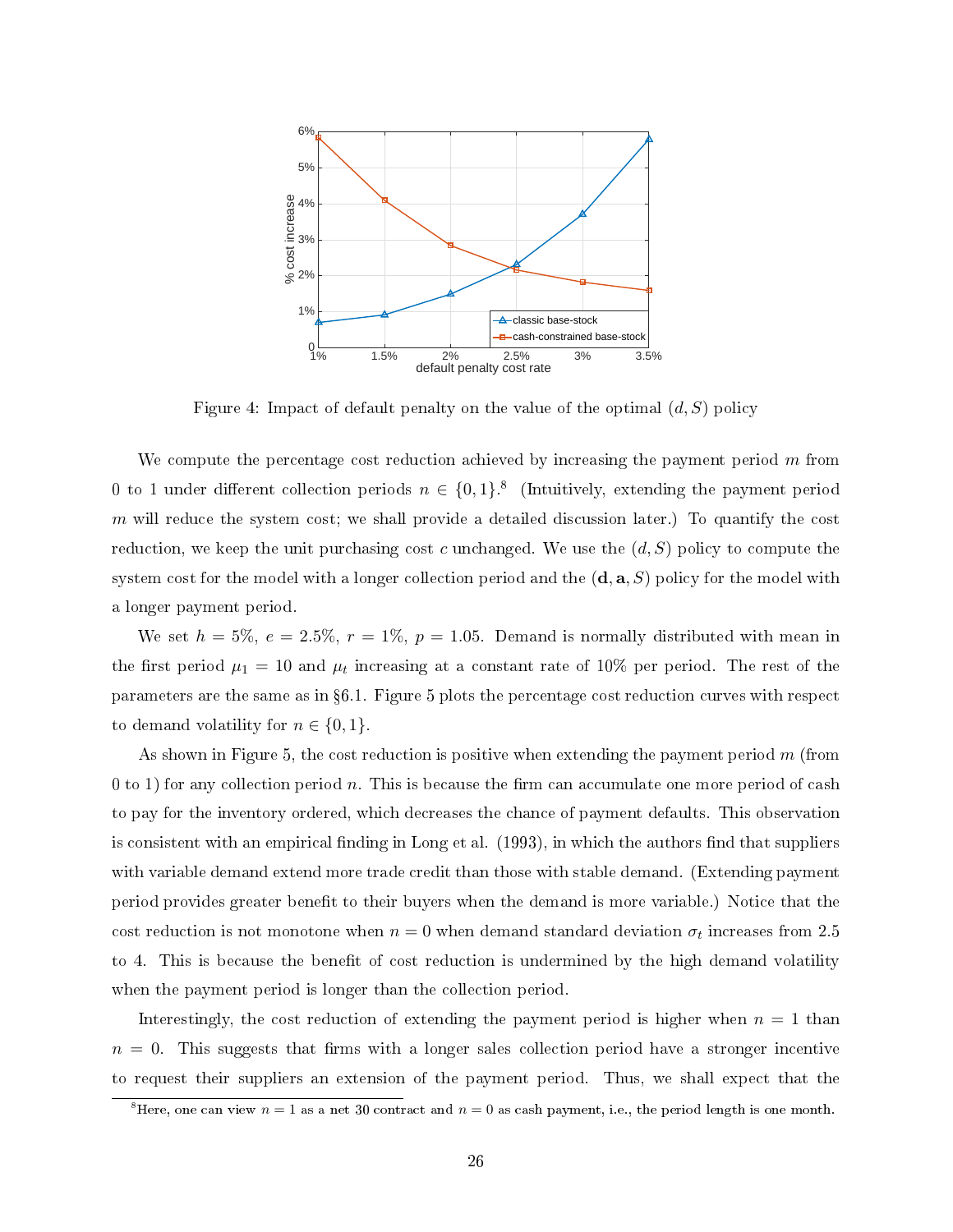Figure 4: Impact of default penalty on the value of the optimal $(d, S)$ policy

We compute the percentage cost reduction achieved by increasing the payment period $m$ from 0 to 1 under different collection periods $n \in \{0, 1\}$.[8] (Intuitively, extending the payment period $m$ will reduce the system cost; we shall provide a detailed discussion later.) To quantify the cost reduction, we keep the unit purchasing cost $c$ unchanged. We use the $(d, S)$ policy to compute the system cost for the model with a longer collection period and the $(\mathbf{d}, \mathbf{a}, S)$ policy for the model with a longer payment period.

We set $h = 5\%$, $e = 2.5\%$, $r = 1\%$, $p = 1.05$. Demand is normally distributed with mean in the first period $\mu_1 = 10$ and $\mu_t$ increasing at a constant rate of 10% per period. The rest of the parameters are the same as in §6.1. Figure 5 plots the percentage cost reduction curves with respect to demand volatility for $n \in \{0, 1\}$.

As shown in Figure 5, the cost reduction is positive when extending the payment period $m$ (from 0 to 1) for any collection period $n$. This is because the firm can accumulate one more period of cash to pay for the inventory ordered, which decreases the chance of payment defaults. This observation is consistent with an empirical finding in Long et al. (1993), in which the authors find that suppliers with variable demand extend more trade credit than those with stable demand. (Extending payment period provides greater benefit to their buyers when the demand is more variable.) Notice that the cost reduction is not monotone when $n = 0$ when demand standard deviation $\sigma_t$ increases from 2.5 to 4. This is because the benefit of cost reduction is undermined by the high demand volatility when the payment period is longer than the collection period.

Interestingly, the cost reduction of extending the payment period is higher when $n = 1$ than $n = 0$. This suggests that firms with a longer sales collection period have a stronger incentive to request their suppliers an extension of the payment period. Thus, we shall expect that the

[8] Here, one can view $n = 1$ as a net 30 contract and $n = 0$ as cash payment, i.e., the period length is one month.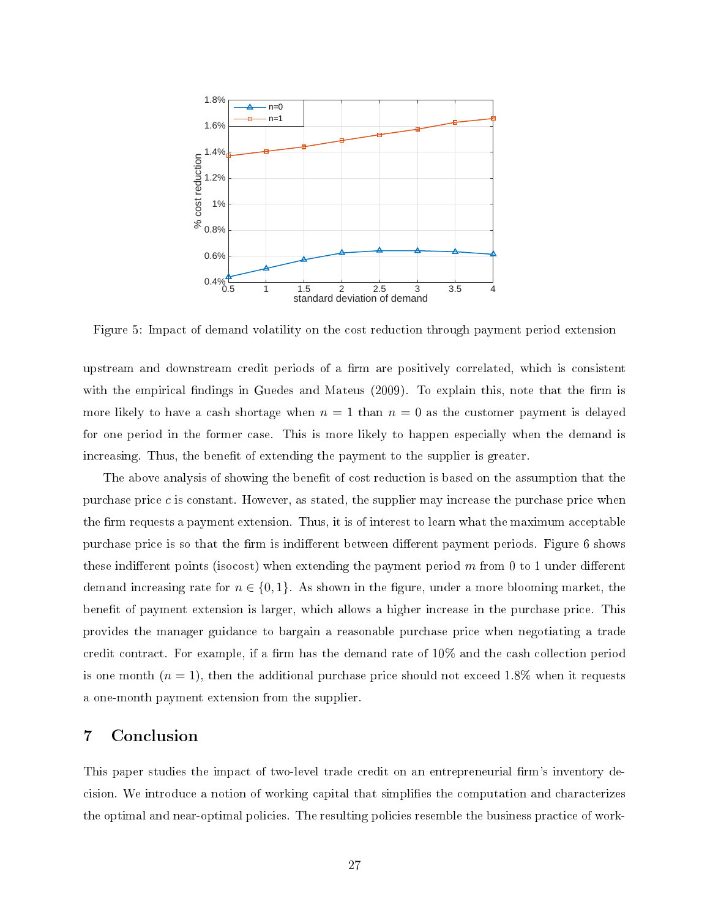Figure 5: Impact of demand volatility on the cost reduction through payment period extension

upstream and downstream credit periods of a firm are positively correlated, which is consistent with the empirical findings in Guedes and Mateus (2009). To explain this, note that the firm is more likely to have a cash shortage when $n = 1$ than $n = 0$ as the customer payment is delayed for one period in the former case. This is more likely to happen especially when the demand is increasing. Thus, the benefit of extending the payment to the supplier is greater.

The above analysis of showing the benefit of cost reduction is based on the assumption that the purchase price $c$ is constant. However, as stated, the supplier may increase the purchase price when the firm requests a payment extension. Thus, it is of interest to learn what the maximum acceptable purchase price is so that the firm is indifferent between different payment periods. Figure 6 shows these indifferent points (isocost) when extending the payment period $m$ from 0 to 1 under different demand increasing rate for $n \in \{0, 1\}$. As shown in the figure, under a more blooming market, the benefit of payment extension is larger, which allows a higher increase in the purchase price. This provides the manager guidance to bargain a reasonable purchase price when negotiating a trade credit contract. For example, if a firm has the demand rate of 10% and the cash collection period is one month ($n = 1$), then the additional purchase price should not exceed 1.8% when it requests a one-month payment extension from the supplier.

## 7 Conclusion

This paper studies the impact of two-level trade credit on an entrepreneurial firm's inventory decision. We introduce a notion of working capital that simplifies the computation and characterizes the optimal and near-optimal policies. The resulting policies resemble the business practice of work-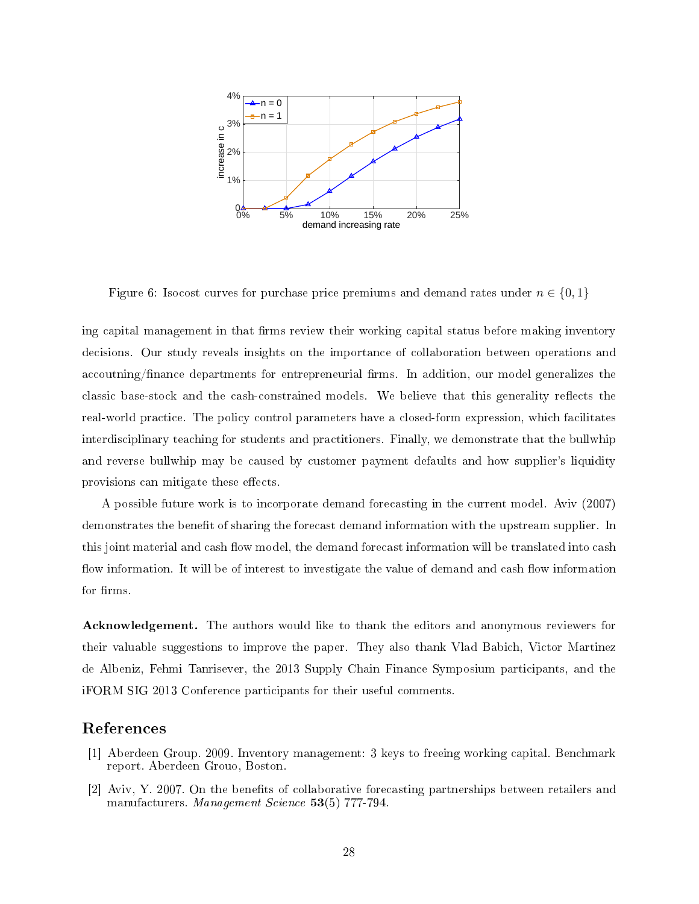Figure 6: Isocost curves for purchase price premiums and demand rates under $n \in \{0, 1\}$

ing capital management in that firms review their working capital status before making inventory decisions. Our study reveals insights on the importance of collaboration between operations and accoutning/finance departments for entrepreneurial firms. In addition, our model generalizes the classic base-stock and the cash-constrained models. We believe that this generality reflects the real-world practice. The policy control parameters have a closed-form expression, which facilitates interdisciplinary teaching for students and practitioners. Finally, we demonstrate that the bullwhip and reverse bullwhip may be caused by customer payment defaults and how supplier's liquidity provisions can mitigate these effects.

A possible future work is to incorporate demand forecasting in the current model. Aviv (2007) demonstrates the benefit of sharing the forecast demand information with the upstream supplier. In this joint material and cash flow model, the demand forecast information will be translated into cash flow information. It will be of interest to investigate the value of demand and cash flow information for firms.

**Acknowledgement.** The authors would like to thank the editors and anonymous reviewers for their valuable suggestions to improve the paper. They also thank Vlad Babich, Victor Martinez de Albeniz, Fehmi Tanrisever, the 2013 Supply Chain Finance Symposium participants, and the iFORM SIG 2013 Conference participants for their useful comments.

## References

[1] Aberdeen Group. 2009. Inventory management: 3 keys to freeing working capital. Benchmark report. Aberdeen Grouo, Boston.

[2] Aviv, Y. 2007. On the benefits of collaborative forecasting partnerships between retailers and manufacturers. *Management Science* **53**(5) 777-794.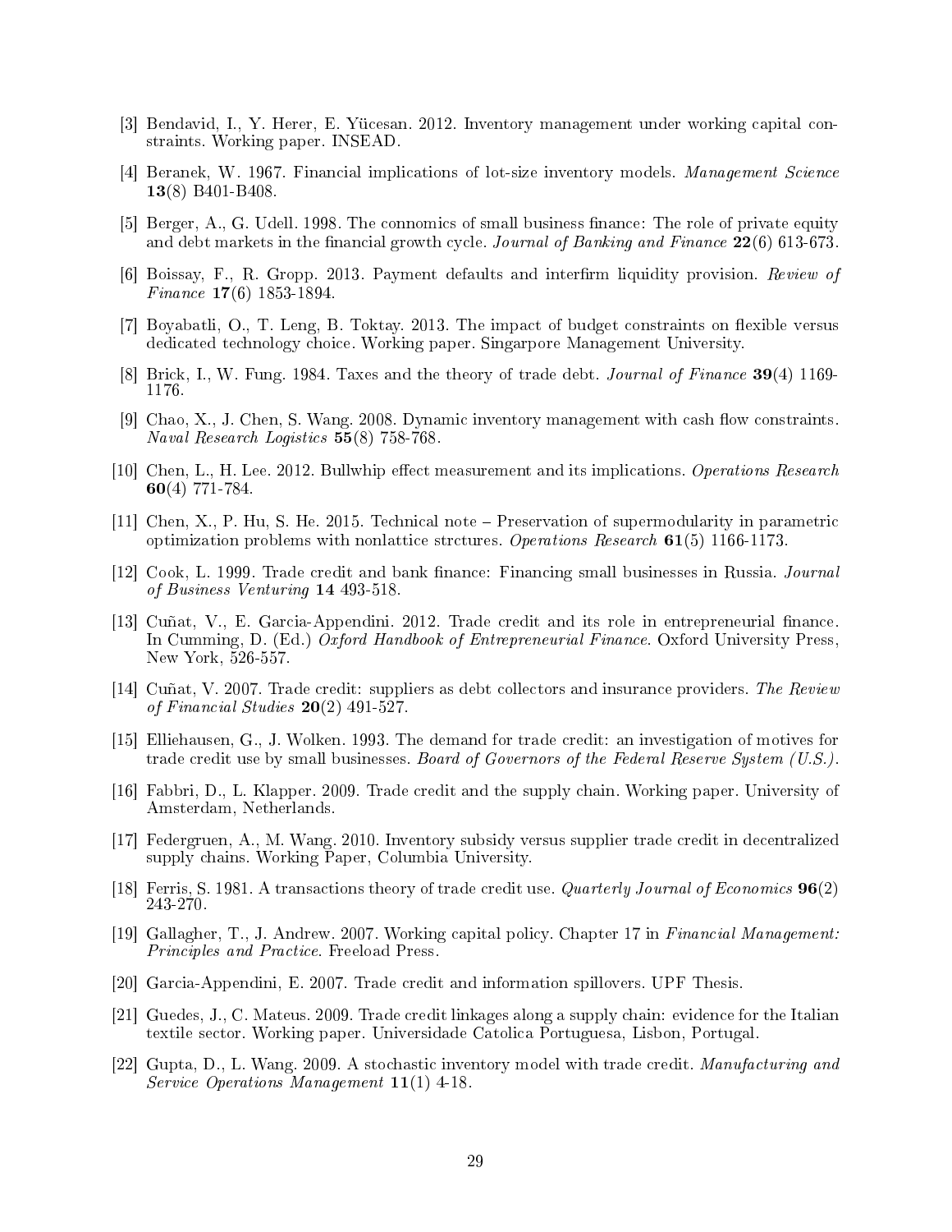[3] Bendavid, I., Y. Herer, E. Yücesan. 2012. Inventory management under working capital constraints. Working paper. INSEAD.

[4] Beranek, W. 1967. Financial implications of lot-size inventory models. *Management Science* **13**(8) B401-B408.

[5] Berger, A., G. Udell. 1998. The connomics of small business finance: The role of private equity and debt markets in the financial growth cycle. *Journal of Banking and Finance* **22**(6) 613-673.

[6] Boissay, F., R. Gropp. 2013. Payment defaults and interfirm liquidity provision. *Review of Finance* **17**(6) 1853-1894.

[7] Boyabatli, O., T. Leng, B. Toktay. 2013. The impact of budget constraints on flexible versus dedicated technology choice. Working paper. Singarpore Management University.

[8] Brick, I., W. Fung. 1984. Taxes and the theory of trade debt. *Journal of Finance* **39**(4) 1169-1176.

[9] Chao, X., J. Chen, S. Wang. 2008. Dynamic inventory management with cash flow constraints. *Naval Research Logistics* **55**(8) 758-768.

[10] Chen, L., H. Lee. 2012. Bullwhip effect measurement and its implications. *Operations Research* **60**(4) 771-784.

[11] Chen, X., P. Hu, S. He. 2015. Technical note – Preservation of supermodularity in parametric optimization problems with nonlattice strctures. *Operations Research* **61**(5) 1166-1173.

[12] Cook, L. 1999. Trade credit and bank finance: Financing small businesses in Russia. *Journal of Business Venturing* **14** 493-518.

[13] Cuñat, V., E. Garcia-Appendini. 2012. Trade credit and its role in entrepreneurial finance. In Cumming, D. (Ed.) *Oxford Handbook of Entrepreneurial Finance*. Oxford University Press, New York, 526-557.

[14] Cuñat, V. 2007. Trade credit: suppliers as debt collectors and insurance providers. *The Review of Financial Studies* **20**(2) 491-527.

[15] Elliehausen, G., J. Wolken. 1993. The demand for trade credit: an investigation of motives for trade credit use by small businesses. *Board of Governors of the Federal Reserve System (U.S.)*.

[16] Fabbri, D., L. Klapper. 2009. Trade credit and the supply chain. Working paper. University of Amsterdam, Netherlands.

[17] Federgruen, A., M. Wang. 2010. Inventory subsidy versus supplier trade credit in decentralized supply chains. Working Paper, Columbia University.

[18] Ferris, S. 1981. A transactions theory of trade credit use. *Quarterly Journal of Economics* **96**(2) 243-270.

[19] Gallagher, T., J. Andrew. 2007. Working capital policy. Chapter 17 in *Financial Management: Principles and Practice*. Freeload Press.

[20] Garcia-Appendini, E. 2007. Trade credit and information spillovers. UPF Thesis.

[21] Guedes, J., C. Mateus. 2009. Trade credit linkages along a supply chain: evidence for the Italian textile sector. Working paper. Universidade Catolica Portuguesa, Lisbon, Portugal.

[22] Gupta, D., L. Wang. 2009. A stochastic inventory model with trade credit. *Manufacturing and Service Operations Management* **11**(1) 4-18.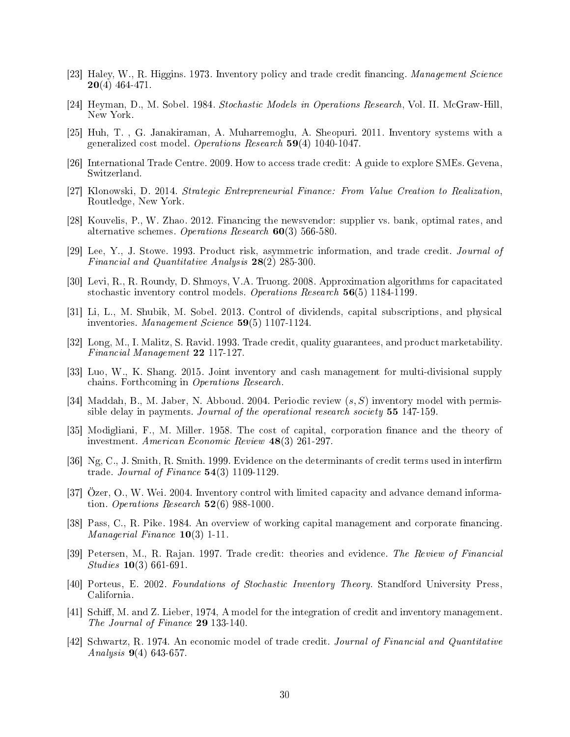[23] Haley, W., R. Higgins. 1973. Inventory policy and trade credit financing. *Management Science* **20**(4) 464-471.

[24] Heyman, D., M. Sobel. 1984. *Stochastic Models in Operations Research*, Vol. II. McGraw-Hill, New York.

[25] Huh, T. , G. Janakiraman, A. Muharremoglu, A. Sheopuri. 2011. Inventory systems with a generalized cost model. *Operations Research* **59**(4) 1040-1047.

[26] International Trade Centre. 2009. How to access trade credit: A guide to explore SMEs. Gevena, Switzerland.

[27] Klonowski, D. 2014. *Strategic Entrepreneurial Finance: From Value Creation to Realization*, Routledge, New York.

[28] Kouvelis, P., W. Zhao. 2012. Financing the newsvendor: supplier vs. bank, optimal rates, and alternative schemes. *Operations Research* **60**(3) 566-580.

[29] Lee, Y., J. Stowe. 1993. Product risk, asymmetric information, and trade credit. *Journal of Financial and Quantitative Analysis* **28**(2) 285-300.

[30] Levi, R., R. Roundy, D. Shmoys, V.A. Truong. 2008. Approximation algorithms for capacitated stochastic inventory control models. *Operations Research* **56**(5) 1184-1199.

[31] Li, L., M. Shubik, M. Sobel. 2013. Control of dividends, capital subscriptions, and physical inventories. *Management Science* **59**(5) 1107-1124.

[32] Long, M., I. Malitz, S. Ravid. 1993. Trade credit, quality guarantees, and product marketability. *Financial Management* **22** 117-127.

[33] Luo, W., K. Shang. 2015. Joint inventory and cash management for multi-divisional supply chains. Forthcoming in *Operations Research*.

[34] Maddah, B., M. Jaber, N. Abboud. 2004. Periodic review $(s, S)$ inventory model with permissible delay in payments. *Journal of the operational research society* **55** 147-159.

[35] Modigliani, F., M. Miller. 1958. The cost of capital, corporation finance and the theory of investment. *American Economic Review* **48**(3) 261-297.

[36] Ng, C., J. Smith, R. Smith. 1999. Evidence on the determinants of credit terms used in interfirm trade. *Journal of Finance* **54**(3) 1109-1129.

[37] Özer, O., W. Wei. 2004. Inventory control with limited capacity and advance demand information. *Operations Research* **52**(6) 988-1000.

[38] Pass, C., R. Pike. 1984. An overview of working capital management and corporate financing. *Managerial Finance* **10**(3) 1-11.

[39] Petersen, M., R. Rajan. 1997. Trade credit: theories and evidence. *The Review of Financial Studies* **10**(3) 661-691.

[40] Porteus, E. 2002. *Foundations of Stochastic Inventory Theory*. Standford University Press, California.

[41] Schiff, M. and Z. Lieber, 1974, A model for the integration of credit and inventory management. *The Journal of Finance* **29** 133-140.

[42] Schwartz, R. 1974. An economic model of trade credit. *Journal of Financial and Quantitative Analysis* **9**(4) 643-657.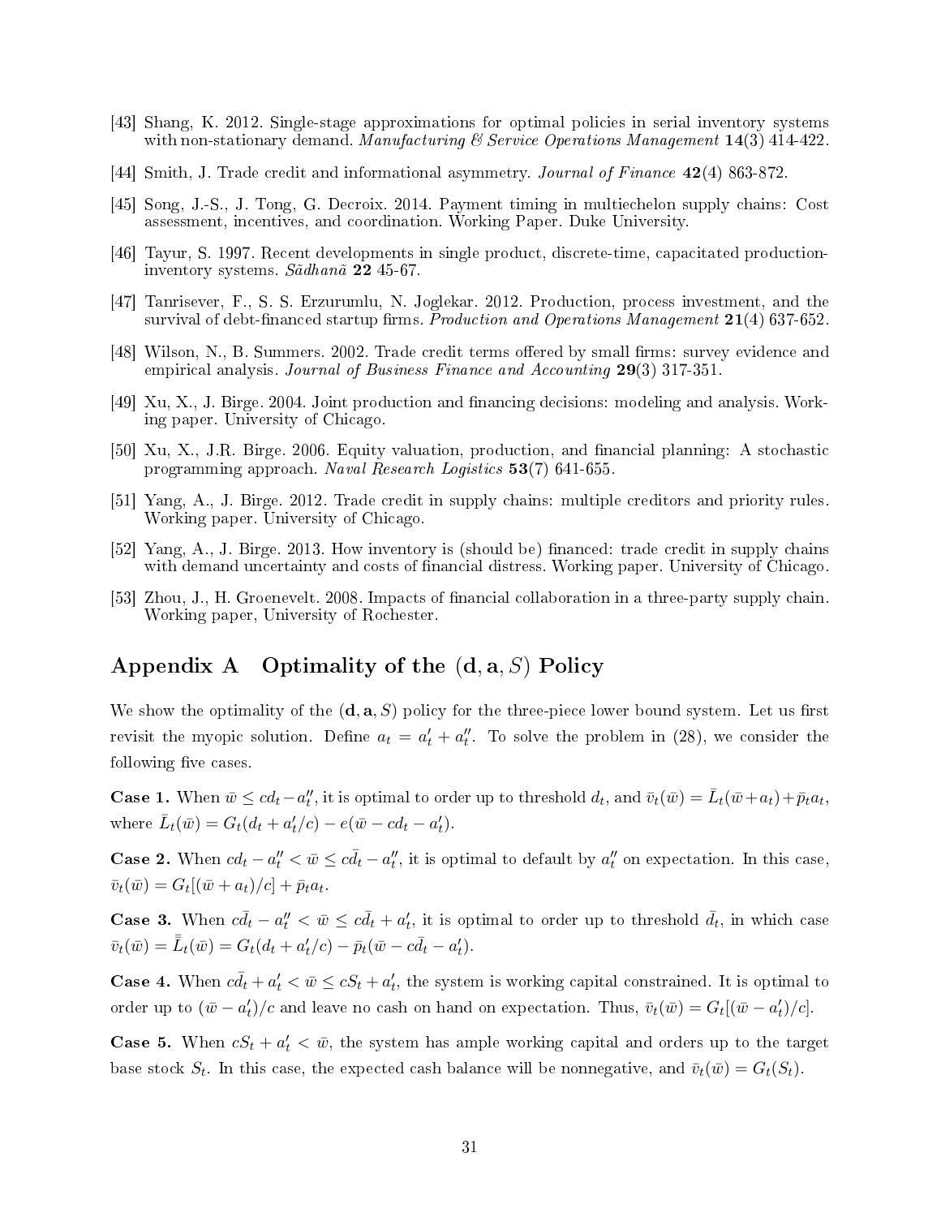[43] Shang, K. 2012. Single-stage approximations for optimal policies in serial inventory systems with non-stationary demand. *Manufacturing & Service Operations Management* **14**(3) 414-422.

[44] Smith, J. Trade credit and informational asymmetry. *Journal of Finance* **42**(4) 863-872.

[45] Song, J.-S., J. Tong, G. Decroix. 2014. Payment timing in multiechelon supply chains: Cost assessment, incentives, and coordination. Working Paper. Duke University.

[46] Tayur, S. 1997. Recent developments in single product, discrete-time, capacitated production-inventory systems. *Sãdhanã* **22** 45-67.

[47] Tanrisever, F., S. S. Erzurumlu, N. Joglekar. 2012. Production, process investment, and the survival of debt-financed startup firms. *Production and Operations Management* **21**(4) 637-652.

[48] Wilson, N., B. Summers. 2002. Trade credit terms offered by small firms: survey evidence and empirical analysis. *Journal of Business Finance and Accounting* **29**(3) 317-351.

[49] Xu, X., J. Birge. 2004. Joint production and financing decisions: modeling and analysis. Working paper. University of Chicago.

[50] Xu, X., J.R. Birge. 2006. Equity valuation, production, and financial planning: A stochastic programming approach. *Naval Research Logistics* **53**(7) 641-655.

[51] Yang, A., J. Birge. 2012. Trade credit in supply chains: multiple creditors and priority rules. Working paper. University of Chicago.

[52] Yang, A., J. Birge. 2013. How inventory is (should be) financed: trade credit in supply chains with demand uncertainty and costs of financial distress. Working paper. University of Chicago.

[53] Zhou, J., H. Groenevelt. 2008. Impacts of financial collaboration in a three-party supply chain. Working paper, University of Rochester.

## Appendix A Optimality of the $(\mathbf{d}, \mathbf{a}, S)$ Policy

We show the optimality of the $(\mathbf{d}, \mathbf{a}, S)$ policy for the three-piece lower bound system. Let us first revisit the myopic solution. Define $a_t = a'_t + a''_t$. To solve the problem in (28), we consider the following five cases.

**Case 1.** When $\bar{w} \le cd_t - a''_t$, it is optimal to order up to threshold $d_t$, and $\bar{v}_t(\bar{w}) = \bar{L}_t(\bar{w} + a_t) + \bar{p}_t a_t$, where $\bar{L}_t(\bar{w}) = G_t(d_t + a'_t/c) - e(\bar{w} - cd_t - a'_t)$.

**Case 2.** When $cd_t - a''_t < \bar{w} \le c\bar{d}_t - a''_t$, it is optimal to default by $a''_t$ on expectation. In this case, $\bar{v}_t(\bar{w}) = G_t[(\bar{w} + a_t)/c] + \bar{p}_t a_t$.

**Case 3.** When $c\bar{d}_t - a''_t < \bar{w} \le c\bar{d}_t + a'_t$, it is optimal to order up to threshold $\bar{d}_t$, in which case $\bar{v}_t(\bar{w}) = \bar{\bar{L}}_t(\bar{w}) = G_t(d_t + a'_t/c) - \bar{p}_t(\bar{w} - c\bar{d}_t - a'_t)$.

**Case 4.** When $c\bar{d}_t + a'_t < \bar{w} \le cS_t + a'_t$, the system is working capital constrained. It is optimal to order up to $(\bar{w} - a'_t)/c$ and leave no cash on hand on expectation. Thus, $\bar{v}_t(\bar{w}) = G_t[(\bar{w} - a'_t)/c]$.

**Case 5.** When $cS_t + a'_t < \bar{w}$, the system has ample working capital and orders up to the target base stock $S_t$. In this case, the expected cash balance will be nonnegative, and $\bar{v}_t(\bar{w}) = G_t(S_t)$.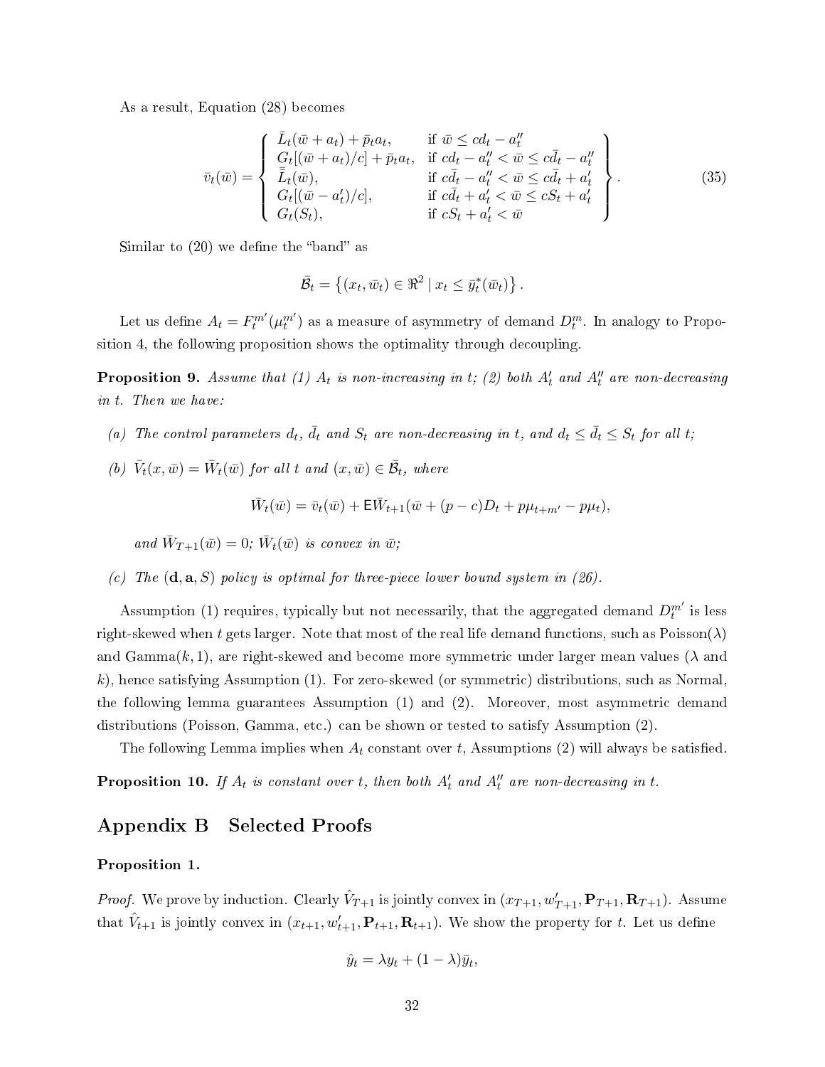As a result, Equation (28) becomes

$$
\bar{v}_t(\bar{w}) = \left\{ \begin{array}{ll} \bar{L}_t(\bar{w} + a_t) + \bar{p}_t a_t, & \text{if } \bar{w} \leq c d_t - a_t'' \\ G_t[(\bar{w} + a_t)/c] + \bar{p}_t a_t, & \text{if } c d_t - a_t'' < \bar{w} \leq c \bar{d}_t - a_t'' \\ \bar{\bar{L}}_t(\bar{w}), & \text{if } c \bar{d}_t - a_t'' < \bar{w} \leq c \bar{d}_t + a_t' \\ G_t[(\bar{w} - a_t')/c], & \text{if } c \bar{d}_t + a_t' < \bar{w} \leq c S_t + a_t' \\ G_t(S_t), & \text{if } c S_t + a_t' < \bar{w} \end{array} \right\}. \tag{35}
$$

Similar to (20) we define the "band" as

$$
\bar{\mathcal{B}}_t = \left\{ (x_t, \bar{w}_t) \in \Re^2 \mid x_t \leq \bar{y}_t^*(\bar{w}_t) \right\}.
$$

Let us define $A_t = F_t^{m'}(\mu_t^{m'})$ as a measure of asymmetry of demand $D_t^m$. In analogy to Proposition 4, the following proposition shows the optimality through decoupling.

**Proposition 9.** *Assume that (1) $A_t$ is non-increasing in $t$; (2) both $A_t'$ and $A_t''$ are non-decreasing in $t$. Then we have:*

*(a) The control parameters $d_t$, $\bar{d}_t$ and $S_t$ are non-decreasing in $t$, and $d_t \leq \bar{d}_t \leq S_t$ for all $t$;*

*(b) $\bar{V}_t(x, \bar{w}) = \bar{W}_t(\bar{w})$ for all $t$ and $(x, \bar{w}) \in \bar{\mathcal{B}}_t$, where*

$$
\bar{W}_t(\bar{w}) = \bar{v}_t(\bar{w}) + \mathsf{E}\bar{W}_{t+1}(\bar{w} + (p - c)D_t + p\mu_{t+m'} - p\mu_t),
$$

*and $\bar{W}_{T+1}(\bar{w}) = 0$; $\bar{W}_t(\bar{w})$ is convex in $\bar{w}$;*

*(c) The $(\mathbf{d}, \mathbf{a}, S)$ policy is optimal for three-piece lower bound system in (26).*

Assumption (1) requires, typically but not necessarily, that the aggregated demand $D_t^{m'}$ is less right-skewed when $t$ gets larger. Note that most of the real life demand functions, such as Poisson($\lambda$) and Gamma($k$, 1), are right-skewed and become more symmetric under larger mean values ($\lambda$ and $k$), hence satisfying Assumption (1). For zero-skewed (or symmetric) distributions, such as Normal, the following lemma guarantees Assumption (1) and (2). Moreover, most asymmetric demand distributions (Poisson, Gamma, etc.) can be shown or tested to satisfy Assumption (2).

The following Lemma implies when $A_t$ constant over $t$, Assumptions (2) will always be satisfied.

**Proposition 10.** *If $A_t$ is constant over $t$, then both $A_t'$ and $A_t''$ are non-decreasing in $t$.*

## Appendix B Selected Proofs

### Proposition 1.

*Proof.* We prove by induction. Clearly $\hat{V}_{T+1}$ is jointly convex in $(x_{T+1}, w_{T+1}', \mathbf{P}_{T+1}, \mathbf{R}_{T+1})$. Assume that $\hat{V}_{t+1}$ is jointly convex in $(x_{t+1}, w_{t+1}', \mathbf{P}_{t+1}, \mathbf{R}_{t+1})$. We show the property for $t$. Let us define

$$
\hat{y}_t = \lambda y_t + (1 - \lambda)\bar{y}_t,
$$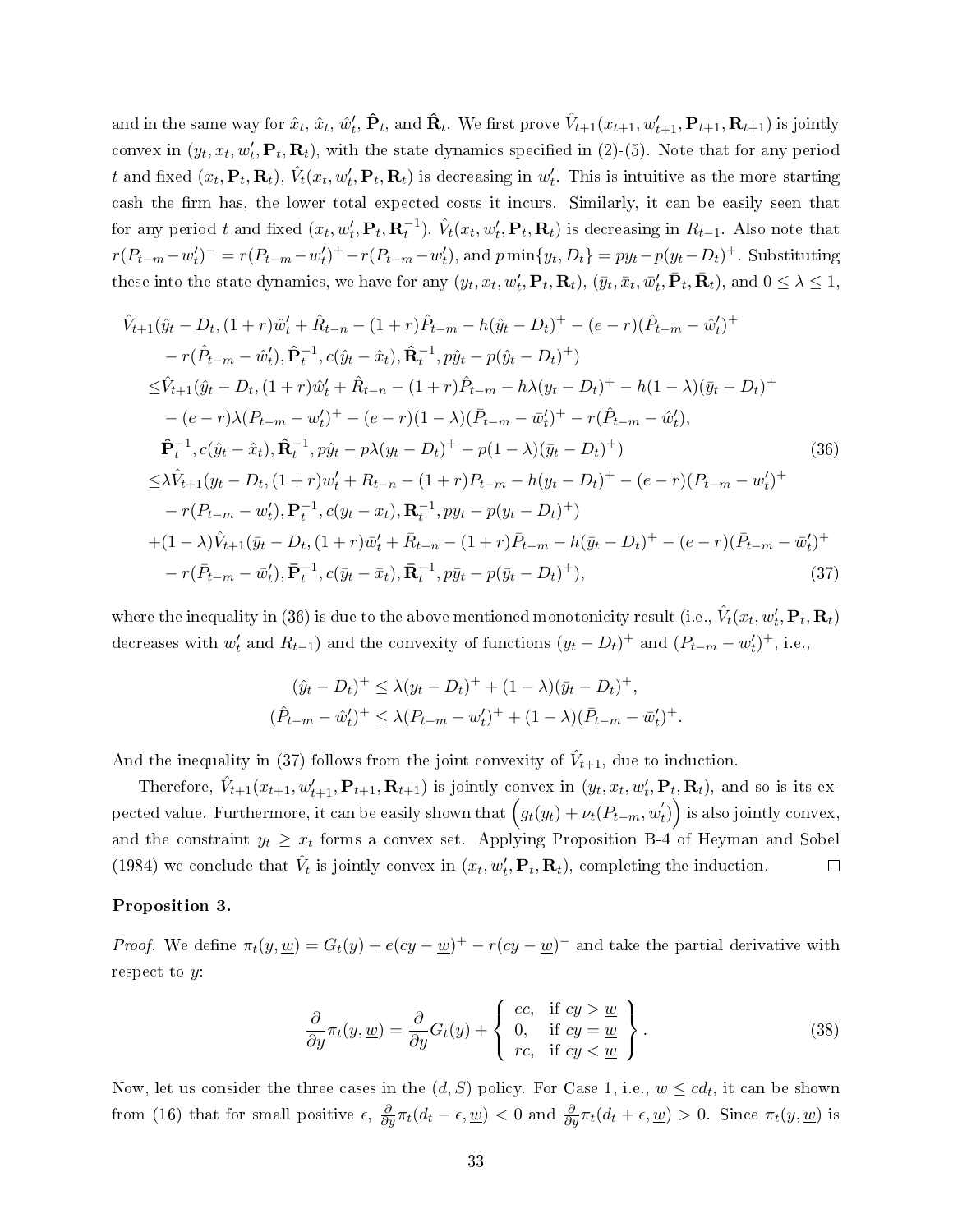and in the same way for $\hat{x}_t$, $\hat{x}_t$, $\hat{w}'_t$, $\hat{\mathbf{P}}_t$, and $\hat{\mathbf{R}}_t$. We first prove $\hat{V}_{t+1}(x_{t+1}, w'_{t+1}, \mathbf{P}_{t+1}, \mathbf{R}_{t+1})$ is jointly convex in $(y_t, x_t, w'_t, \mathbf{P}_t, \mathbf{R}_t)$, with the state dynamics specified in (2)-(5). Note that for any period $t$ and fixed $(x_t, \mathbf{P}_t, \mathbf{R}_t)$, $\hat{V}_t(x_t, w'_t, \mathbf{P}_t, \mathbf{R}_t)$ is decreasing in $w'_t$. This is intuitive as the more starting cash the firm has, the lower total expected costs it incurs. Similarly, it can be easily seen that for any period $t$ and fixed $(x_t, w'_t, \mathbf{P}_t, \mathbf{R}_t^{-1})$, $\hat{V}_t(x_t, w'_t, \mathbf{P}_t, \mathbf{R}_t)$ is decreasing in $R_{t-1}$. Also note that $r(P_{t-m} - w'_t)^- = r(P_{t-m} - w'_t)^+ - r(P_{t-m} - w'_t)$, and $p\min\{y_t, D_t\} = py_t - p(y_t - D_t)^+$. Substituting these into the state dynamics, we have for any $(y_t, x_t, w'_t, \mathbf{P}_t, \mathbf{R}_t)$, $(\bar{y}_t, \bar{x}_t, \bar{w}'_t, \bar{\mathbf{P}}_t, \bar{\mathbf{R}}_t)$, and $0 \le \lambda \le 1$,

$$
\begin{aligned}
&\hat{V}_{t+1}(\hat{y}_t - D_t, (1+r)\hat{w}'_t + \hat{R}_{t-n} - (1+r)\hat{P}_{t-m} - h(\hat{y}_t - D_t)^+ - (e-r)(\hat{P}_{t-m} - \hat{w}'_t)^+ \\
&\quad - r(\hat{P}_{t-m} - \hat{w}'_t), \hat{\mathbf{P}}_t^{-1}, c(\hat{y}_t - \hat{x}_t), \hat{\mathbf{R}}_t^{-1}, p\hat{y}_t - p(\hat{y}_t - D_t)^+) \\
\le& \hat{V}_{t+1}(\hat{y}_t - D_t, (1+r)\hat{w}'_t + \hat{R}_{t-n} - (1+r)\hat{P}_{t-m} - h\lambda(y_t - D_t)^+ - h(1-\lambda)(\bar{y}_t - D_t)^+ \\
&\quad - (e-r)\lambda(P_{t-m} - w'_t)^+ - (e-r)(1-\lambda)(\bar{P}_{t-m} - \bar{w}'_t)^+ - r(\hat{P}_{t-m} - \hat{w}'_t), \\
&\quad \hat{\mathbf{P}}_t^{-1}, c(\hat{y}_t - \hat{x}_t), \hat{\mathbf{R}}_t^{-1}, p\hat{y}_t - p\lambda(y_t - D_t)^+ - p(1-\lambda)(\bar{y}_t - D_t)^+) \qquad (36) \\
\le& \lambda\hat{V}_{t+1}(y_t - D_t, (1+r)w'_t + R_{t-n} - (1+r)P_{t-m} - h(y_t - D_t)^+ - (e-r)(P_{t-m} - w'_t)^+ \\
&\quad - r(P_{t-m} - w'_t), \mathbf{P}_t^{-1}, c(y_t - x_t), \mathbf{R}_t^{-1}, py_t - p(y_t - D_t)^+) \\
&+ (1-\lambda)\hat{V}_{t+1}(\bar{y}_t - D_t, (1+r)\bar{w}'_t + \bar{R}_{t-n} - (1+r)\bar{P}_{t-m} - h(\bar{y}_t - D_t)^+ - (e-r)(\bar{P}_{t-m} - \bar{w}'_t)^+ \\
&\quad - r(\bar{P}_{t-m} - \bar{w}'_t), \bar{\mathbf{P}}_t^{-1}, c(\bar{y}_t - \bar{x}_t), \bar{\mathbf{R}}_t^{-1}, p\bar{y}_t - p(\bar{y}_t - D_t)^+), \qquad (37)
\end{aligned}
$$

where the inequality in (36) is due to the above mentioned monotonicity result (i.e., $\hat{V}_t(x_t, w'_t, \mathbf{P}_t, \mathbf{R}_t)$ decreases with $w'_t$ and $R_{t-1}$) and the convexity of functions $(y_t - D_t)^+$ and $(P_{t-m} - w'_t)^+$, i.e.,

$$
\begin{aligned}
(\hat{y}_t - D_t)^+ &\le \lambda(y_t - D_t)^+ + (1-\lambda)(\bar{y}_t - D_t)^+, \\
(\hat{P}_{t-m} - \hat{w}'_t)^+ &\le \lambda(P_{t-m} - w'_t)^+ + (1-\lambda)(\bar{P}_{t-m} - \bar{w}'_t)^+.
\end{aligned}
$$

And the inequality in (37) follows from the joint convexity of $\hat{V}_{t+1}$, due to induction.

Therefore, $\hat{V}_{t+1}(x_{t+1}, w'_{t+1}, \mathbf{P}_{t+1}, \mathbf{R}_{t+1})$ is jointly convex in $(y_t, x_t, w'_t, \mathbf{P}_t, \mathbf{R}_t)$, and so is its expected value. Furthermore, it can be easily shown that $\left(g_t(y_t) + \nu_t(P_{t-m}, w'_t)\right)$ is also jointly convex, and the constraint $y_t \ge x_t$ forms a convex set. Applying Proposition B-4 of Heyman and Sobel (1984) we conclude that $\hat{V}_t$ is jointly convex in $(x_t, w'_t, \mathbf{P}_t, \mathbf{R}_t)$, completing the induction. □

**Proposition 3.**

*Proof.* We define $\pi_t(y, \underline{w}) = G_t(y) + e(cy - \underline{w})^+ - r(cy - \underline{w})^-$ and take the partial derivative with respect to $y$:

$$
\frac{\partial}{\partial y}\pi_t(y, \underline{w}) = \frac{\partial}{\partial y}G_t(y) + \left\{ \begin{array}{ll} ec, & \text{if } cy > \underline{w} \\ 0, & \text{if } cy = \underline{w} \\ rc, & \text{if } cy < \underline{w} \end{array} \right\}. \qquad (38)
$$

Now, let us consider the three cases in the $(d, S)$ policy. For Case 1, i.e., $\underline{w} \le cd_t$, it can be shown from (16) that for small positive $\epsilon$, $\frac{\partial}{\partial y}\pi_t(d_t - \epsilon, \underline{w}) < 0$ and $\frac{\partial}{\partial y}\pi_t(d_t + \epsilon, \underline{w}) > 0$. Since $\pi_t(y, \underline{w})$ is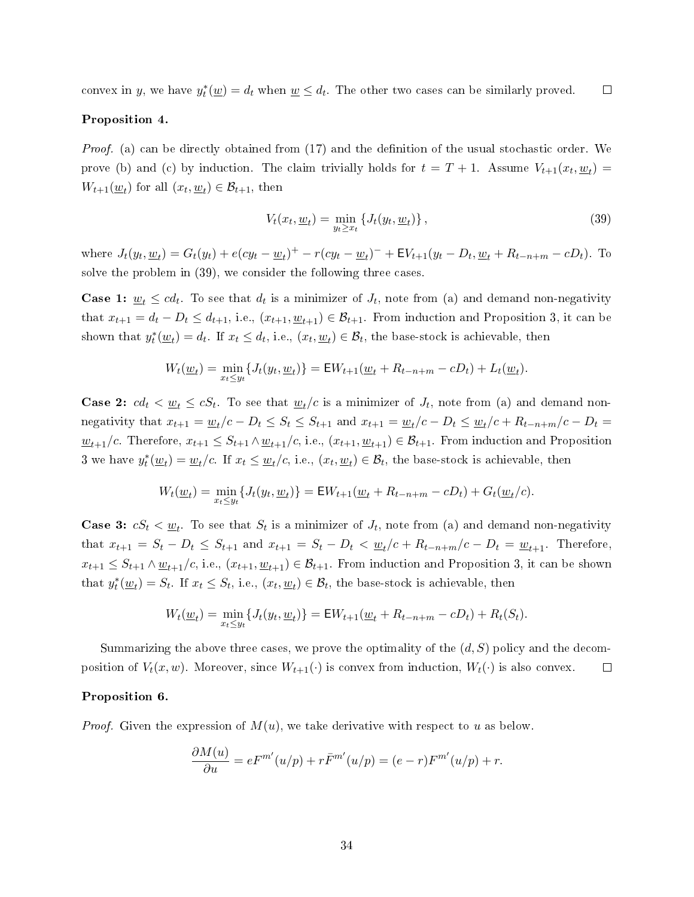convex in $y$, we have $y_t^*(\underline{w}) = d_t$ when $\underline{w} \le d_t$. The other two cases can be similarly proved. $\square$

**Proposition 4.**

*Proof.* (a) can be directly obtained from (17) and the definition of the usual stochastic order. We prove (b) and (c) by induction. The claim trivially holds for $t = T+1$. Assume $V_{t+1}(x_t, \underline{w}_t) = W_{t+1}(\underline{w}_t)$ for all $(x_t, \underline{w}_t) \in \mathcal{B}_{t+1}$, then

$$V_t(x_t, \underline{w}_t) = \min_{y_t \ge x_t} \{J_t(y_t, \underline{w}_t)\}, \tag{39}$$

where $J_t(y_t, \underline{w}_t) = G_t(y_t) + e(cy_t - \underline{w}_t)^+ - r(cy_t - \underline{w}_t)^- + \mathsf{E}V_{t+1}(y_t - D_t, \underline{w}_t + R_{t-n+m} - cD_t)$. To solve the problem in (39), we consider the following three cases.

**Case 1:** $\underline{w}_t \le cd_t$. To see that $d_t$ is a minimizer of $J_t$, note from (a) and demand non-negativity that $x_{t+1} = d_t - D_t \le d_{t+1}$, i.e., $(x_{t+1}, \underline{w}_{t+1}) \in \mathcal{B}_{t+1}$. From induction and Proposition 3, it can be shown that $y_t^*(\underline{w}_t) = d_t$. If $x_t \le d_t$, i.e., $(x_t, \underline{w}_t) \in \mathcal{B}_t$, the base-stock is achievable, then

$$W_t(\underline{w}_t) = \min_{x_t \le y_t} \{J_t(y_t, \underline{w}_t)\} = \mathsf{E}W_{t+1}(\underline{w}_t + R_{t-n+m} - cD_t) + L_t(\underline{w}_t).$$

**Case 2:** $cd_t < \underline{w}_t \le cS_t$. To see that $\underline{w}_t/c$ is a minimizer of $J_t$, note from (a) and demand non-negativity that $x_{t+1} = \underline{w}_t/c - D_t \le S_t \le S_{t+1}$ and $x_{t+1} = \underline{w}_t/c - D_t \le \underline{w}_t/c + R_{t-n+m}/c - D_t = \underline{w}_{t+1}/c$. Therefore, $x_{t+1} \le S_{t+1} \wedge \underline{w}_{t+1}/c$, i.e., $(x_{t+1}, \underline{w}_{t+1}) \in \mathcal{B}_{t+1}$. From induction and Proposition 3 we have $y_t^*(\underline{w}_t) = \underline{w}_t/c$. If $x_t \le \underline{w}_t/c$, i.e., $(x_t, \underline{w}_t) \in \mathcal{B}_t$, the base-stock is achievable, then

$$W_t(\underline{w}_t) = \min_{x_t \le y_t} \{J_t(y_t, \underline{w}_t)\} = \mathsf{E}W_{t+1}(\underline{w}_t + R_{t-n+m} - cD_t) + G_t(\underline{w}_t/c).$$

**Case 3:** $cS_t < \underline{w}_t$. To see that $S_t$ is a minimizer of $J_t$, note from (a) and demand non-negativity that $x_{t+1} = S_t - D_t \le S_{t+1}$ and $x_{t+1} = S_t - D_t < \underline{w}_t/c + R_{t-n+m}/c - D_t = \underline{w}_{t+1}$. Therefore, $x_{t+1} \le S_{t+1} \wedge \underline{w}_{t+1}/c$, i.e., $(x_{t+1}, \underline{w}_{t+1}) \in \mathcal{B}_{t+1}$. From induction and Proposition 3, it can be shown that $y_t^*(\underline{w}_t) = S_t$. If $x_t \le S_t$, i.e., $(x_t, \underline{w}_t) \in \mathcal{B}_t$, the base-stock is achievable, then

$$W_t(\underline{w}_t) = \min_{x_t \le y_t} \{J_t(y_t, \underline{w}_t)\} = \mathsf{E}W_{t+1}(\underline{w}_t + R_{t-n+m} - cD_t) + R_t(S_t).$$

Summarizing the above three cases, we prove the optimality of the $(d, S)$ policy and the decomposition of $V_t(x, w)$. Moreover, since $W_{t+1}(\cdot)$ is convex from induction, $W_t(\cdot)$ is also convex. $\square$

**Proposition 6.**

*Proof.* Given the expression of $M(u)$, we take derivative with respect to $u$ as below.

$$\frac{\partial M(u)}{\partial u} = eF^{m'}(u/p) + r\bar{F}^{m'}(u/p) = (e-r)F^{m'}(u/p) + r.$$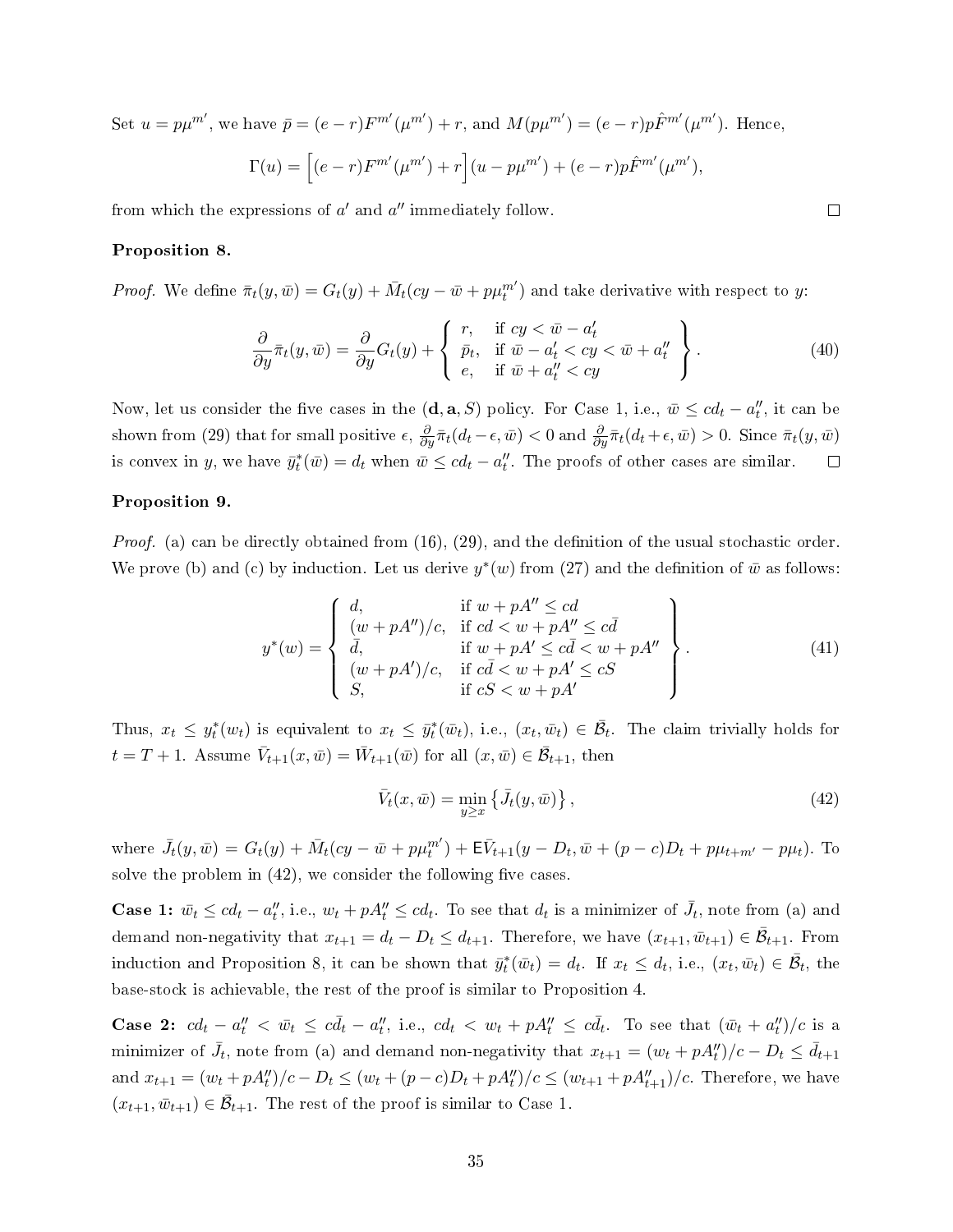Set $u = p\mu^{m'}$, we have $\bar{p} = (e-r)F^{m'}(\mu^{m'}) + r$, and $M(p\mu^{m'}) = (e-r)p\hat{F}^{m'}(\mu^{m'})$. Hence,

$$\Gamma(u) = \Big[(e-r)F^{m'}(\mu^{m'}) + r\Big](u - p\mu^{m'}) + (e-r)p\hat{F}^{m'}(\mu^{m'}),$$

from which the expressions of $a'$ and $a''$ immediately follow. $\square$

**Proposition 8.**

*Proof.* We define $\bar{\pi}_t(y,\bar{w}) = G_t(y) + \bar{M}_t(cy - \bar{w} + p\mu_t^{m'})$ and take derivative with respect to $y$:

$$\frac{\partial}{\partial y}\bar{\pi}_t(y,\bar{w}) = \frac{\partial}{\partial y}G_t(y) + \left\{\begin{array}{ll} r, & \text{if } cy < \bar{w} - a'_t \\ \bar{p}_t, & \text{if } \bar{w} - a'_t < cy < \bar{w} + a''_t \\ e, & \text{if } \bar{w} + a''_t < cy \end{array}\right\}. \tag{40}$$

Now, let us consider the five cases in the $(\mathbf{d}, \mathbf{a}, S)$ policy. For Case 1, i.e., $\bar{w} \leq cd_t - a''_t$, it can be shown from (29) that for small positive $\epsilon$, $\frac{\partial}{\partial y}\bar{\pi}_t(d_t - \epsilon, \bar{w}) < 0$ and $\frac{\partial}{\partial y}\bar{\pi}_t(d_t + \epsilon, \bar{w}) > 0$. Since $\bar{\pi}_t(y,\bar{w})$ is convex in $y$, we have $\bar{y}^*_t(\bar{w}) = d_t$ when $\bar{w} \leq cd_t - a''_t$. The proofs of other cases are similar. $\square$

**Proposition 9.**

*Proof.* (a) can be directly obtained from (16), (29), and the definition of the usual stochastic order. We prove (b) and (c) by induction. Let us derive $y^*(w)$ from (27) and the definition of $\bar{w}$ as follows:

$$y^*(w) = \left\{\begin{array}{ll} d, & \text{if } w + pA'' \leq cd \\ (w + pA'')/c, & \text{if } cd < w + pA'' \leq c\bar{d} \\ \bar{d}, & \text{if } w + pA' \leq c\bar{d} < w + pA'' \\ (w + pA')/c, & \text{if } c\bar{d} < w + pA' \leq cS \\ S, & \text{if } cS < w + pA' \end{array}\right\}. \tag{41}$$

Thus, $x_t \leq y^*_t(w_t)$ is equivalent to $x_t \leq \bar{y}^*_t(\bar{w}_t)$, i.e., $(x_t, \bar{w}_t) \in \bar{\mathcal{B}}_t$. The claim trivially holds for $t = T+1$. Assume $\bar{V}_{t+1}(x,\bar{w}) = \bar{W}_{t+1}(\bar{w})$ for all $(x,\bar{w}) \in \bar{\mathcal{B}}_{t+1}$, then

$$\bar{V}_t(x,\bar{w}) = \min_{y \geq x}\left\{\bar{J}_t(y,\bar{w})\right\}, \tag{42}$$

where $\bar{J}_t(y,\bar{w}) = G_t(y) + \bar{M}_t(cy - \bar{w} + p\mu_t^{m'}) + \mathsf{E}\bar{V}_{t+1}(y - D_t, \bar{w} + (p-c)D_t + p\mu_{t+m'} - p\mu_t)$. To solve the problem in (42), we consider the following five cases.

**Case 1:** $\bar{w}_t \leq cd_t - a''_t$, i.e., $w_t + pA''_t \leq cd_t$. To see that $d_t$ is a minimizer of $\bar{J}_t$, note from (a) and demand non-negativity that $x_{t+1} = d_t - D_t \leq d_{t+1}$. Therefore, we have $(x_{t+1}, \bar{w}_{t+1}) \in \bar{\mathcal{B}}_{t+1}$. From induction and Proposition 8, it can be shown that $\bar{y}^*_t(\bar{w}_t) = d_t$. If $x_t \leq d_t$, i.e., $(x_t, \bar{w}_t) \in \bar{\mathcal{B}}_t$, the base-stock is achievable, the rest of the proof is similar to Proposition 4.

**Case 2:** $cd_t - a''_t < \bar{w}_t \leq c\bar{d}_t - a''_t$, i.e., $cd_t < w_t + pA''_t \leq c\bar{d}_t$. To see that $(\bar{w}_t + a''_t)/c$ is a minimizer of $\bar{J}_t$, note from (a) and demand non-negativity that $x_{t+1} = (w_t + pA''_t)/c - D_t \leq \bar{d}_{t+1}$ and $x_{t+1} = (w_t + pA''_t)/c - D_t \leq (w_t + (p-c)D_t + pA''_t)/c \leq (w_{t+1} + pA''_{t+1})/c$. Therefore, we have $(x_{t+1}, \bar{w}_{t+1}) \in \bar{\mathcal{B}}_{t+1}$. The rest of the proof is similar to Case 1.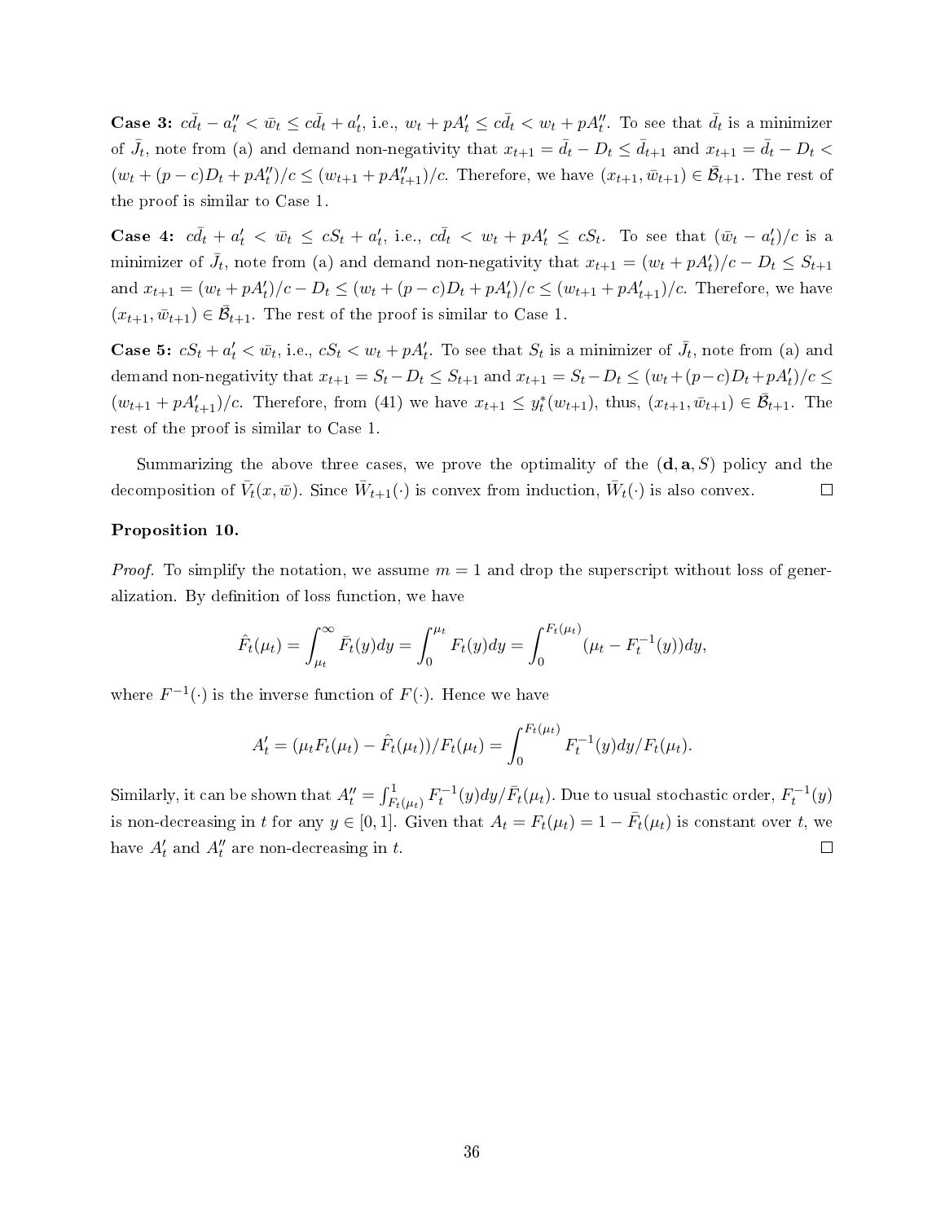**Case 3:** $c\bar{d}_t - a''_t < \bar{w}_t \le c\bar{d}_t + a'_t$, i.e., $w_t + pA'_t \le c\bar{d}_t < w_t + pA''_t$. To see that $\bar{d}_t$ is a minimizer of $\bar{J}_t$, note from (a) and demand non-negativity that $x_{t+1} = \bar{d}_t - D_t \le \bar{d}_{t+1}$ and $x_{t+1} = \bar{d}_t - D_t < (w_t + (p-c)D_t + pA''_t)/c \le (w_{t+1} + pA''_{t+1})/c$. Therefore, we have $(x_{t+1}, \bar{w}_{t+1}) \in \bar{\mathcal{B}}_{t+1}$. The rest of the proof is similar to Case 1.

**Case 4:** $c\bar{d}_t + a'_t < \bar{w}_t \le cS_t + a'_t$, i.e., $c\bar{d}_t < w_t + pA'_t \le cS_t$. To see that $(\bar{w}_t - a'_t)/c$ is a minimizer of $\bar{J}_t$, note from (a) and demand non-negativity that $x_{t+1} = (w_t + pA'_t)/c - D_t \le S_{t+1}$ and $x_{t+1} = (w_t + pA'_t)/c - D_t \le (w_t + (p-c)D_t + pA'_t)/c \le (w_{t+1} + pA'_{t+1})/c$. Therefore, we have $(x_{t+1}, \bar{w}_{t+1}) \in \bar{\mathcal{B}}_{t+1}$. The rest of the proof is similar to Case 1.

**Case 5:** $cS_t + a'_t < \bar{w}_t$, i.e., $cS_t < w_t + pA'_t$. To see that $S_t$ is a minimizer of $\bar{J}_t$, note from (a) and demand non-negativity that $x_{t+1} = S_t - D_t \le S_{t+1}$ and $x_{t+1} = S_t - D_t \le (w_t + (p-c)D_t + pA'_t)/c \le (w_{t+1} + pA'_{t+1})/c$. Therefore, from (41) we have $x_{t+1} \le y^*_t(w_{t+1})$, thus, $(x_{t+1}, \bar{w}_{t+1}) \in \bar{\mathcal{B}}_{t+1}$. The rest of the proof is similar to Case 1.

Summarizing the above three cases, we prove the optimality of the $(\mathbf{d}, \mathbf{a}, S)$ policy and the decomposition of $\bar{V}_t(x, \bar{w})$. Since $\bar{W}_{t+1}(\cdot)$ is convex from induction, $\bar{W}_t(\cdot)$ is also convex. □

**Proposition 10.**

*Proof.* To simplify the notation, we assume $m = 1$ and drop the superscript without loss of generalization. By definition of loss function, we have

$$\hat{F}_t(\mu_t) = \int_{\mu_t}^{\infty} \bar{F}_t(y)dy = \int_0^{\mu_t} F_t(y)dy = \int_0^{F_t(\mu_t)} (\mu_t - F_t^{-1}(y))dy,$$

where $F^{-1}(\cdot)$ is the inverse function of $F(\cdot)$. Hence we have

$$A'_t = (\mu_t F_t(\mu_t) - \hat{F}_t(\mu_t))/F_t(\mu_t) = \int_0^{F_t(\mu_t)} F_t^{-1}(y)dy/F_t(\mu_t).$$

Similarly, it can be shown that $A''_t = \int_{F_t(\mu_t)}^1 F_t^{-1}(y)dy/\bar{F}_t(\mu_t)$. Due to usual stochastic order, $F_t^{-1}(y)$ is non-decreasing in $t$ for any $y \in [0, 1]$. Given that $A_t = F_t(\mu_t) = 1 - \bar{F}_t(\mu_t)$ is constant over $t$, we have $A'_t$ and $A''_t$ are non-decreasing in $t$. □